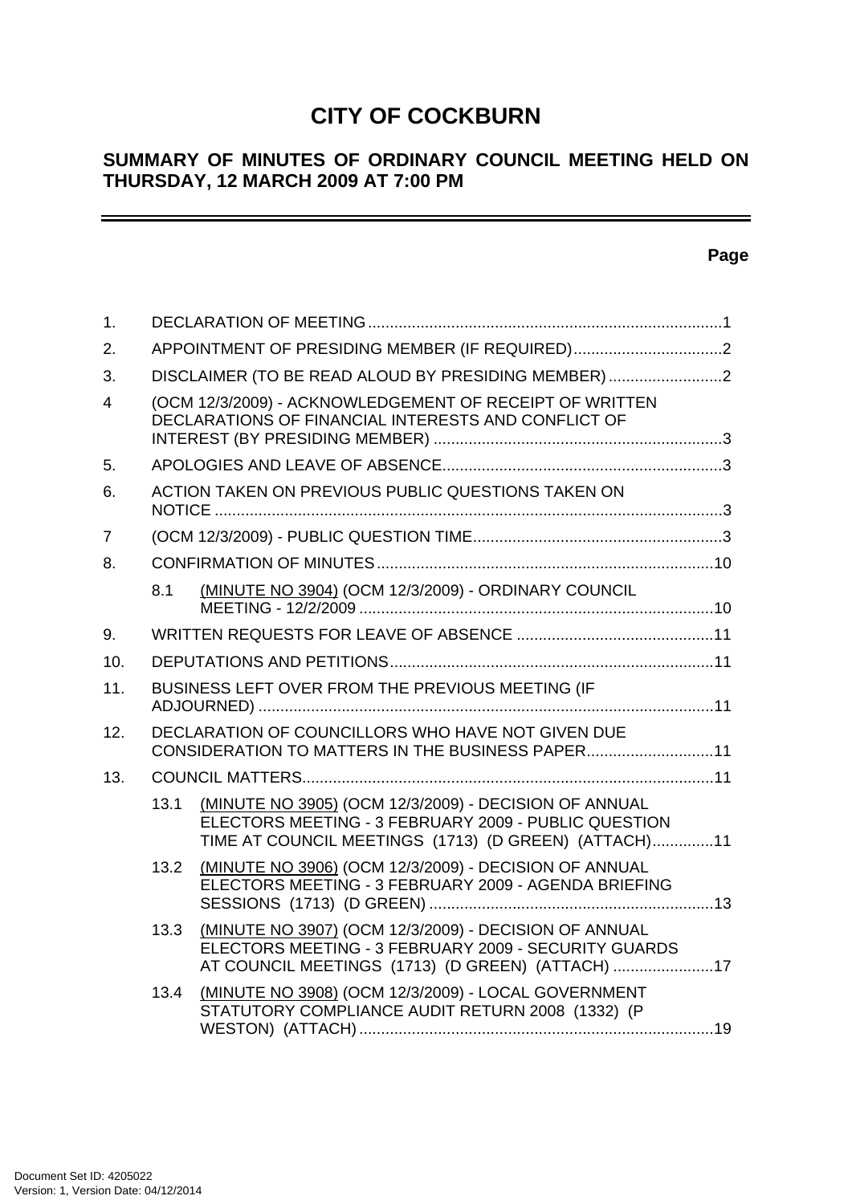# CITY OF COCKBURN

## SUMMARY OF MINUTES OF ORDINARY COUNCIL MEETING HELD ON THURSDAY, 12 MARCH 2009 AT 7:00 PM

**Page**

| | | |
|---|---|---|
| 1. | DECLARATION OF MEETING | 1 |
| 2. | APPOINTMENT OF PRESIDING MEMBER (IF REQUIRED) | 2 |
| 3. | DISCLAIMER (TO BE READ ALOUD BY PRESIDING MEMBER) | 2 |
| 4 | (OCM 12/3/2009) - ACKNOWLEDGEMENT OF RECEIPT OF WRITTEN DECLARATIONS OF FINANCIAL INTERESTS AND CONFLICT OF INTEREST (BY PRESIDING MEMBER) | 3 |
| 5. | APOLOGIES AND LEAVE OF ABSENCE | 3 |
| 6. | ACTION TAKEN ON PREVIOUS PUBLIC QUESTIONS TAKEN ON NOTICE | 3 |
| 7 | (OCM 12/3/2009) - PUBLIC QUESTION TIME | 3 |
| 8. | CONFIRMATION OF MINUTES | 10 |
| 8.1 | (MINUTE NO 3904) (OCM 12/3/2009) - ORDINARY COUNCIL MEETING - 12/2/2009 | 10 |
| 9. | WRITTEN REQUESTS FOR LEAVE OF ABSENCE | 11 |
| 10. | DEPUTATIONS AND PETITIONS | 11 |
| 11. | BUSINESS LEFT OVER FROM THE PREVIOUS MEETING (IF ADJOURNED) | 11 |
| 12. | DECLARATION OF COUNCILLORS WHO HAVE NOT GIVEN DUE CONSIDERATION TO MATTERS IN THE BUSINESS PAPER | 11 |
| 13. | COUNCIL MATTERS | 11 |
| 13.1 | (MINUTE NO 3905) (OCM 12/3/2009) - DECISION OF ANNUAL ELECTORS MEETING - 3 FEBRUARY 2009 - PUBLIC QUESTION TIME AT COUNCIL MEETINGS (1713) (D GREEN) (ATTACH) | 11 |
| 13.2 | (MINUTE NO 3906) (OCM 12/3/2009) - DECISION OF ANNUAL ELECTORS MEETING - 3 FEBRUARY 2009 - AGENDA BRIEFING SESSIONS (1713) (D GREEN) | 13 |
| 13.3 | (MINUTE NO 3907) (OCM 12/3/2009) - DECISION OF ANNUAL ELECTORS MEETING - 3 FEBRUARY 2009 - SECURITY GUARDS AT COUNCIL MEETINGS (1713) (D GREEN) (ATTACH) | 17 |
| 13.4 | (MINUTE NO 3908) (OCM 12/3/2009) - LOCAL GOVERNMENT STATUTORY COMPLIANCE AUDIT RETURN 2008 (1332) (P WESTON) (ATTACH) | 19 |

Document Set ID: 4205022
Version: 1, Version Date: 04/12/2014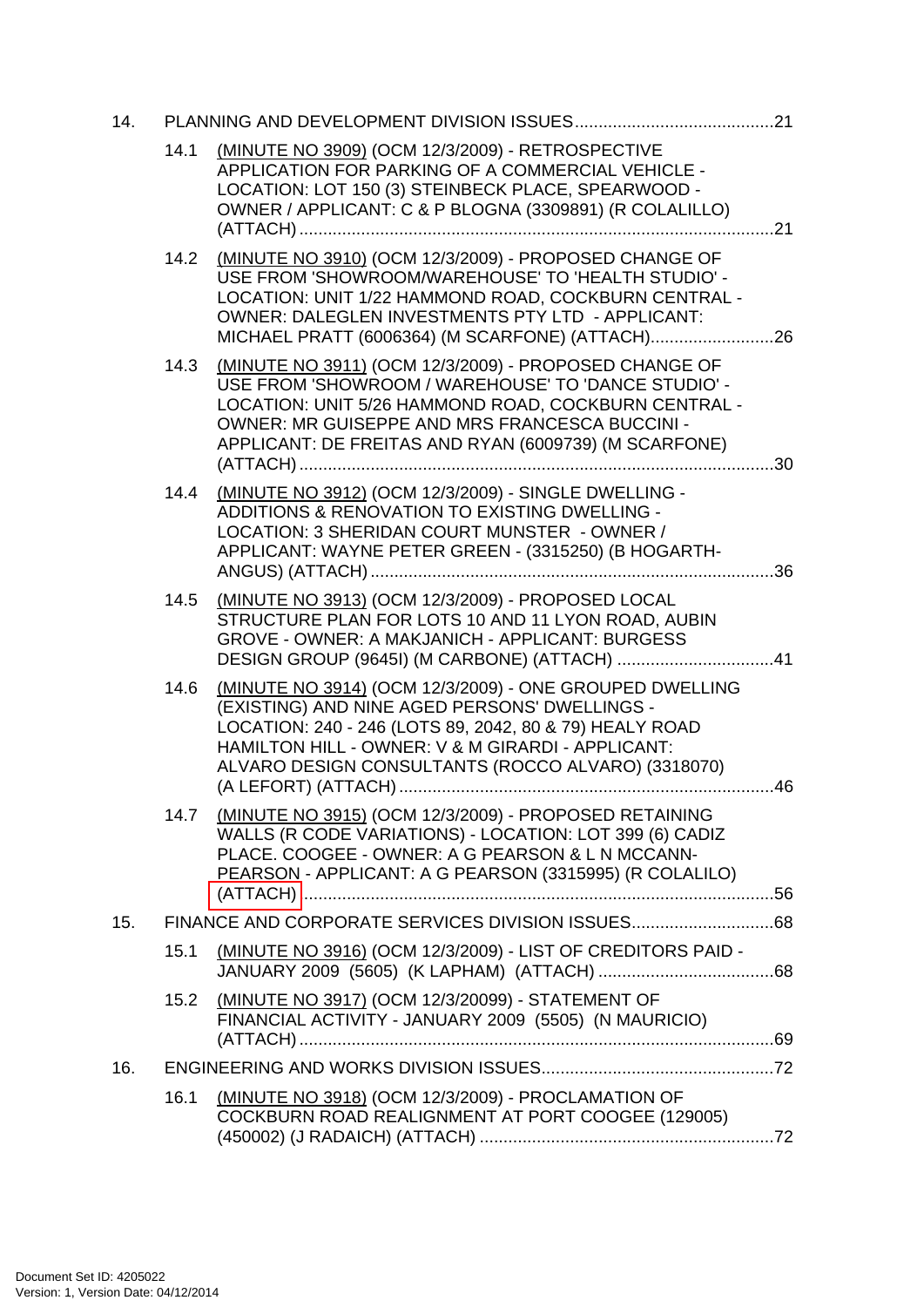14. PLANNING AND DEVELOPMENT DIVISION ISSUES .......................................... 21

- 14.1 (MINUTE NO 3909) (OCM 12/3/2009) - RETROSPECTIVE APPLICATION FOR PARKING OF A COMMERCIAL VEHICLE - LOCATION: LOT 150 (3) STEINBECK PLACE, SPEARWOOD - OWNER / APPLICANT: C & P BLOGNA (3309891) (R COLALILLO) (ATTACH) .................................................................................................... 21
- 14.2 (MINUTE NO 3910) (OCM 12/3/2009) - PROPOSED CHANGE OF USE FROM 'SHOWROOM/WAREHOUSE' TO 'HEALTH STUDIO' - LOCATION: UNIT 1/22 HAMMOND ROAD, COCKBURN CENTRAL - OWNER: DALEGLEN INVESTMENTS PTY LTD - APPLICANT: MICHAEL PRATT (6006364) (M SCARFONE) (ATTACH).......................... 26
- 14.3 (MINUTE NO 3911) (OCM 12/3/2009) - PROPOSED CHANGE OF USE FROM 'SHOWROOM / WAREHOUSE' TO 'DANCE STUDIO' - LOCATION: UNIT 5/26 HAMMOND ROAD, COCKBURN CENTRAL - OWNER: MR GUISEPPE AND MRS FRANCESCA BUCCINI - APPLICANT: DE FREITAS AND RYAN (6009739) (M SCARFONE) (ATTACH) .................................................................................................... 30
- 14.4 (MINUTE NO 3912) (OCM 12/3/2009) - SINGLE DWELLING - ADDITIONS & RENOVATION TO EXISTING DWELLING - LOCATION: 3 SHERIDAN COURT MUNSTER - OWNER / APPLICANT: WAYNE PETER GREEN - (3315250) (B HOGARTH-ANGUS) (ATTACH) ..................................................................................... 36
- 14.5 (MINUTE NO 3913) (OCM 12/3/2009) - PROPOSED LOCAL STRUCTURE PLAN FOR LOTS 10 AND 11 LYON ROAD, AUBIN GROVE - OWNER: A MAKJANICH - APPLICANT: BURGESS DESIGN GROUP (9645I) (M CARBONE) (ATTACH) ................................. 41
- 14.6 (MINUTE NO 3914) (OCM 12/3/2009) - ONE GROUPED DWELLING (EXISTING) AND NINE AGED PERSONS' DWELLINGS - LOCATION: 240 - 246 (LOTS 89, 2042, 80 & 79) HEALY ROAD HAMILTON HILL - OWNER: V & M GIRARDI - APPLICANT: ALVARO DESIGN CONSULTANTS (ROCCO ALVARO) (3318070) (A LEFORT) (ATTACH) ............................................................................... 46
- 14.7 (MINUTE NO 3915) (OCM 12/3/2009) - PROPOSED RETAINING WALLS (R CODE VARIATIONS) - LOCATION: LOT 399 (6) CADIZ PLACE. COOGEE - OWNER: A G PEARSON & L N MCCANN-PEARSON - APPLICANT: A G PEARSON (3315995) (R COLALILO) (ATTACH) .................................................................................................. 56

15. FINANCE AND CORPORATE SERVICES DIVISION ISSUES.............................. 68

- 15.1 (MINUTE NO 3916) (OCM 12/3/2009) - LIST OF CREDITORS PAID - JANUARY 2009 (5605) (K LAPHAM) (ATTACH) ..................................... 68
- 15.2 (MINUTE NO 3917) (OCM 12/3/20099) - STATEMENT OF FINANCIAL ACTIVITY - JANUARY 2009 (5505) (N MAURICIO) (ATTACH) .................................................................................................... 69

16. ENGINEERING AND WORKS DIVISION ISSUES................................................. 72

- 16.1 (MINUTE NO 3918) (OCM 12/3/2009) - PROCLAMATION OF COCKBURN ROAD REALIGNMENT AT PORT COOGEE (129005) (450002) (J RADAICH) (ATTACH) .............................................................. 72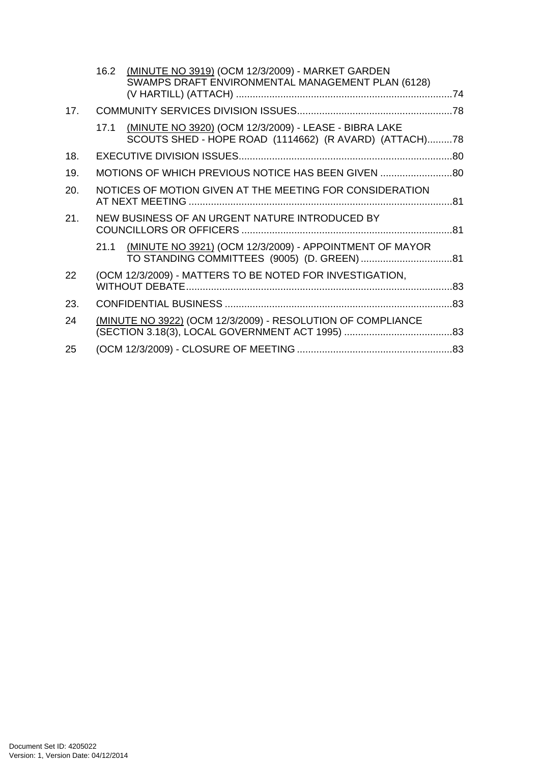16.2 (MINUTE NO 3919) (OCM 12/3/2009) - MARKET GARDEN SWAMPS DRAFT ENVIRONMENTAL MANAGEMENT PLAN (6128) (V HARTILL) (ATTACH) ....74

17. COMMUNITY SERVICES DIVISION ISSUES....78

17.1 (MINUTE NO 3920) (OCM 12/3/2009) - LEASE - BIBRA LAKE SCOUTS SHED - HOPE ROAD (1114662) (R AVARD) (ATTACH)....78

18. EXECUTIVE DIVISION ISSUES....80

19. MOTIONS OF WHICH PREVIOUS NOTICE HAS BEEN GIVEN ....80

20. NOTICES OF MOTION GIVEN AT THE MEETING FOR CONSIDERATION AT NEXT MEETING ....81

21. NEW BUSINESS OF AN URGENT NATURE INTRODUCED BY COUNCILLORS OR OFFICERS ....81

21.1 (MINUTE NO 3921) (OCM 12/3/2009) - APPOINTMENT OF MAYOR TO STANDING COMMITTEES (9005) (D. GREEN) ....81

22 (OCM 12/3/2009) - MATTERS TO BE NOTED FOR INVESTIGATION, WITHOUT DEBATE....83

23. CONFIDENTIAL BUSINESS ....83

24 (MINUTE NO 3922) (OCM 12/3/2009) - RESOLUTION OF COMPLIANCE (SECTION 3.18(3), LOCAL GOVERNMENT ACT 1995) ....83

25 (OCM 12/3/2009) - CLOSURE OF MEETING ....83

Document Set ID: 4205022
Version: 1, Version Date: 04/12/2014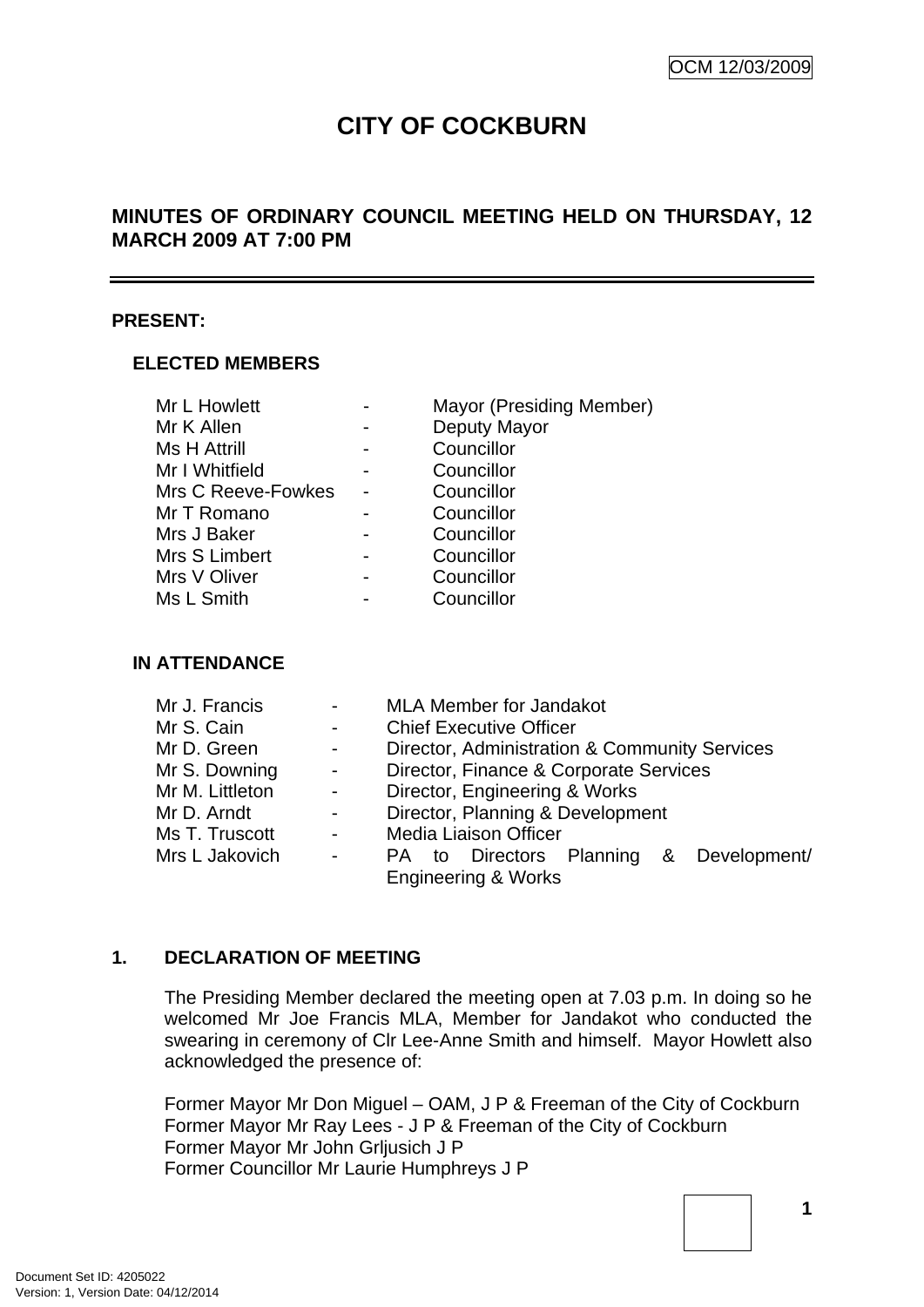OCM 12/03/2009

# CITY OF COCKBURN

## MINUTES OF ORDINARY COUNCIL MEETING HELD ON THURSDAY, 12 MARCH 2009 AT 7:00 PM

**PRESENT:**

**ELECTED MEMBERS**

| | | |
|---|---|---|
| Mr L Howlett | - | Mayor (Presiding Member) |
| Mr K Allen | - | Deputy Mayor |
| Ms H Attrill | - | Councillor |
| Mr I Whitfield | - | Councillor |
| Mrs C Reeve-Fowkes | - | Councillor |
| Mr T Romano | - | Councillor |
| Mrs J Baker | - | Councillor |
| Mrs S Limbert | - | Councillor |
| Mrs V Oliver | - | Councillor |
| Ms L Smith | - | Councillor |

**IN ATTENDANCE**

| | | |
|---|---|---|
| Mr J. Francis | - | MLA Member for Jandakot |
| Mr S. Cain | - | Chief Executive Officer |
| Mr D. Green | - | Director, Administration & Community Services |
| Mr S. Downing | - | Director, Finance & Corporate Services |
| Mr M. Littleton | - | Director, Engineering & Works |
| Mr D. Arndt | - | Director, Planning & Development |
| Ms T. Truscott | - | Media Liaison Officer |
| Mrs L Jakovich | - | PA to Directors Planning & Development/ Engineering & Works |

**1. DECLARATION OF MEETING**

The Presiding Member declared the meeting open at 7.03 p.m. In doing so he welcomed Mr Joe Francis MLA, Member for Jandakot who conducted the swearing in ceremony of Clr Lee-Anne Smith and himself. Mayor Howlett also acknowledged the presence of:

Former Mayor Mr Don Miguel – OAM, J P & Freeman of the City of Cockburn
Former Mayor Mr Ray Lees - J P & Freeman of the City of Cockburn
Former Mayor Mr John Grljusich J P
Former Councillor Mr Laurie Humphreys J P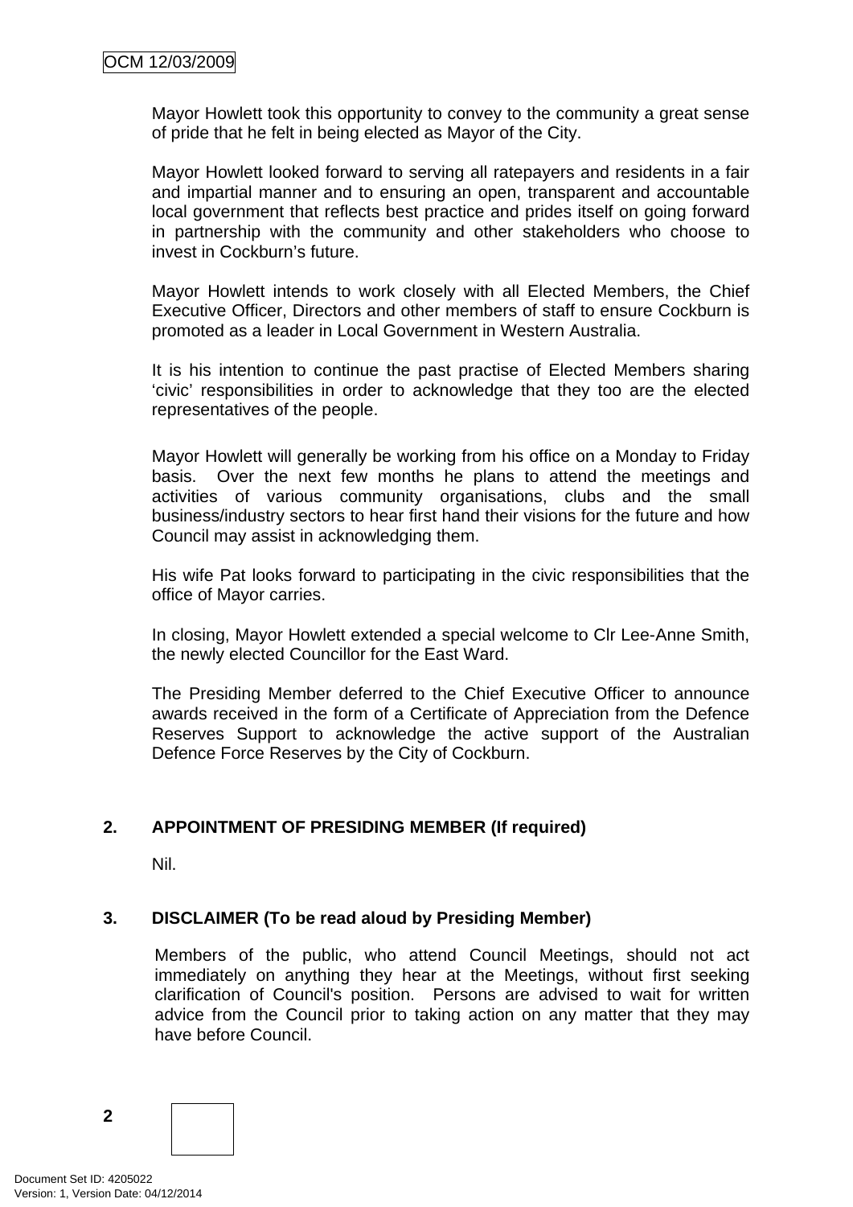Mayor Howlett took this opportunity to convey to the community a great sense of pride that he felt in being elected as Mayor of the City.

Mayor Howlett looked forward to serving all ratepayers and residents in a fair and impartial manner and to ensuring an open, transparent and accountable local government that reflects best practice and prides itself on going forward in partnership with the community and other stakeholders who choose to invest in Cockburn's future.

Mayor Howlett intends to work closely with all Elected Members, the Chief Executive Officer, Directors and other members of staff to ensure Cockburn is promoted as a leader in Local Government in Western Australia.

It is his intention to continue the past practise of Elected Members sharing 'civic' responsibilities in order to acknowledge that they too are the elected representatives of the people.

Mayor Howlett will generally be working from his office on a Monday to Friday basis. Over the next few months he plans to attend the meetings and activities of various community organisations, clubs and the small business/industry sectors to hear first hand their visions for the future and how Council may assist in acknowledging them.

His wife Pat looks forward to participating in the civic responsibilities that the office of Mayor carries.

In closing, Mayor Howlett extended a special welcome to Clr Lee-Anne Smith, the newly elected Councillor for the East Ward.

The Presiding Member deferred to the Chief Executive Officer to announce awards received in the form of a Certificate of Appreciation from the Defence Reserves Support to acknowledge the active support of the Australian Defence Force Reserves by the City of Cockburn.

## 2. APPOINTMENT OF PRESIDING MEMBER (If required)

Nil.

## 3. DISCLAIMER (To be read aloud by Presiding Member)

Members of the public, who attend Council Meetings, should not act immediately on anything they hear at the Meetings, without first seeking clarification of Council's position. Persons are advised to wait for written advice from the Council prior to taking action on any matter that they may have before Council.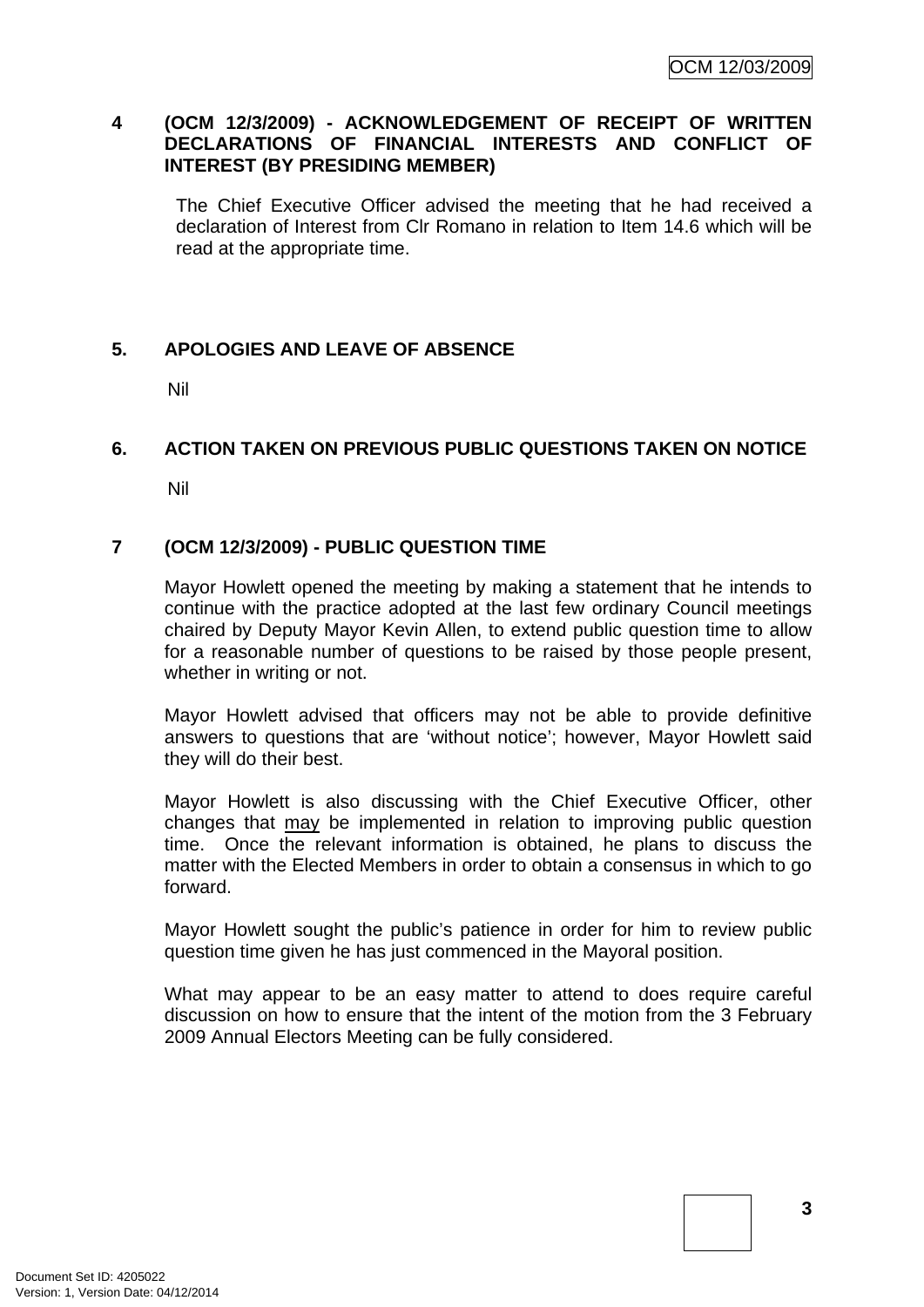## 4 (OCM 12/3/2009) - ACKNOWLEDGEMENT OF RECEIPT OF WRITTEN DECLARATIONS OF FINANCIAL INTERESTS AND CONFLICT OF INTEREST (BY PRESIDING MEMBER)

The Chief Executive Officer advised the meeting that he had received a declaration of Interest from Clr Romano in relation to Item 14.6 which will be read at the appropriate time.

## 5. APOLOGIES AND LEAVE OF ABSENCE

Nil

## 6. ACTION TAKEN ON PREVIOUS PUBLIC QUESTIONS TAKEN ON NOTICE

Nil

## 7 (OCM 12/3/2009) - PUBLIC QUESTION TIME

Mayor Howlett opened the meeting by making a statement that he intends to continue with the practice adopted at the last few ordinary Council meetings chaired by Deputy Mayor Kevin Allen, to extend public question time to allow for a reasonable number of questions to be raised by those people present, whether in writing or not.

Mayor Howlett advised that officers may not be able to provide definitive answers to questions that are 'without notice'; however, Mayor Howlett said they will do their best.

Mayor Howlett is also discussing with the Chief Executive Officer, other changes that <u>may</u> be implemented in relation to improving public question time. Once the relevant information is obtained, he plans to discuss the matter with the Elected Members in order to obtain a consensus in which to go forward.

Mayor Howlett sought the public's patience in order for him to review public question time given he has just commenced in the Mayoral position.

What may appear to be an easy matter to attend to does require careful discussion on how to ensure that the intent of the motion from the 3 February 2009 Annual Electors Meeting can be fully considered.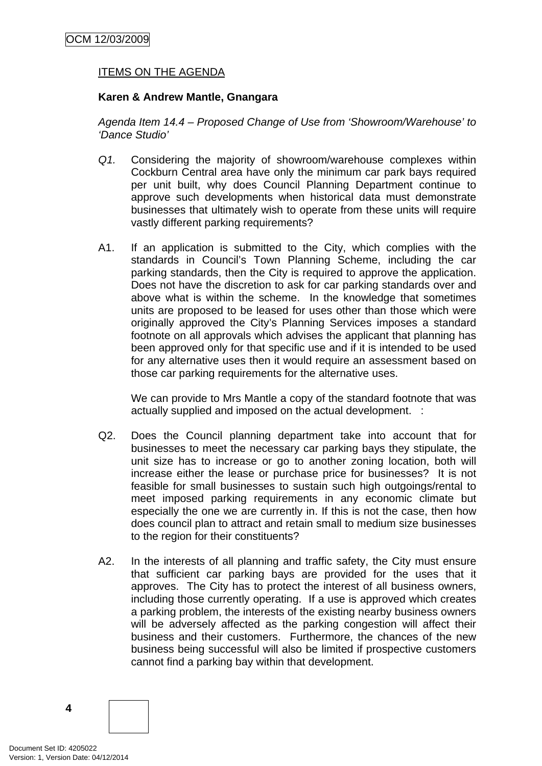ITEMS ON THE AGENDA

**Karen & Andrew Mantle, Gnangara**

*Agenda Item 14.4 – Proposed Change of Use from 'Showroom/Warehouse' to 'Dance Studio'*

*Q1.* Considering the majority of showroom/warehouse complexes within Cockburn Central area have only the minimum car park bays required per unit built, why does Council Planning Department continue to approve such developments when historical data must demonstrate businesses that ultimately wish to operate from these units will require vastly different parking requirements?

A1. If an application is submitted to the City, which complies with the standards in Council's Town Planning Scheme, including the car parking standards, then the City is required to approve the application. Does not have the discretion to ask for car parking standards over and above what is within the scheme. In the knowledge that sometimes units are proposed to be leased for uses other than those which were originally approved the City's Planning Services imposes a standard footnote on all approvals which advises the applicant that planning has been approved only for that specific use and if it is intended to be used for any alternative uses then it would require an assessment based on those car parking requirements for the alternative uses.

We can provide to Mrs Mantle a copy of the standard footnote that was actually supplied and imposed on the actual development. :

Q2. Does the Council planning department take into account that for businesses to meet the necessary car parking bays they stipulate, the unit size has to increase or go to another zoning location, both will increase either the lease or purchase price for businesses? It is not feasible for small businesses to sustain such high outgoings/rental to meet imposed parking requirements in any economic climate but especially the one we are currently in. If this is not the case, then how does council plan to attract and retain small to medium size businesses to the region for their constituents?

A2. In the interests of all planning and traffic safety, the City must ensure that sufficient car parking bays are provided for the uses that it approves. The City has to protect the interest of all business owners, including those currently operating. If a use is approved which creates a parking problem, the interests of the existing nearby business owners will be adversely affected as the parking congestion will affect their business and their customers. Furthermore, the chances of the new business being successful will also be limited if prospective customers cannot find a parking bay within that development.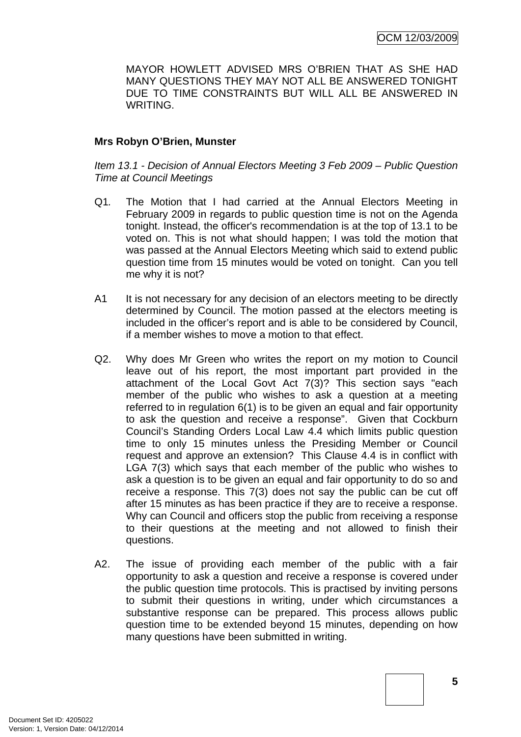MAYOR HOWLETT ADVISED MRS O'BRIEN THAT AS SHE HAD MANY QUESTIONS THEY MAY NOT ALL BE ANSWERED TONIGHT DUE TO TIME CONSTRAINTS BUT WILL ALL BE ANSWERED IN WRITING.

**Mrs Robyn O'Brien, Munster**

*Item 13.1 - Decision of Annual Electors Meeting 3 Feb 2009 – Public Question Time at Council Meetings*

Q1. The Motion that I had carried at the Annual Electors Meeting in February 2009 in regards to public question time is not on the Agenda tonight. Instead, the officer's recommendation is at the top of 13.1 to be voted on. This is not what should happen; I was told the motion that was passed at the Annual Electors Meeting which said to extend public question time from 15 minutes would be voted on tonight. Can you tell me why it is not?

A1 It is not necessary for any decision of an electors meeting to be directly determined by Council. The motion passed at the electors meeting is included in the officer's report and is able to be considered by Council, if a member wishes to move a motion to that effect.

Q2. Why does Mr Green who writes the report on my motion to Council leave out of his report, the most important part provided in the attachment of the Local Govt Act 7(3)? This section says "each member of the public who wishes to ask a question at a meeting referred to in regulation 6(1) is to be given an equal and fair opportunity to ask the question and receive a response". Given that Cockburn Council's Standing Orders Local Law 4.4 which limits public question time to only 15 minutes unless the Presiding Member or Council request and approve an extension? This Clause 4.4 is in conflict with LGA 7(3) which says that each member of the public who wishes to ask a question is to be given an equal and fair opportunity to do so and receive a response. This 7(3) does not say the public can be cut off after 15 minutes as has been practice if they are to receive a response. Why can Council and officers stop the public from receiving a response to their questions at the meeting and not allowed to finish their questions.

A2. The issue of providing each member of the public with a fair opportunity to ask a question and receive a response is covered under the public question time protocols. This is practised by inviting persons to submit their questions in writing, under which circumstances a substantive response can be prepared. This process allows public question time to be extended beyond 15 minutes, depending on how many questions have been submitted in writing.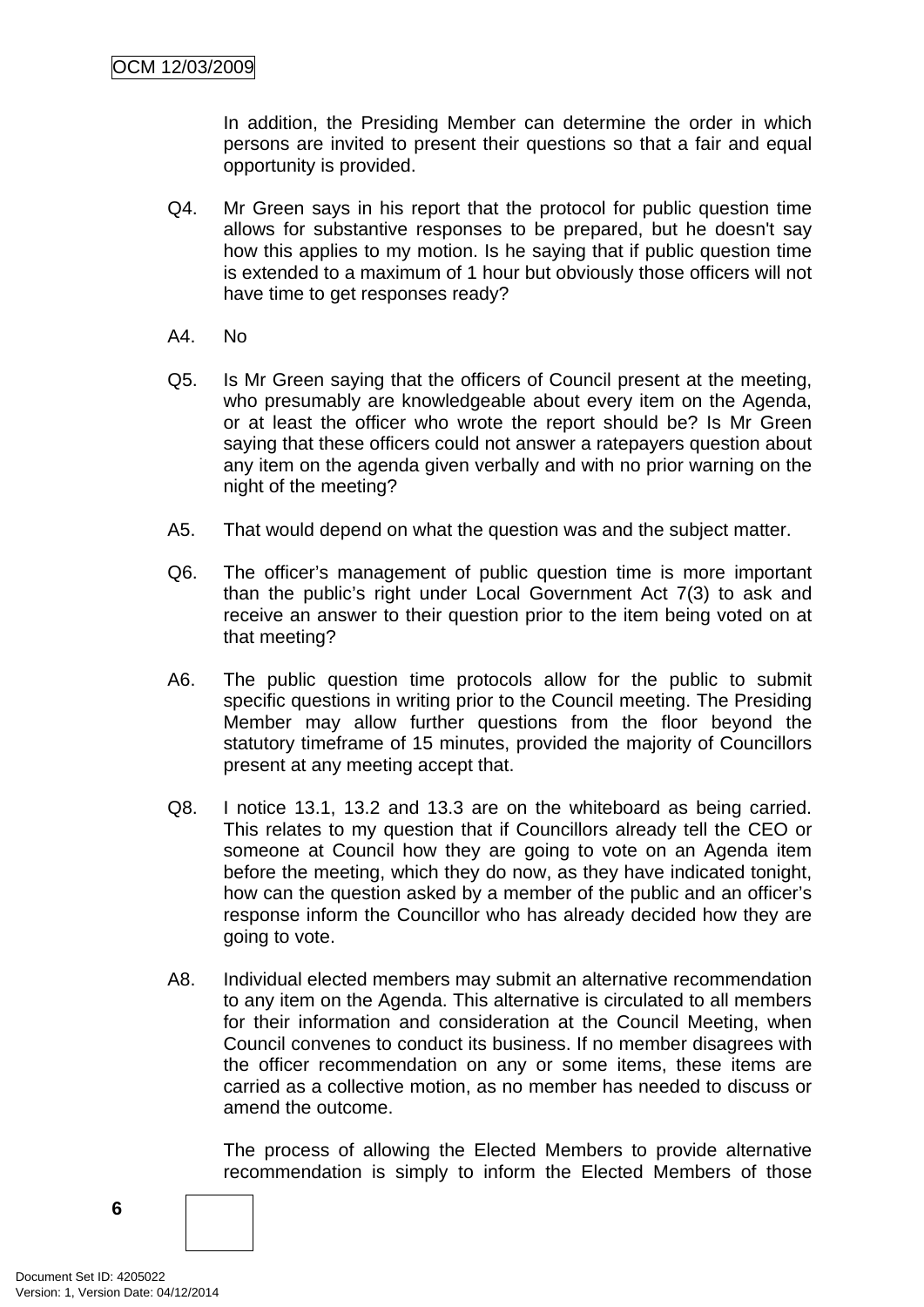In addition, the Presiding Member can determine the order in which persons are invited to present their questions so that a fair and equal opportunity is provided.

Q4. Mr Green says in his report that the protocol for public question time allows for substantive responses to be prepared, but he doesn't say how this applies to my motion. Is he saying that if public question time is extended to a maximum of 1 hour but obviously those officers will not have time to get responses ready?

A4. No

Q5. Is Mr Green saying that the officers of Council present at the meeting, who presumably are knowledgeable about every item on the Agenda, or at least the officer who wrote the report should be? Is Mr Green saying that these officers could not answer a ratepayers question about any item on the agenda given verbally and with no prior warning on the night of the meeting?

A5. That would depend on what the question was and the subject matter.

Q6. The officer's management of public question time is more important than the public's right under Local Government Act 7(3) to ask and receive an answer to their question prior to the item being voted on at that meeting?

A6. The public question time protocols allow for the public to submit specific questions in writing prior to the Council meeting. The Presiding Member may allow further questions from the floor beyond the statutory timeframe of 15 minutes, provided the majority of Councillors present at any meeting accept that.

Q8. I notice 13.1, 13.2 and 13.3 are on the whiteboard as being carried. This relates to my question that if Councillors already tell the CEO or someone at Council how they are going to vote on an Agenda item before the meeting, which they do now, as they have indicated tonight, how can the question asked by a member of the public and an officer's response inform the Councillor who has already decided how they are going to vote.

A8. Individual elected members may submit an alternative recommendation to any item on the Agenda. This alternative is circulated to all members for their information and consideration at the Council Meeting, when Council convenes to conduct its business. If no member disagrees with the officer recommendation on any or some items, these items are carried as a collective motion, as no member has needed to discuss or amend the outcome.

The process of allowing the Elected Members to provide alternative recommendation is simply to inform the Elected Members of those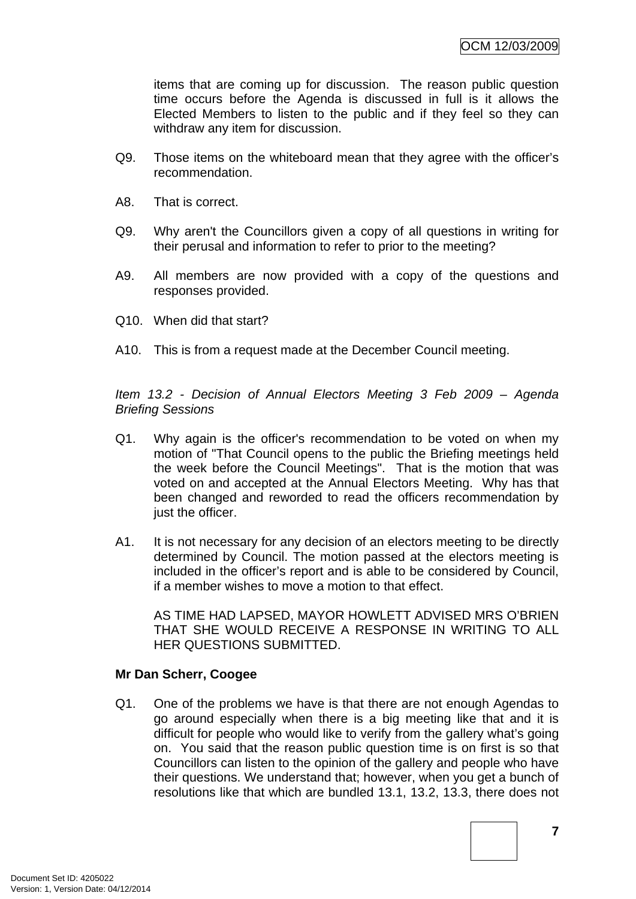items that are coming up for discussion. The reason public question time occurs before the Agenda is discussed in full is it allows the Elected Members to listen to the public and if they feel so they can withdraw any item for discussion.

Q9. Those items on the whiteboard mean that they agree with the officer's recommendation.

A8. That is correct.

Q9. Why aren't the Councillors given a copy of all questions in writing for their perusal and information to refer to prior to the meeting?

A9. All members are now provided with a copy of the questions and responses provided.

Q10. When did that start?

A10. This is from a request made at the December Council meeting.

*Item 13.2 - Decision of Annual Electors Meeting 3 Feb 2009 – Agenda Briefing Sessions*

Q1. Why again is the officer's recommendation to be voted on when my motion of "That Council opens to the public the Briefing meetings held the week before the Council Meetings". That is the motion that was voted on and accepted at the Annual Electors Meeting. Why has that been changed and reworded to read the officers recommendation by just the officer.

A1. It is not necessary for any decision of an electors meeting to be directly determined by Council. The motion passed at the electors meeting is included in the officer's report and is able to be considered by Council, if a member wishes to move a motion to that effect.

AS TIME HAD LAPSED, MAYOR HOWLETT ADVISED MRS O'BRIEN THAT SHE WOULD RECEIVE A RESPONSE IN WRITING TO ALL HER QUESTIONS SUBMITTED.

**Mr Dan Scherr, Coogee**

Q1. One of the problems we have is that there are not enough Agendas to go around especially when there is a big meeting like that and it is difficult for people who would like to verify from the gallery what's going on. You said that the reason public question time is on first is so that Councillors can listen to the opinion of the gallery and people who have their questions. We understand that; however, when you get a bunch of resolutions like that which are bundled 13.1, 13.2, 13.3, there does not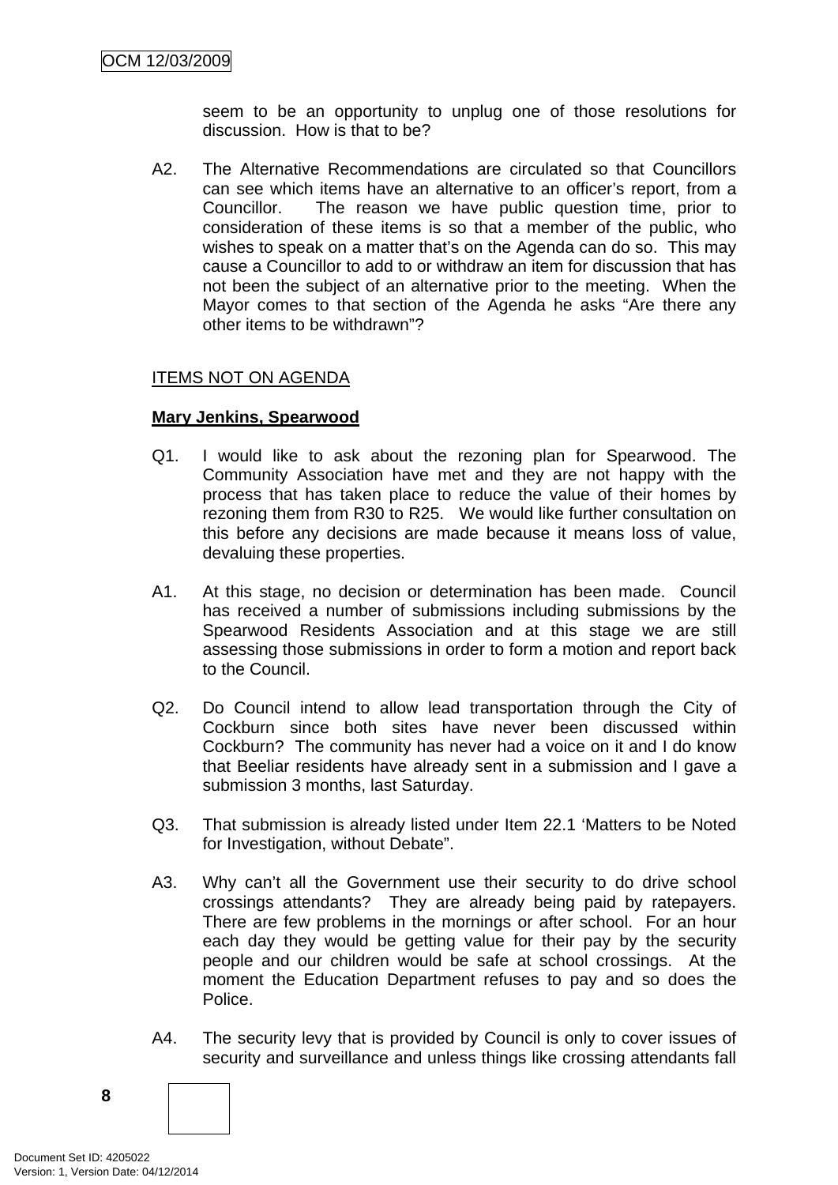seem to be an opportunity to unplug one of those resolutions for discussion. How is that to be?

A2. The Alternative Recommendations are circulated so that Councillors can see which items have an alternative to an officer's report, from a Councillor. The reason we have public question time, prior to consideration of these items is so that a member of the public, who wishes to speak on a matter that's on the Agenda can do so. This may cause a Councillor to add to or withdraw an item for discussion that has not been the subject of an alternative prior to the meeting. When the Mayor comes to that section of the Agenda he asks "Are there any other items to be withdrawn"?

ITEMS NOT ON AGENDA

**Mary Jenkins, Spearwood**

Q1. I would like to ask about the rezoning plan for Spearwood. The Community Association have met and they are not happy with the process that has taken place to reduce the value of their homes by rezoning them from R30 to R25. We would like further consultation on this before any decisions are made because it means loss of value, devaluing these properties.

A1. At this stage, no decision or determination has been made. Council has received a number of submissions including submissions by the Spearwood Residents Association and at this stage we are still assessing those submissions in order to form a motion and report back to the Council.

Q2. Do Council intend to allow lead transportation through the City of Cockburn since both sites have never been discussed within Cockburn? The community has never had a voice on it and I do know that Beeliar residents have already sent in a submission and I gave a submission 3 months, last Saturday.

Q3. That submission is already listed under Item 22.1 'Matters to be Noted for Investigation, without Debate".

A3. Why can't all the Government use their security to do drive school crossings attendants? They are already being paid by ratepayers. There are few problems in the mornings or after school. For an hour each day they would be getting value for their pay by the security people and our children would be safe at school crossings. At the moment the Education Department refuses to pay and so does the Police.

A4. The security levy that is provided by Council is only to cover issues of security and surveillance and unless things like crossing attendants fall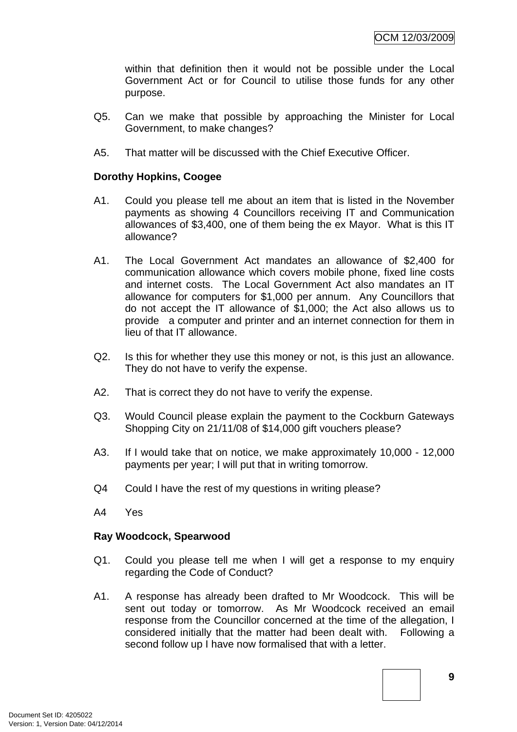within that definition then it would not be possible under the Local Government Act or for Council to utilise those funds for any other purpose.

Q5. Can we make that possible by approaching the Minister for Local Government, to make changes?

A5. That matter will be discussed with the Chief Executive Officer.

**Dorothy Hopkins, Coogee**

A1. Could you please tell me about an item that is listed in the November payments as showing 4 Councillors receiving IT and Communication allowances of $3,400, one of them being the ex Mayor. What is this IT allowance?

A1. The Local Government Act mandates an allowance of $2,400 for communication allowance which covers mobile phone, fixed line costs and internet costs. The Local Government Act also mandates an IT allowance for computers for $1,000 per annum. Any Councillors that do not accept the IT allowance of $1,000; the Act also allows us to provide a computer and printer and an internet connection for them in lieu of that IT allowance.

Q2. Is this for whether they use this money or not, is this just an allowance. They do not have to verify the expense.

A2. That is correct they do not have to verify the expense.

Q3. Would Council please explain the payment to the Cockburn Gateways Shopping City on 21/11/08 of $14,000 gift vouchers please?

A3. If I would take that on notice, we make approximately 10,000 - 12,000 payments per year; I will put that in writing tomorrow.

Q4 Could I have the rest of my questions in writing please?

A4 Yes

**Ray Woodcock, Spearwood**

Q1. Could you please tell me when I will get a response to my enquiry regarding the Code of Conduct?

A1. A response has already been drafted to Mr Woodcock. This will be sent out today or tomorrow. As Mr Woodcock received an email response from the Councillor concerned at the time of the allegation, I considered initially that the matter had been dealt with. Following a second follow up I have now formalised that with a letter.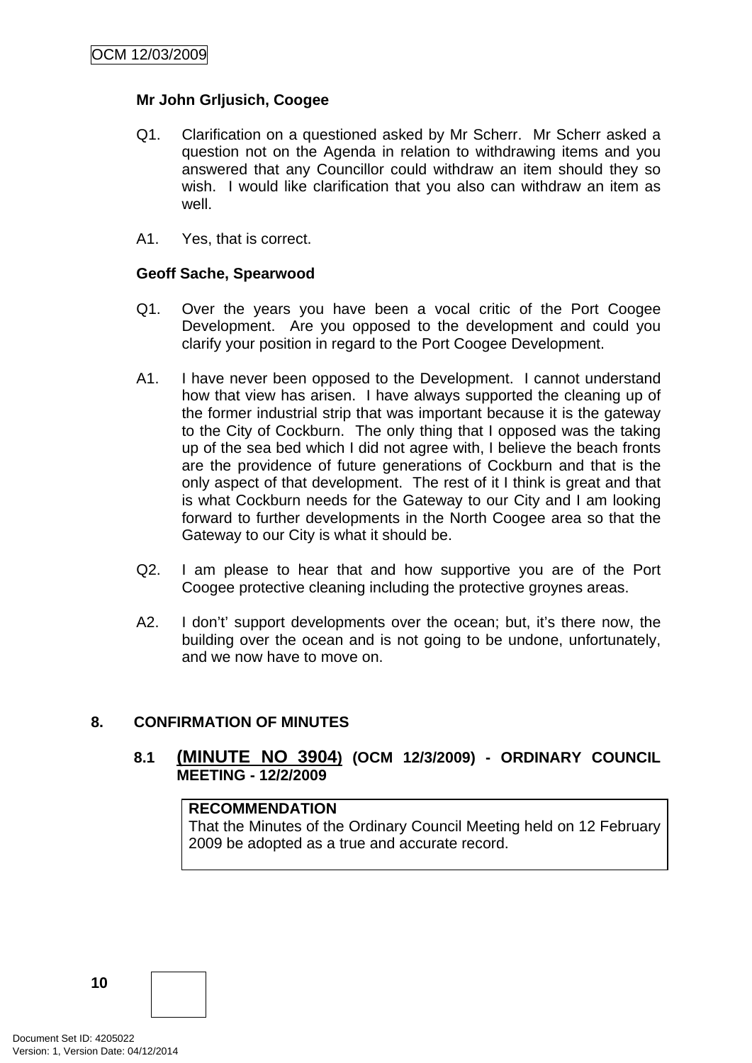**Mr John Grljusich, Coogee**

Q1. Clarification on a questioned asked by Mr Scherr. Mr Scherr asked a question not on the Agenda in relation to withdrawing items and you answered that any Councillor could withdraw an item should they so wish. I would like clarification that you also can withdraw an item as well.

A1. Yes, that is correct.

**Geoff Sache, Spearwood**

Q1. Over the years you have been a vocal critic of the Port Coogee Development. Are you opposed to the development and could you clarify your position in regard to the Port Coogee Development.

A1. I have never been opposed to the Development. I cannot understand how that view has arisen. I have always supported the cleaning up of the former industrial strip that was important because it is the gateway to the City of Cockburn. The only thing that I opposed was the taking up of the sea bed which I did not agree with, I believe the beach fronts are the providence of future generations of Cockburn and that is the only aspect of that development. The rest of it I think is great and that is what Cockburn needs for the Gateway to our City and I am looking forward to further developments in the North Coogee area so that the Gateway to our City is what it should be.

Q2. I am please to hear that and how supportive you are of the Port Coogee protective cleaning including the protective groynes areas.

A2. I don't' support developments over the ocean; but, it's there now, the building over the ocean and is not going to be undone, unfortunately, and we now have to move on.

## 8. CONFIRMATION OF MINUTES

### 8.1 (MINUTE NO 3904) (OCM 12/3/2009) - ORDINARY COUNCIL MEETING - 12/2/2009

**RECOMMENDATION**
That the Minutes of the Ordinary Council Meeting held on 12 February 2009 be adopted as a true and accurate record.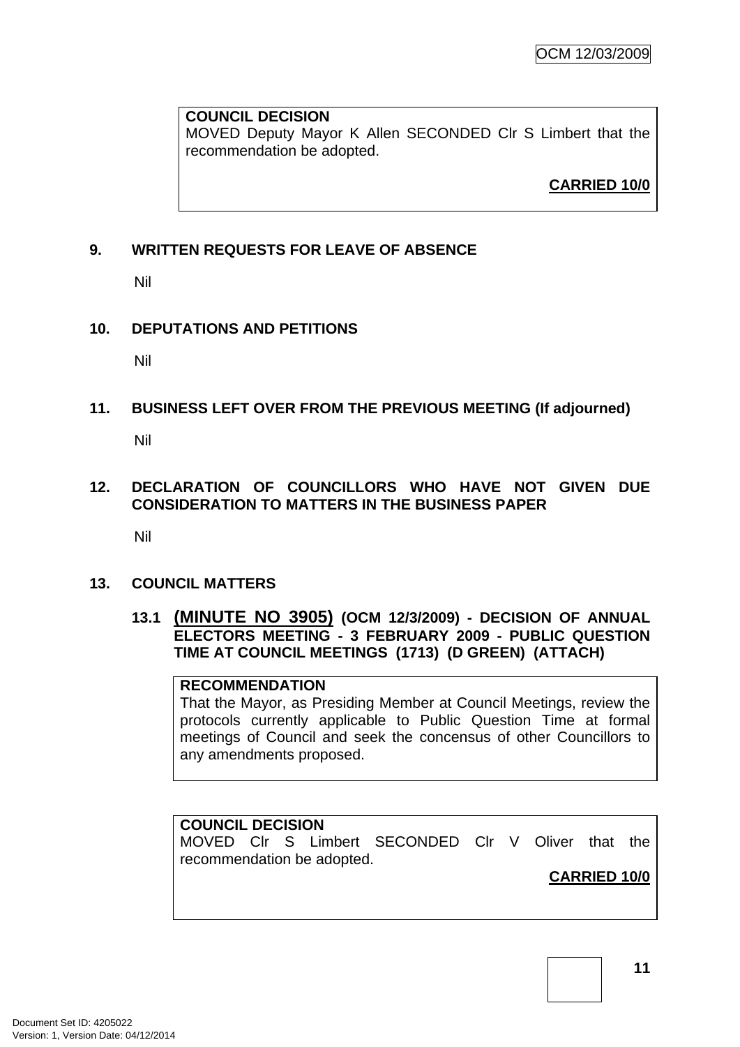**COUNCIL DECISION**

MOVED Deputy Mayor K Allen SECONDED Clr S Limbert that the recommendation be adopted.

**CARRIED 10/0**

## 9. WRITTEN REQUESTS FOR LEAVE OF ABSENCE

Nil

## 10. DEPUTATIONS AND PETITIONS

Nil

## 11. BUSINESS LEFT OVER FROM THE PREVIOUS MEETING (If adjourned)

Nil

## 12. DECLARATION OF COUNCILLORS WHO HAVE NOT GIVEN DUE CONSIDERATION TO MATTERS IN THE BUSINESS PAPER

Nil

## 13. COUNCIL MATTERS

### 13.1 (MINUTE NO 3905) (OCM 12/3/2009) - DECISION OF ANNUAL ELECTORS MEETING - 3 FEBRUARY 2009 - PUBLIC QUESTION TIME AT COUNCIL MEETINGS (1713) (D GREEN) (ATTACH)

**RECOMMENDATION**

That the Mayor, as Presiding Member at Council Meetings, review the protocols currently applicable to Public Question Time at formal meetings of Council and seek the concensus of other Councillors to any amendments proposed.

**COUNCIL DECISION**

MOVED Clr S Limbert SECONDED Clr V Oliver that the recommendation be adopted.

**CARRIED 10/0**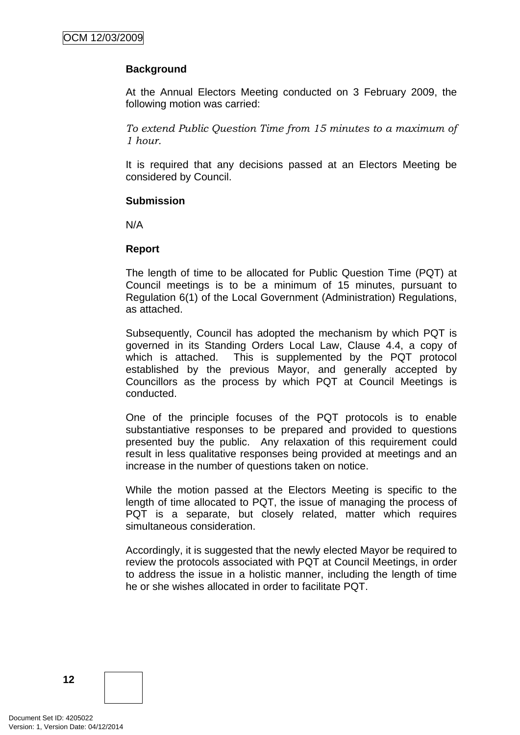**Background**

At the Annual Electors Meeting conducted on 3 February 2009, the following motion was carried:

*To extend Public Question Time from 15 minutes to a maximum of 1 hour.*

It is required that any decisions passed at an Electors Meeting be considered by Council.

**Submission**

N/A

**Report**

The length of time to be allocated for Public Question Time (PQT) at Council meetings is to be a minimum of 15 minutes, pursuant to Regulation 6(1) of the Local Government (Administration) Regulations, as attached.

Subsequently, Council has adopted the mechanism by which PQT is governed in its Standing Orders Local Law, Clause 4.4, a copy of which is attached. This is supplemented by the PQT protocol established by the previous Mayor, and generally accepted by Councillors as the process by which PQT at Council Meetings is conducted.

One of the principle focuses of the PQT protocols is to enable substantiative responses to be prepared and provided to questions presented buy the public. Any relaxation of this requirement could result in less qualitative responses being provided at meetings and an increase in the number of questions taken on notice.

While the motion passed at the Electors Meeting is specific to the length of time allocated to PQT, the issue of managing the process of PQT is a separate, but closely related, matter which requires simultaneous consideration.

Accordingly, it is suggested that the newly elected Mayor be required to review the protocols associated with PQT at Council Meetings, in order to address the issue in a holistic manner, including the length of time he or she wishes allocated in order to facilitate PQT.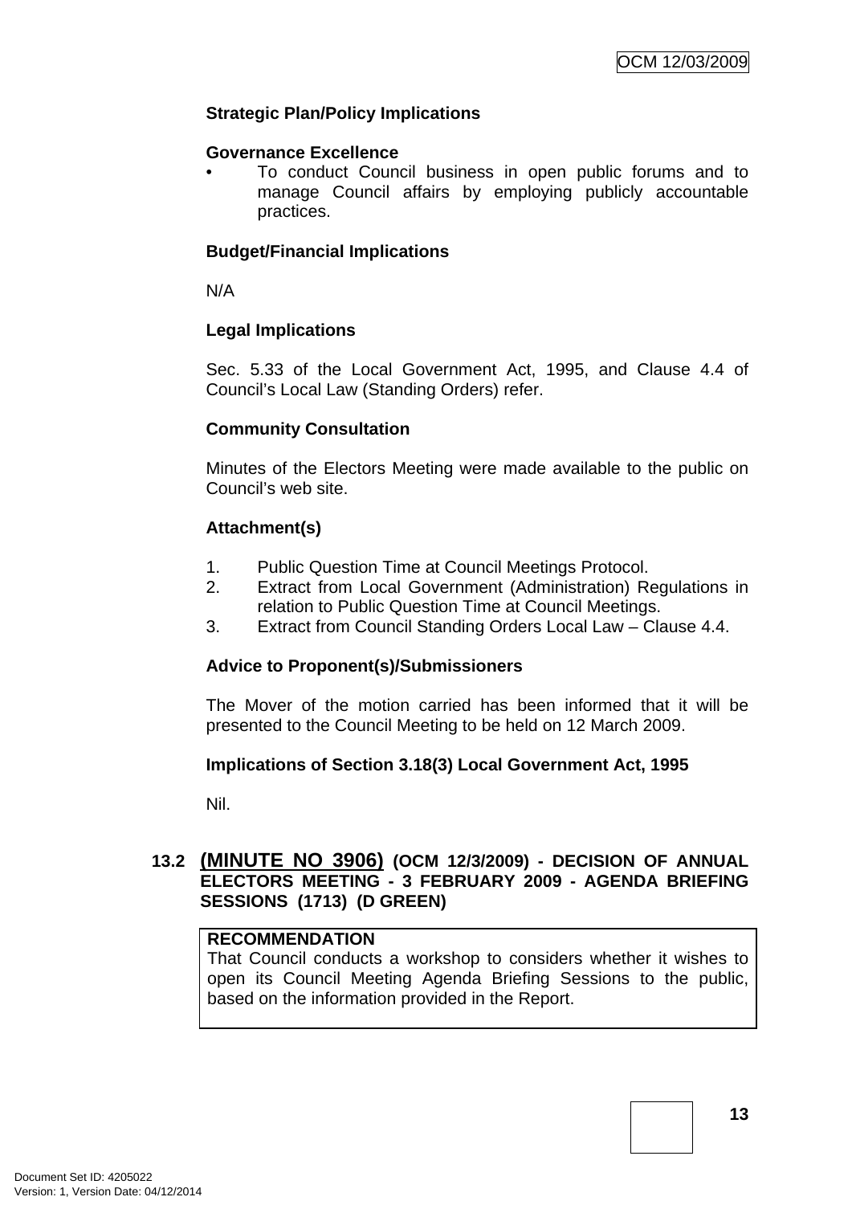**Strategic Plan/Policy Implications**

**Governance Excellence**

- To conduct Council business in open public forums and to manage Council affairs by employing publicly accountable practices.

**Budget/Financial Implications**

N/A

**Legal Implications**

Sec. 5.33 of the Local Government Act, 1995, and Clause 4.4 of Council's Local Law (Standing Orders) refer.

**Community Consultation**

Minutes of the Electors Meeting were made available to the public on Council's web site.

**Attachment(s)**

1. Public Question Time at Council Meetings Protocol.
2. Extract from Local Government (Administration) Regulations in relation to Public Question Time at Council Meetings.
3. Extract from Council Standing Orders Local Law – Clause 4.4.

**Advice to Proponent(s)/Submissioners**

The Mover of the motion carried has been informed that it will be presented to the Council Meeting to be held on 12 March 2009.

**Implications of Section 3.18(3) Local Government Act, 1995**

Nil.

## 13.2 (MINUTE NO 3906) (OCM 12/3/2009) - DECISION OF ANNUAL ELECTORS MEETING - 3 FEBRUARY 2009 - AGENDA BRIEFING SESSIONS (1713) (D GREEN)

**RECOMMENDATION**

That Council conducts a workshop to considers whether it wishes to open its Council Meeting Agenda Briefing Sessions to the public, based on the information provided in the Report.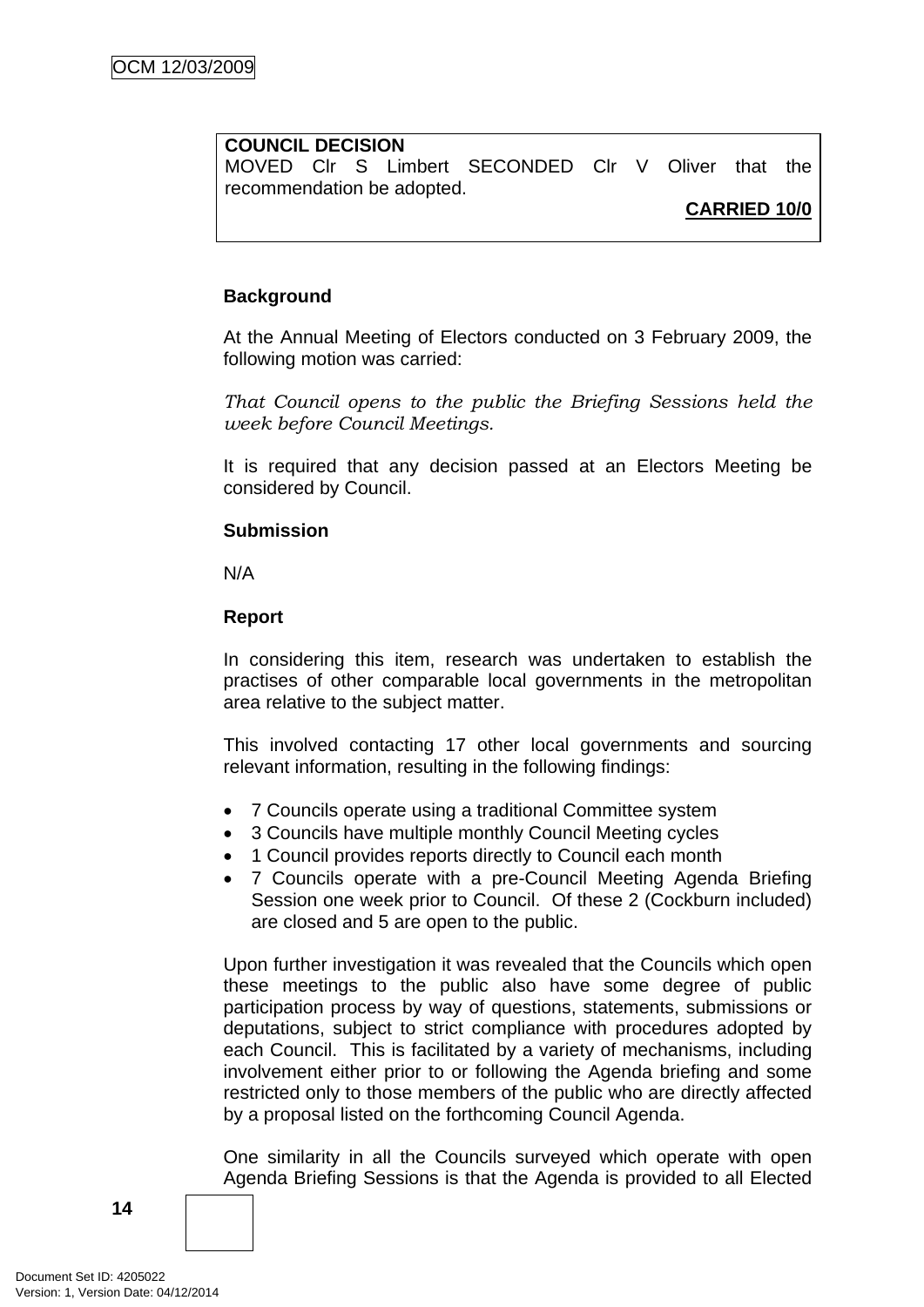**COUNCIL DECISION**
MOVED Clr S Limbert SECONDED Clr V Oliver that the recommendation be adopted.

**CARRIED 10/0**

**Background**

At the Annual Meeting of Electors conducted on 3 February 2009, the following motion was carried:

*That Council opens to the public the Briefing Sessions held the week before Council Meetings.*

It is required that any decision passed at an Electors Meeting be considered by Council.

**Submission**

N/A

**Report**

In considering this item, research was undertaken to establish the practises of other comparable local governments in the metropolitan area relative to the subject matter.

This involved contacting 17 other local governments and sourcing relevant information, resulting in the following findings:

- 7 Councils operate using a traditional Committee system
- 3 Councils have multiple monthly Council Meeting cycles
- 1 Council provides reports directly to Council each month
- 7 Councils operate with a pre-Council Meeting Agenda Briefing Session one week prior to Council. Of these 2 (Cockburn included) are closed and 5 are open to the public.

Upon further investigation it was revealed that the Councils which open these meetings to the public also have some degree of public participation process by way of questions, statements, submissions or deputations, subject to strict compliance with procedures adopted by each Council. This is facilitated by a variety of mechanisms, including involvement either prior to or following the Agenda briefing and some restricted only to those members of the public who are directly affected by a proposal listed on the forthcoming Council Agenda.

One similarity in all the Councils surveyed which operate with open Agenda Briefing Sessions is that the Agenda is provided to all Elected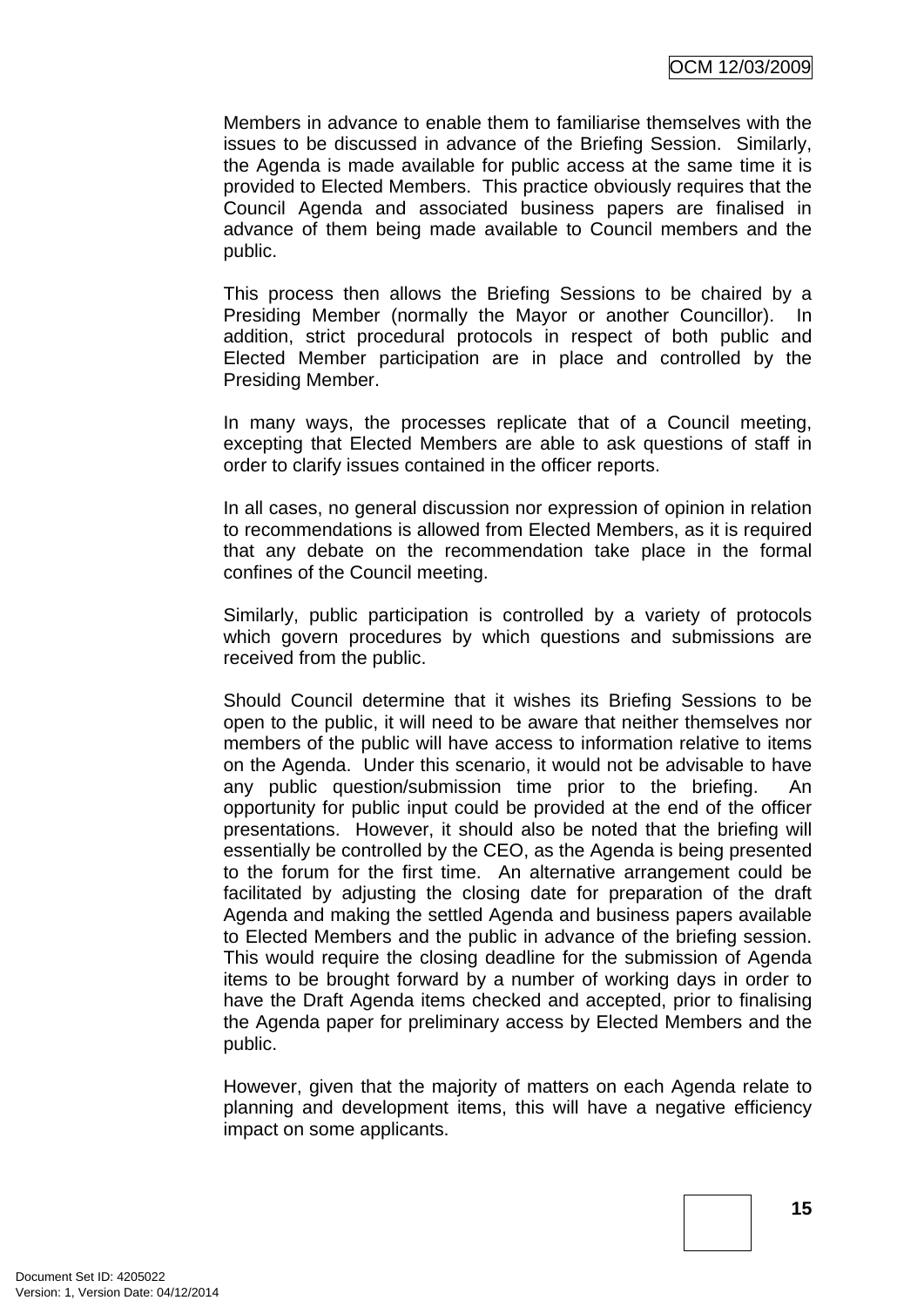Members in advance to enable them to familiarise themselves with the issues to be discussed in advance of the Briefing Session. Similarly, the Agenda is made available for public access at the same time it is provided to Elected Members. This practice obviously requires that the Council Agenda and associated business papers are finalised in advance of them being made available to Council members and the public.

This process then allows the Briefing Sessions to be chaired by a Presiding Member (normally the Mayor or another Councillor). In addition, strict procedural protocols in respect of both public and Elected Member participation are in place and controlled by the Presiding Member.

In many ways, the processes replicate that of a Council meeting, excepting that Elected Members are able to ask questions of staff in order to clarify issues contained in the officer reports.

In all cases, no general discussion nor expression of opinion in relation to recommendations is allowed from Elected Members, as it is required that any debate on the recommendation take place in the formal confines of the Council meeting.

Similarly, public participation is controlled by a variety of protocols which govern procedures by which questions and submissions are received from the public.

Should Council determine that it wishes its Briefing Sessions to be open to the public, it will need to be aware that neither themselves nor members of the public will have access to information relative to items on the Agenda. Under this scenario, it would not be advisable to have any public question/submission time prior to the briefing. An opportunity for public input could be provided at the end of the officer presentations. However, it should also be noted that the briefing will essentially be controlled by the CEO, as the Agenda is being presented to the forum for the first time. An alternative arrangement could be facilitated by adjusting the closing date for preparation of the draft Agenda and making the settled Agenda and business papers available to Elected Members and the public in advance of the briefing session. This would require the closing deadline for the submission of Agenda items to be brought forward by a number of working days in order to have the Draft Agenda items checked and accepted, prior to finalising the Agenda paper for preliminary access by Elected Members and the public.

However, given that the majority of matters on each Agenda relate to planning and development items, this will have a negative efficiency impact on some applicants.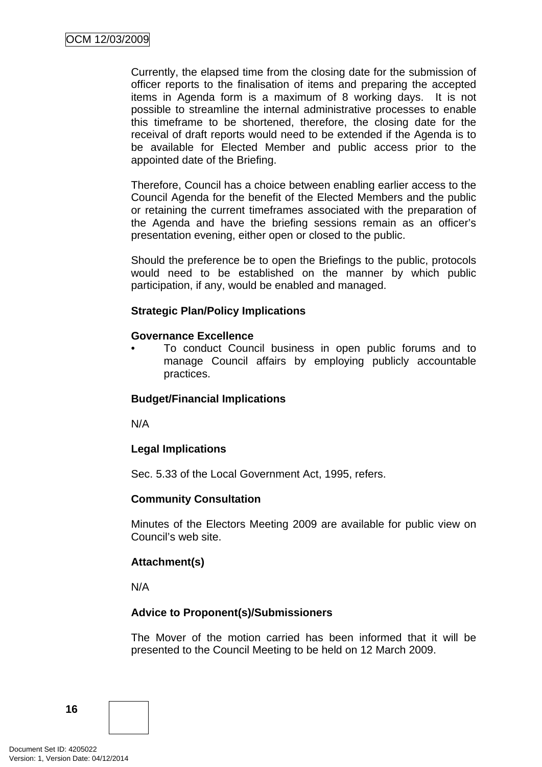Currently, the elapsed time from the closing date for the submission of officer reports to the finalisation of items and preparing the accepted items in Agenda form is a maximum of 8 working days. It is not possible to streamline the internal administrative processes to enable this timeframe to be shortened, therefore, the closing date for the receival of draft reports would need to be extended if the Agenda is to be available for Elected Member and public access prior to the appointed date of the Briefing.

Therefore, Council has a choice between enabling earlier access to the Council Agenda for the benefit of the Elected Members and the public or retaining the current timeframes associated with the preparation of the Agenda and have the briefing sessions remain as an officer's presentation evening, either open or closed to the public.

Should the preference be to open the Briefings to the public, protocols would need to be established on the manner by which public participation, if any, would be enabled and managed.

**Strategic Plan/Policy Implications**

**Governance Excellence**

- To conduct Council business in open public forums and to manage Council affairs by employing publicly accountable practices.

**Budget/Financial Implications**

N/A

**Legal Implications**

Sec. 5.33 of the Local Government Act, 1995, refers.

**Community Consultation**

Minutes of the Electors Meeting 2009 are available for public view on Council's web site.

**Attachment(s)**

N/A

**Advice to Proponent(s)/Submissioners**

The Mover of the motion carried has been informed that it will be presented to the Council Meeting to be held on 12 March 2009.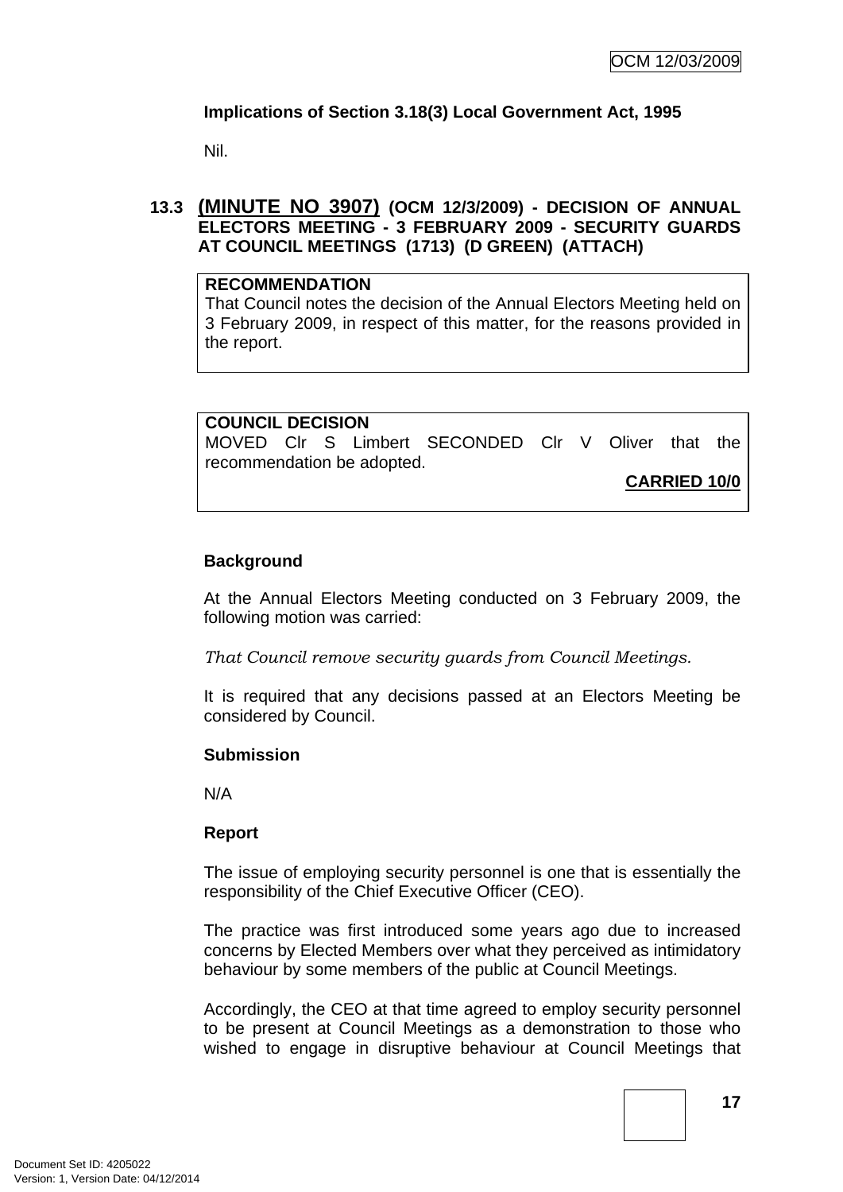**Implications of Section 3.18(3) Local Government Act, 1995**

Nil.

## 13.3 (MINUTE NO 3907) (OCM 12/3/2009) - DECISION OF ANNUAL ELECTORS MEETING - 3 FEBRUARY 2009 - SECURITY GUARDS AT COUNCIL MEETINGS (1713) (D GREEN) (ATTACH)

**RECOMMENDATION**
That Council notes the decision of the Annual Electors Meeting held on 3 February 2009, in respect of this matter, for the reasons provided in the report.

**COUNCIL DECISION**
MOVED Clr S Limbert SECONDED Clr V Oliver that the recommendation be adopted.

**CARRIED 10/0**

**Background**

At the Annual Electors Meeting conducted on 3 February 2009, the following motion was carried:

*That Council remove security guards from Council Meetings.*

It is required that any decisions passed at an Electors Meeting be considered by Council.

**Submission**

N/A

**Report**

The issue of employing security personnel is one that is essentially the responsibility of the Chief Executive Officer (CEO).

The practice was first introduced some years ago due to increased concerns by Elected Members over what they perceived as intimidatory behaviour by some members of the public at Council Meetings.

Accordingly, the CEO at that time agreed to employ security personnel to be present at Council Meetings as a demonstration to those who wished to engage in disruptive behaviour at Council Meetings that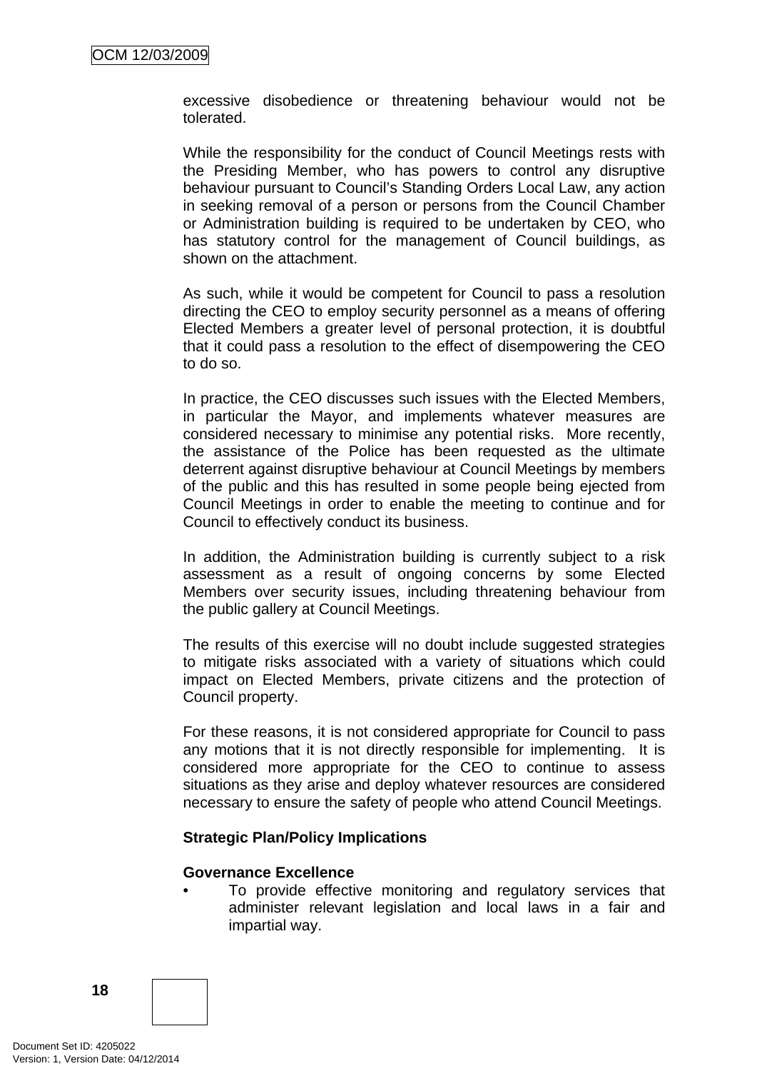excessive disobedience or threatening behaviour would not be tolerated.

While the responsibility for the conduct of Council Meetings rests with the Presiding Member, who has powers to control any disruptive behaviour pursuant to Council's Standing Orders Local Law, any action in seeking removal of a person or persons from the Council Chamber or Administration building is required to be undertaken by CEO, who has statutory control for the management of Council buildings, as shown on the attachment.

As such, while it would be competent for Council to pass a resolution directing the CEO to employ security personnel as a means of offering Elected Members a greater level of personal protection, it is doubtful that it could pass a resolution to the effect of disempowering the CEO to do so.

In practice, the CEO discusses such issues with the Elected Members, in particular the Mayor, and implements whatever measures are considered necessary to minimise any potential risks. More recently, the assistance of the Police has been requested as the ultimate deterrent against disruptive behaviour at Council Meetings by members of the public and this has resulted in some people being ejected from Council Meetings in order to enable the meeting to continue and for Council to effectively conduct its business.

In addition, the Administration building is currently subject to a risk assessment as a result of ongoing concerns by some Elected Members over security issues, including threatening behaviour from the public gallery at Council Meetings.

The results of this exercise will no doubt include suggested strategies to mitigate risks associated with a variety of situations which could impact on Elected Members, private citizens and the protection of Council property.

For these reasons, it is not considered appropriate for Council to pass any motions that it is not directly responsible for implementing. It is considered more appropriate for the CEO to continue to assess situations as they arise and deploy whatever resources are considered necessary to ensure the safety of people who attend Council Meetings.

**Strategic Plan/Policy Implications**

**Governance Excellence**

- To provide effective monitoring and regulatory services that administer relevant legislation and local laws in a fair and impartial way.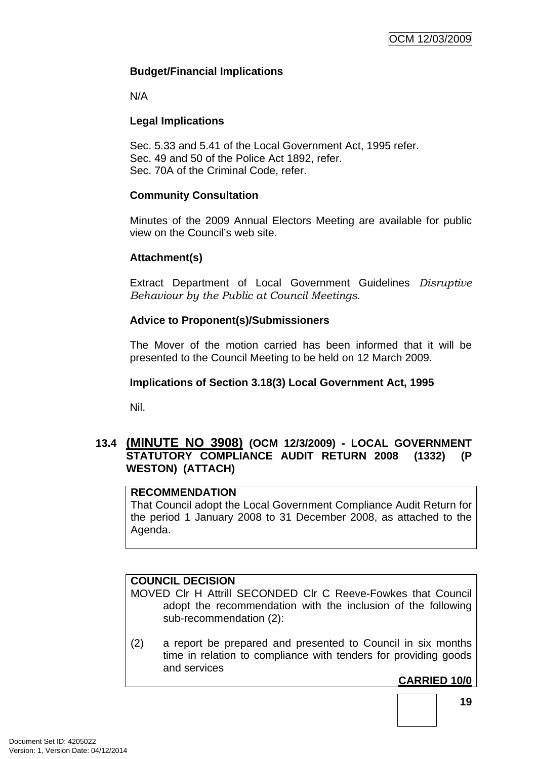**Budget/Financial Implications**

N/A

**Legal Implications**

Sec. 5.33 and 5.41 of the Local Government Act, 1995 refer.
Sec. 49 and 50 of the Police Act 1892, refer.
Sec. 70A of the Criminal Code, refer.

**Community Consultation**

Minutes of the 2009 Annual Electors Meeting are available for public view on the Council's web site.

**Attachment(s)**

Extract Department of Local Government Guidelines *Disruptive Behaviour by the Public at Council Meetings*.

**Advice to Proponent(s)/Submissioners**

The Mover of the motion carried has been informed that it will be presented to the Council Meeting to be held on 12 March 2009.

**Implications of Section 3.18(3) Local Government Act, 1995**

Nil.

## 13.4 (MINUTE NO 3908) (OCM 12/3/2009) - LOCAL GOVERNMENT STATUTORY COMPLIANCE AUDIT RETURN 2008 (1332) (P WESTON) (ATTACH)

**RECOMMENDATION**
That Council adopt the Local Government Compliance Audit Return for the period 1 January 2008 to 31 December 2008, as attached to the Agenda.

**COUNCIL DECISION**
MOVED Clr H Attrill SECONDED Clr C Reeve-Fowkes that Council adopt the recommendation with the inclusion of the following sub-recommendation (2):

(2) a report be prepared and presented to Council in six months time in relation to compliance with tenders for providing goods and services

**CARRIED 10/0**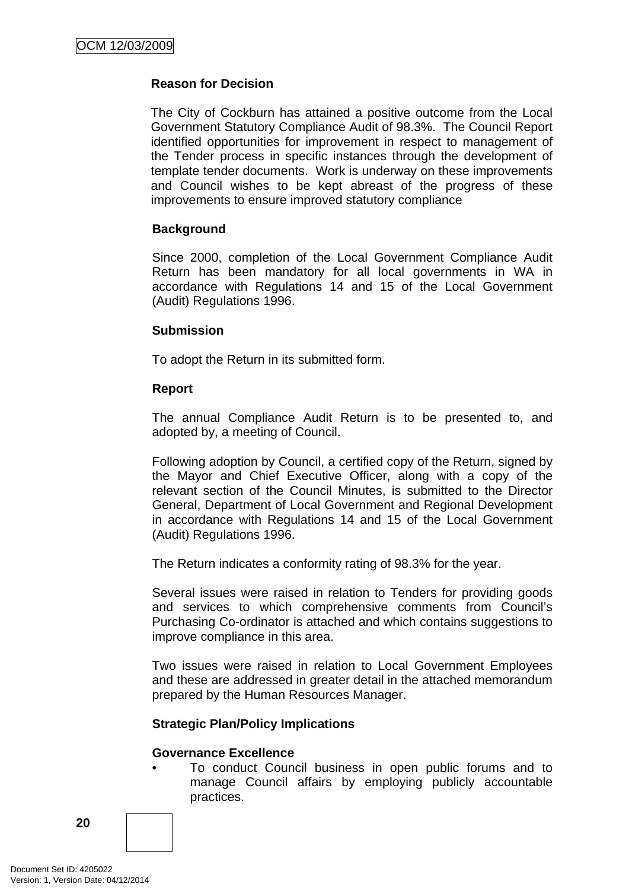**Reason for Decision**

The City of Cockburn has attained a positive outcome from the Local Government Statutory Compliance Audit of 98.3%. The Council Report identified opportunities for improvement in respect to management of the Tender process in specific instances through the development of template tender documents. Work is underway on these improvements and Council wishes to be kept abreast of the progress of these improvements to ensure improved statutory compliance

**Background**

Since 2000, completion of the Local Government Compliance Audit Return has been mandatory for all local governments in WA in accordance with Regulations 14 and 15 of the Local Government (Audit) Regulations 1996.

**Submission**

To adopt the Return in its submitted form.

**Report**

The annual Compliance Audit Return is to be presented to, and adopted by, a meeting of Council.

Following adoption by Council, a certified copy of the Return, signed by the Mayor and Chief Executive Officer, along with a copy of the relevant section of the Council Minutes, is submitted to the Director General, Department of Local Government and Regional Development in accordance with Regulations 14 and 15 of the Local Government (Audit) Regulations 1996.

The Return indicates a conformity rating of 98.3% for the year.

Several issues were raised in relation to Tenders for providing goods and services to which comprehensive comments from Council's Purchasing Co-ordinator is attached and which contains suggestions to improve compliance in this area.

Two issues were raised in relation to Local Government Employees and these are addressed in greater detail in the attached memorandum prepared by the Human Resources Manager.

**Strategic Plan/Policy Implications**

**Governance Excellence**

- To conduct Council business in open public forums and to manage Council affairs by employing publicly accountable practices.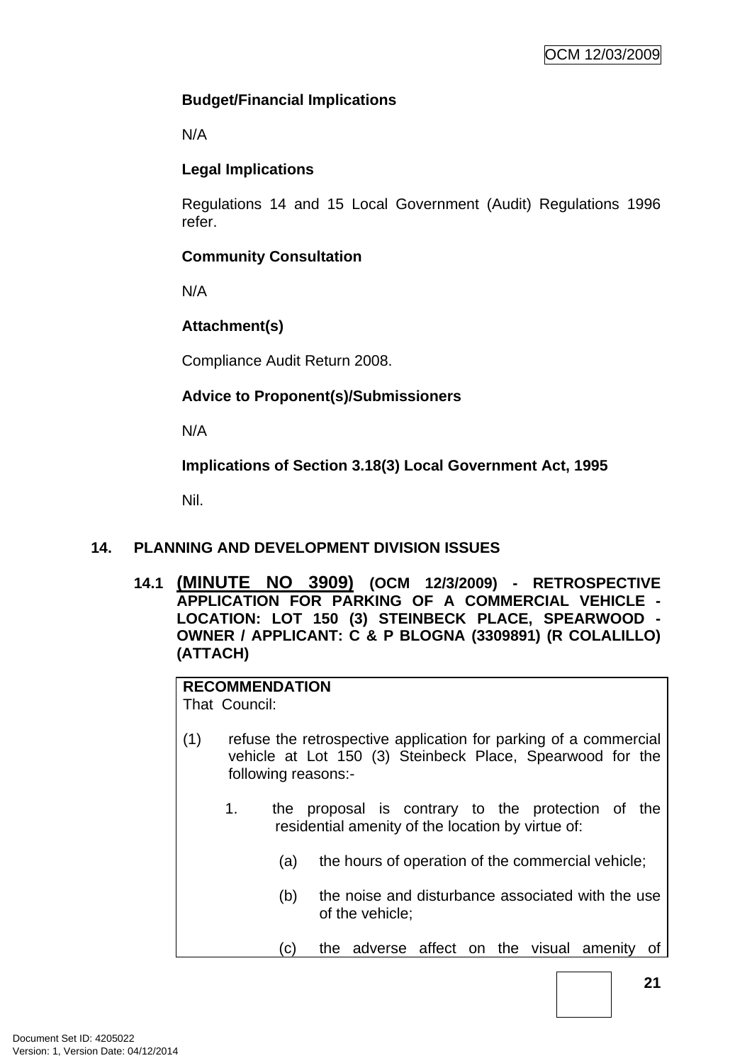**Budget/Financial Implications**

N/A

**Legal Implications**

Regulations 14 and 15 Local Government (Audit) Regulations 1996 refer.

**Community Consultation**

N/A

**Attachment(s)**

Compliance Audit Return 2008.

**Advice to Proponent(s)/Submissioners**

N/A

**Implications of Section 3.18(3) Local Government Act, 1995**

Nil.

## 14. PLANNING AND DEVELOPMENT DIVISION ISSUES

### 14.1 (MINUTE NO 3909) (OCM 12/3/2009) - RETROSPECTIVE APPLICATION FOR PARKING OF A COMMERCIAL VEHICLE - LOCATION: LOT 150 (3) STEINBECK PLACE, SPEARWOOD - OWNER / APPLICANT: C & P BLOGNA (3309891) (R COLALILLO) (ATTACH)

**RECOMMENDATION**

That Council:

(1) refuse the retrospective application for parking of a commercial vehicle at Lot 150 (3) Steinbeck Place, Spearwood for the following reasons:-

1. the proposal is contrary to the protection of the residential amenity of the location by virtue of:

   (a) the hours of operation of the commercial vehicle;

   (b) the noise and disturbance associated with the use of the vehicle;

   (c) the adverse affect on the visual amenity of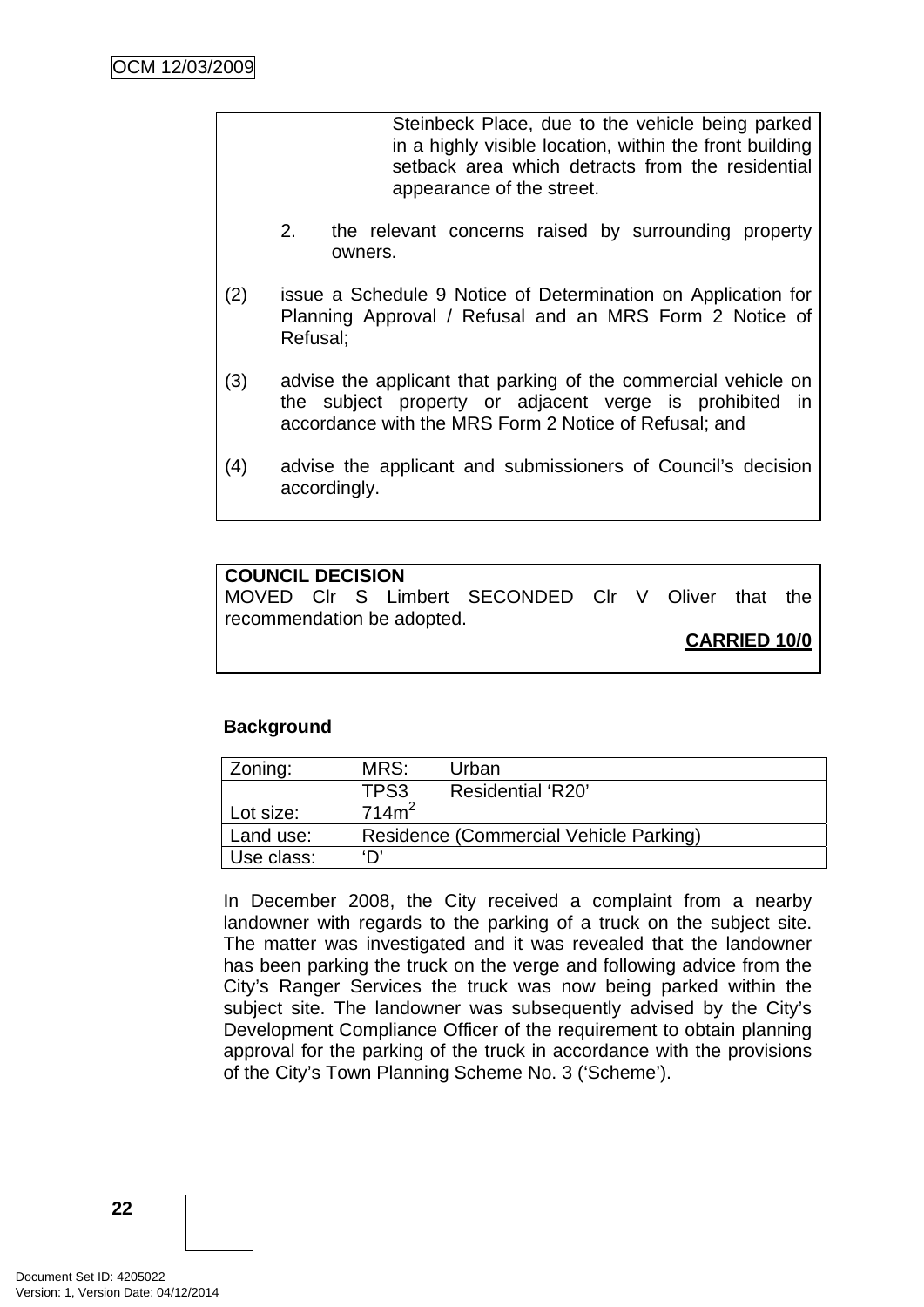Steinbeck Place, due to the vehicle being parked in a highly visible location, within the front building setback area which detracts from the residential appearance of the street.

2. the relevant concerns raised by surrounding property owners.

(2) issue a Schedule 9 Notice of Determination on Application for Planning Approval / Refusal and an MRS Form 2 Notice of Refusal;

(3) advise the applicant that parking of the commercial vehicle on the subject property or adjacent verge is prohibited in accordance with the MRS Form 2 Notice of Refusal; and

(4) advise the applicant and submissioners of Council's decision accordingly.

**COUNCIL DECISION**

MOVED Clr S Limbert SECONDED Clr V Oliver that the recommendation be adopted.

**CARRIED 10/0**

**Background**

| Zoning: | MRS: | Urban |
|---|---|---|
| | TPS3 | Residential 'R20' |
| Lot size: | 714m$^2$ | |
| Land use: | Residence (Commercial Vehicle Parking) | |
| Use class: | 'D' | |

In December 2008, the City received a complaint from a nearby landowner with regards to the parking of a truck on the subject site. The matter was investigated and it was revealed that the landowner has been parking the truck on the verge and following advice from the City's Ranger Services the truck was now being parked within the subject site. The landowner was subsequently advised by the City's Development Compliance Officer of the requirement to obtain planning approval for the parking of the truck in accordance with the provisions of the City's Town Planning Scheme No. 3 ('Scheme').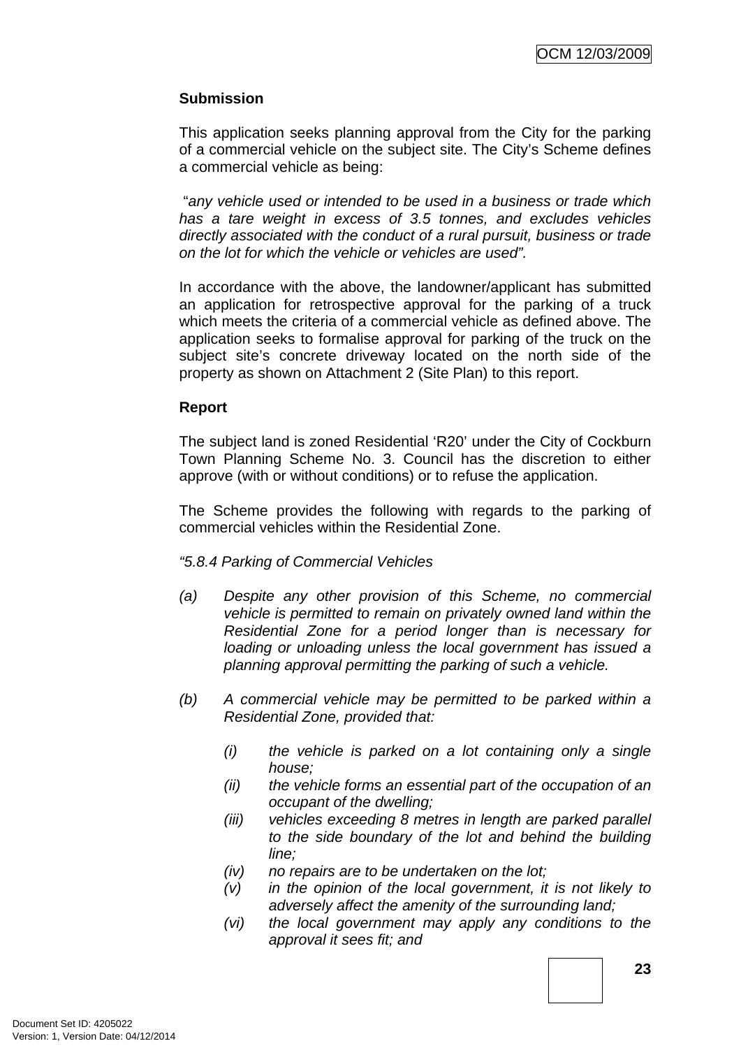**Submission**

This application seeks planning approval from the City for the parking of a commercial vehicle on the subject site. The City's Scheme defines a commercial vehicle as being:

"*any vehicle used or intended to be used in a business or trade which has a tare weight in excess of 3.5 tonnes, and excludes vehicles directly associated with the conduct of a rural pursuit, business or trade on the lot for which the vehicle or vehicles are used".*

In accordance with the above, the landowner/applicant has submitted an application for retrospective approval for the parking of a truck which meets the criteria of a commercial vehicle as defined above. The application seeks to formalise approval for parking of the truck on the subject site's concrete driveway located on the north side of the property as shown on Attachment 2 (Site Plan) to this report.

**Report**

The subject land is zoned Residential 'R20' under the City of Cockburn Town Planning Scheme No. 3. Council has the discretion to either approve (with or without conditions) or to refuse the application.

The Scheme provides the following with regards to the parking of commercial vehicles within the Residential Zone.

*"5.8.4 Parking of Commercial Vehicles*

*(a) Despite any other provision of this Scheme, no commercial vehicle is permitted to remain on privately owned land within the Residential Zone for a period longer than is necessary for loading or unloading unless the local government has issued a planning approval permitting the parking of such a vehicle.*

*(b) A commercial vehicle may be permitted to be parked within a Residential Zone, provided that:*

*(i) the vehicle is parked on a lot containing only a single house;*
*(ii) the vehicle forms an essential part of the occupation of an occupant of the dwelling;*
*(iii) vehicles exceeding 8 metres in length are parked parallel to the side boundary of the lot and behind the building line;*
*(iv) no repairs are to be undertaken on the lot;*
*(v) in the opinion of the local government, it is not likely to adversely affect the amenity of the surrounding land;*
*(vi) the local government may apply any conditions to the approval it sees fit; and*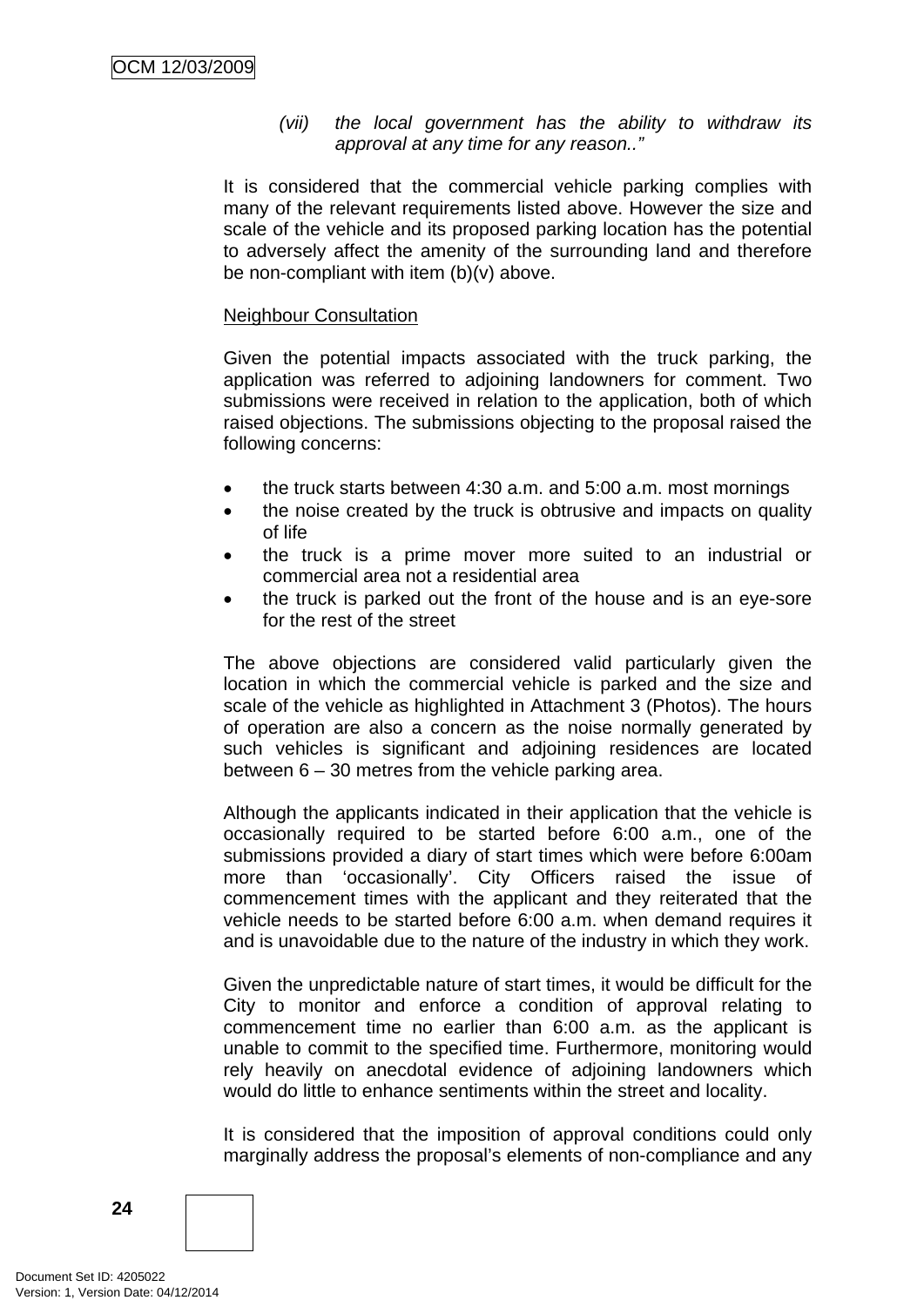(vii) *the local government has the ability to withdraw its approval at any time for any reason..”*

It is considered that the commercial vehicle parking complies with many of the relevant requirements listed above. However the size and scale of the vehicle and its proposed parking location has the potential to adversely affect the amenity of the surrounding land and therefore be non-compliant with item (b)(v) above.

<u>Neighbour Consultation</u>

Given the potential impacts associated with the truck parking, the application was referred to adjoining landowners for comment. Two submissions were received in relation to the application, both of which raised objections. The submissions objecting to the proposal raised the following concerns:

- the truck starts between 4:30 a.m. and 5:00 a.m. most mornings
- the noise created by the truck is obtrusive and impacts on quality of life
- the truck is a prime mover more suited to an industrial or commercial area not a residential area
- the truck is parked out the front of the house and is an eye-sore for the rest of the street

The above objections are considered valid particularly given the location in which the commercial vehicle is parked and the size and scale of the vehicle as highlighted in Attachment 3 (Photos). The hours of operation are also a concern as the noise normally generated by such vehicles is significant and adjoining residences are located between 6 – 30 metres from the vehicle parking area.

Although the applicants indicated in their application that the vehicle is occasionally required to be started before 6:00 a.m., one of the submissions provided a diary of start times which were before 6:00am more than ‘occasionally’. City Officers raised the issue of commencement times with the applicant and they reiterated that the vehicle needs to be started before 6:00 a.m. when demand requires it and is unavoidable due to the nature of the industry in which they work.

Given the unpredictable nature of start times, it would be difficult for the City to monitor and enforce a condition of approval relating to commencement time no earlier than 6:00 a.m. as the applicant is unable to commit to the specified time. Furthermore, monitoring would rely heavily on anecdotal evidence of adjoining landowners which would do little to enhance sentiments within the street and locality.

It is considered that the imposition of approval conditions could only marginally address the proposal’s elements of non-compliance and any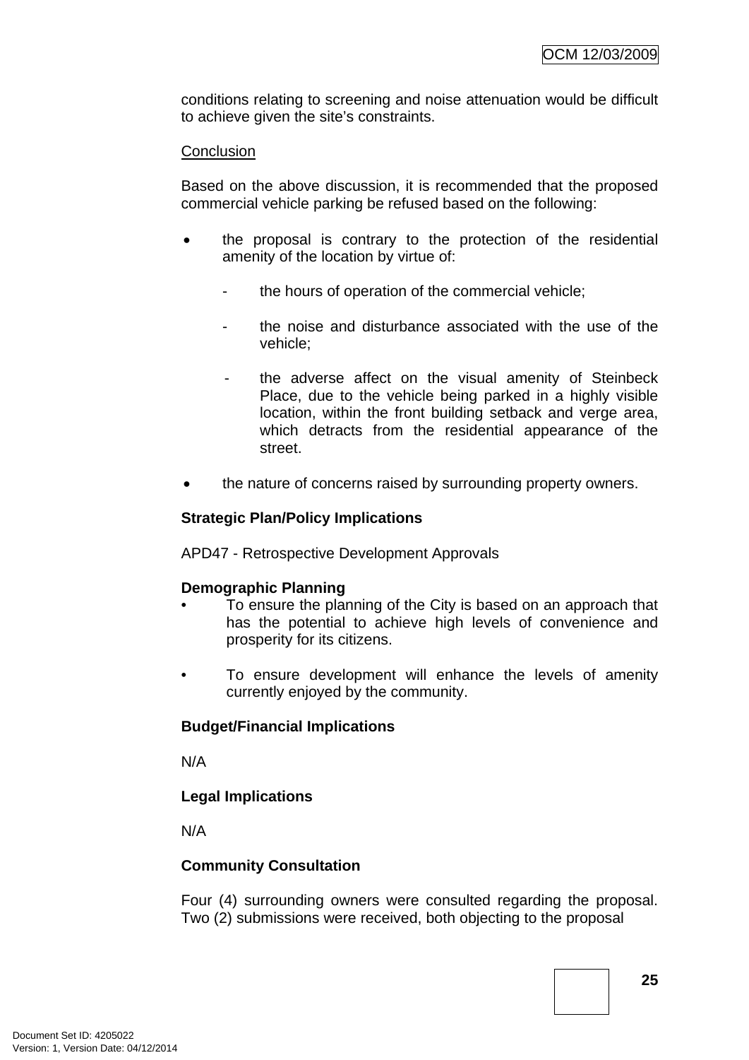conditions relating to screening and noise attenuation would be difficult to achieve given the site's constraints.

Conclusion

Based on the above discussion, it is recommended that the proposed commercial vehicle parking be refused based on the following:

- the proposal is contrary to the protection of the residential amenity of the location by virtue of:
  - the hours of operation of the commercial vehicle;
  - the noise and disturbance associated with the use of the vehicle;
  - the adverse affect on the visual amenity of Steinbeck Place, due to the vehicle being parked in a highly visible location, within the front building setback and verge area, which detracts from the residential appearance of the street.
- the nature of concerns raised by surrounding property owners.

**Strategic Plan/Policy Implications**

APD47 - Retrospective Development Approvals

**Demographic Planning**

- To ensure the planning of the City is based on an approach that has the potential to achieve high levels of convenience and prosperity for its citizens.
- To ensure development will enhance the levels of amenity currently enjoyed by the community.

**Budget/Financial Implications**

N/A

**Legal Implications**

N/A

**Community Consultation**

Four (4) surrounding owners were consulted regarding the proposal. Two (2) submissions were received, both objecting to the proposal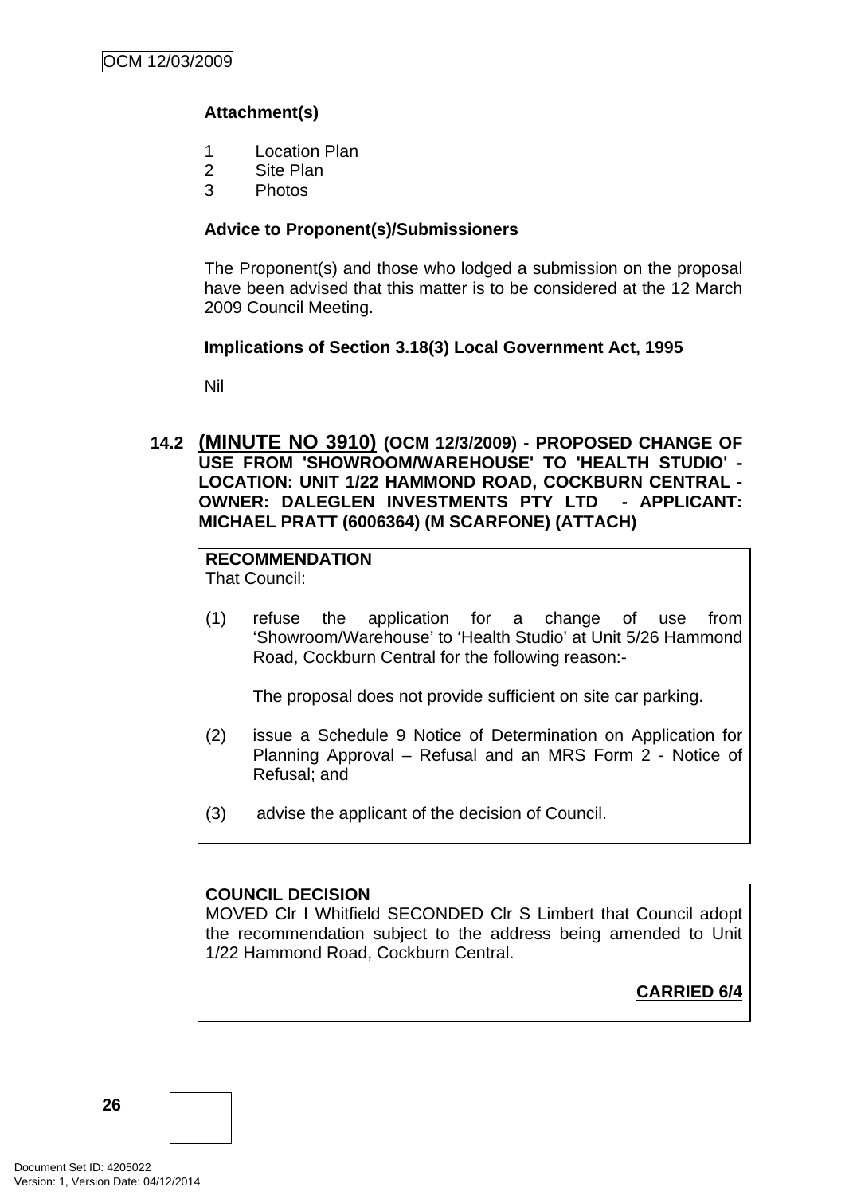**Attachment(s)**

1 Location Plan
2 Site Plan
3 Photos

**Advice to Proponent(s)/Submissioners**

The Proponent(s) and those who lodged a submission on the proposal have been advised that this matter is to be considered at the 12 March 2009 Council Meeting.

**Implications of Section 3.18(3) Local Government Act, 1995**

Nil

## 14.2 (MINUTE NO 3910) (OCM 12/3/2009) - PROPOSED CHANGE OF USE FROM 'SHOWROOM/WAREHOUSE' TO 'HEALTH STUDIO' - LOCATION: UNIT 1/22 HAMMOND ROAD, COCKBURN CENTRAL - OWNER: DALEGLEN INVESTMENTS PTY LTD - APPLICANT: MICHAEL PRATT (6006364) (M SCARFONE) (ATTACH)

**RECOMMENDATION**
That Council:

(1) refuse the application for a change of use from 'Showroom/Warehouse' to 'Health Studio' at Unit 5/26 Hammond Road, Cockburn Central for the following reason:-

The proposal does not provide sufficient on site car parking.

(2) issue a Schedule 9 Notice of Determination on Application for Planning Approval – Refusal and an MRS Form 2 - Notice of Refusal; and

(3) advise the applicant of the decision of Council.

**COUNCIL DECISION**
MOVED Clr I Whitfield SECONDED Clr S Limbert that Council adopt the recommendation subject to the address being amended to Unit 1/22 Hammond Road, Cockburn Central.

**CARRIED 6/4**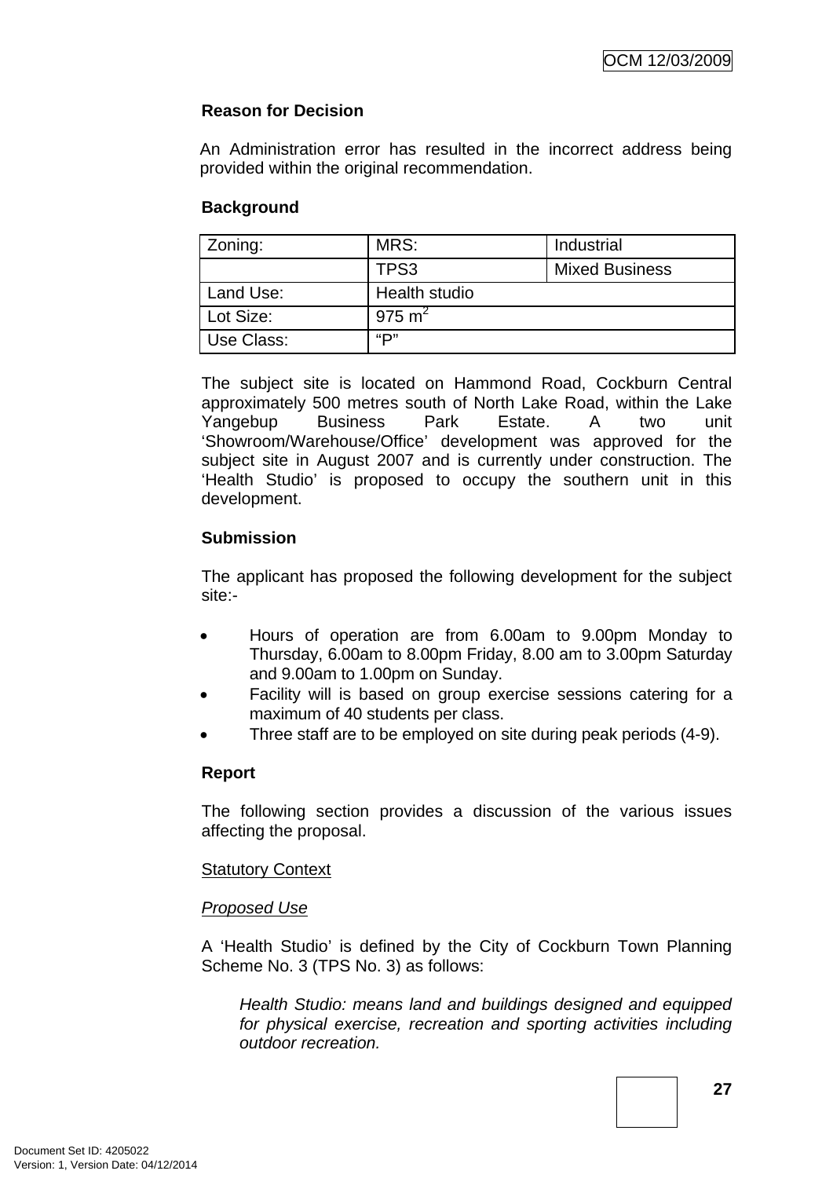**Reason for Decision**

An Administration error has resulted in the incorrect address being provided within the original recommendation.

**Background**

| Zoning: | MRS: | Industrial |
|---|---|---|
| | TPS3 | Mixed Business |
| Land Use: | Health studio | |
| Lot Size: | 975 $m^2$ | |
| Use Class: | “P” | |

The subject site is located on Hammond Road, Cockburn Central approximately 500 metres south of North Lake Road, within the Lake Yangebup Business Park Estate. A two unit ‘Showroom/Warehouse/Office’ development was approved for the subject site in August 2007 and is currently under construction. The ‘Health Studio’ is proposed to occupy the southern unit in this development.

**Submission**

The applicant has proposed the following development for the subject site:-

- Hours of operation are from 6.00am to 9.00pm Monday to Thursday, 6.00am to 8.00pm Friday, 8.00 am to 3.00pm Saturday and 9.00am to 1.00pm on Sunday.
- Facility will is based on group exercise sessions catering for a maximum of 40 students per class.
- Three staff are to be employed on site during peak periods (4-9).

**Report**

The following section provides a discussion of the various issues affecting the proposal.

Statutory Context

*Proposed Use*

A ‘Health Studio’ is defined by the City of Cockburn Town Planning Scheme No. 3 (TPS No. 3) as follows:

> *Health Studio: means land and buildings designed and equipped for physical exercise, recreation and sporting activities including outdoor recreation.*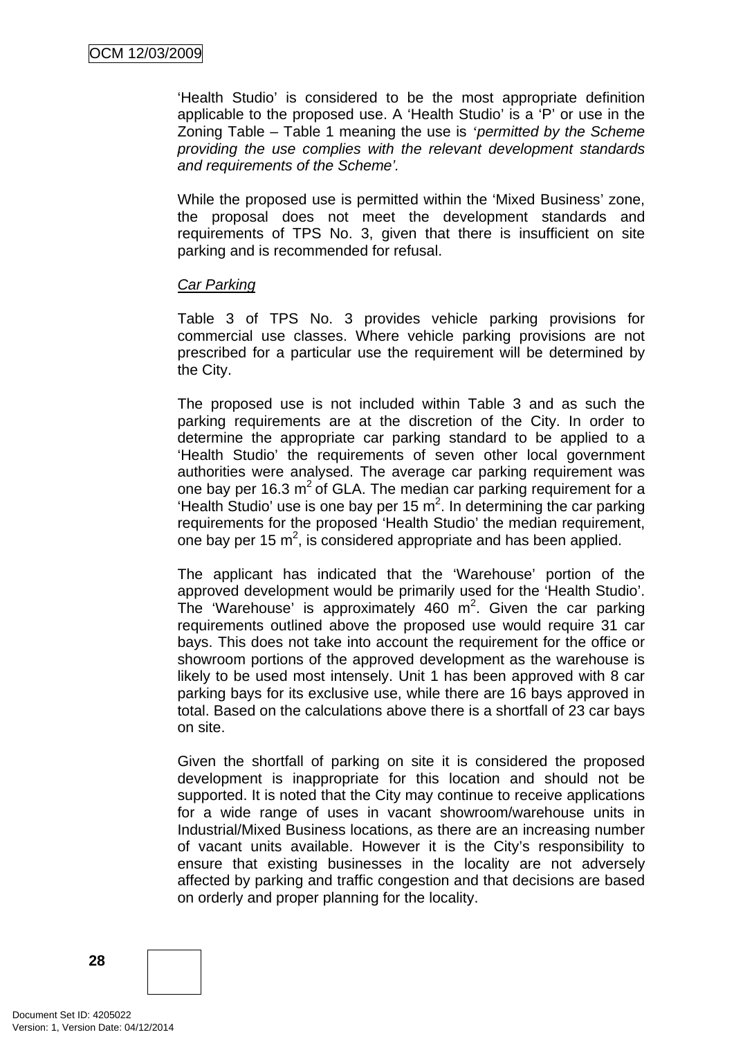'Health Studio' is considered to be the most appropriate definition applicable to the proposed use. A 'Health Studio' is a 'P' or use in the Zoning Table – Table 1 meaning the use is *'permitted by the Scheme providing the use complies with the relevant development standards and requirements of the Scheme'.*

While the proposed use is permitted within the 'Mixed Business' zone, the proposal does not meet the development standards and requirements of TPS No. 3, given that there is insufficient on site parking and is recommended for refusal.

*Car Parking*

Table 3 of TPS No. 3 provides vehicle parking provisions for commercial use classes. Where vehicle parking provisions are not prescribed for a particular use the requirement will be determined by the City.

The proposed use is not included within Table 3 and as such the parking requirements are at the discretion of the City. In order to determine the appropriate car parking standard to be applied to a 'Health Studio' the requirements of seven other local government authorities were analysed. The average car parking requirement was one bay per 16.3 $m^2$ of GLA. The median car parking requirement for a 'Health Studio' use is one bay per 15 $m^2$. In determining the car parking requirements for the proposed 'Health Studio' the median requirement, one bay per 15 $m^2$, is considered appropriate and has been applied.

The applicant has indicated that the 'Warehouse' portion of the approved development would be primarily used for the 'Health Studio'. The 'Warehouse' is approximately 460 $m^2$. Given the car parking requirements outlined above the proposed use would require 31 car bays. This does not take into account the requirement for the office or showroom portions of the approved development as the warehouse is likely to be used most intensely. Unit 1 has been approved with 8 car parking bays for its exclusive use, while there are 16 bays approved in total. Based on the calculations above there is a shortfall of 23 car bays on site.

Given the shortfall of parking on site it is considered the proposed development is inappropriate for this location and should not be supported. It is noted that the City may continue to receive applications for a wide range of uses in vacant showroom/warehouse units in Industrial/Mixed Business locations, as there are an increasing number of vacant units available. However it is the City's responsibility to ensure that existing businesses in the locality are not adversely affected by parking and traffic congestion and that decisions are based on orderly and proper planning for the locality.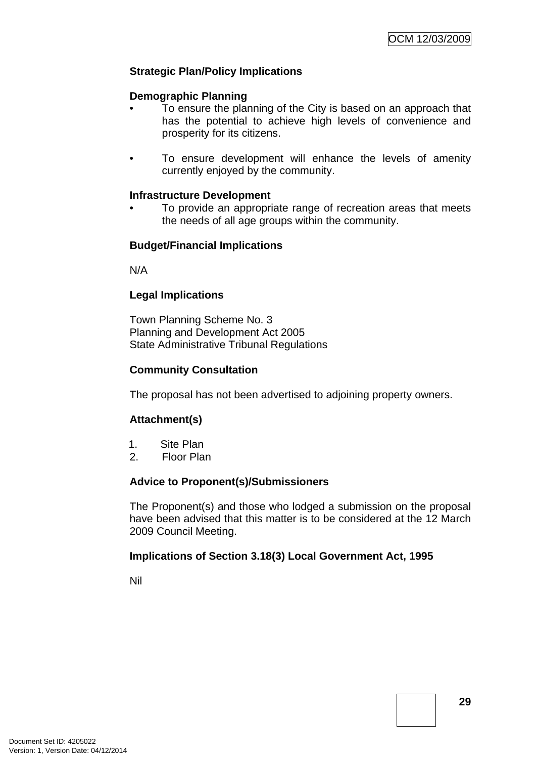**Strategic Plan/Policy Implications**

**Demographic Planning**

- To ensure the planning of the City is based on an approach that has the potential to achieve high levels of convenience and prosperity for its citizens.

- To ensure development will enhance the levels of amenity currently enjoyed by the community.

**Infrastructure Development**

- To provide an appropriate range of recreation areas that meets the needs of all age groups within the community.

**Budget/Financial Implications**

N/A

**Legal Implications**

Town Planning Scheme No. 3
Planning and Development Act 2005
State Administrative Tribunal Regulations

**Community Consultation**

The proposal has not been advertised to adjoining property owners.

**Attachment(s)**

1. Site Plan
2. Floor Plan

**Advice to Proponent(s)/Submissioners**

The Proponent(s) and those who lodged a submission on the proposal have been advised that this matter is to be considered at the 12 March 2009 Council Meeting.

**Implications of Section 3.18(3) Local Government Act, 1995**

Nil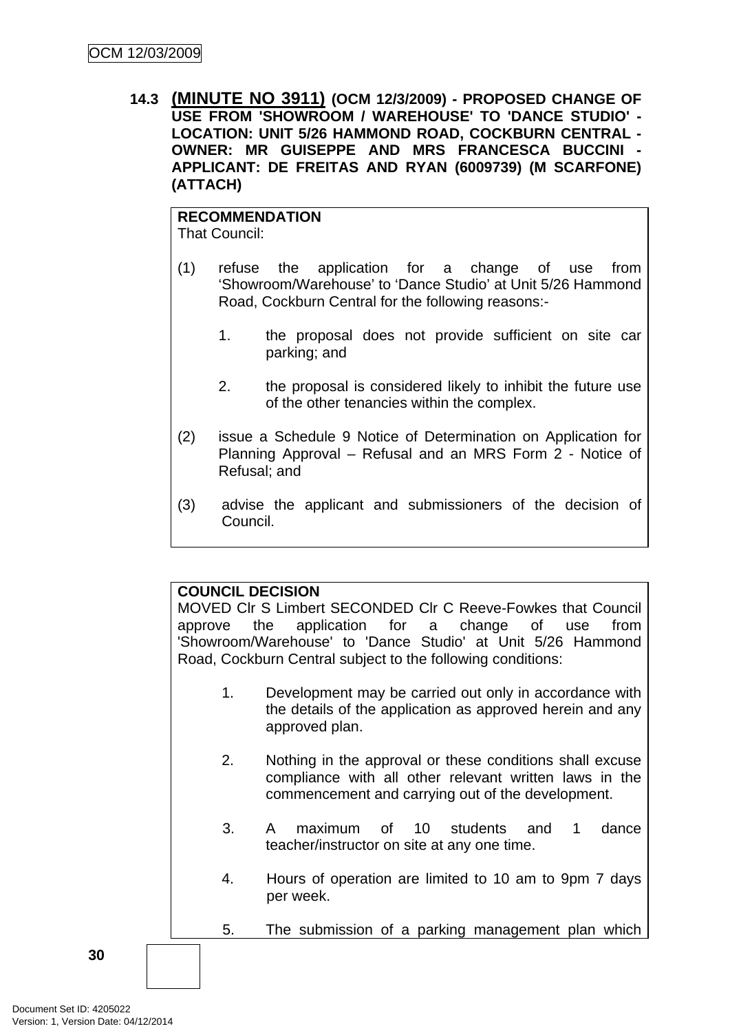**14.3 (MINUTE NO 3911) (OCM 12/3/2009) - PROPOSED CHANGE OF USE FROM 'SHOWROOM / WAREHOUSE' TO 'DANCE STUDIO' - LOCATION: UNIT 5/26 HAMMOND ROAD, COCKBURN CENTRAL - OWNER: MR GUISEPPE AND MRS FRANCESCA BUCCINI - APPLICANT: DE FREITAS AND RYAN (6009739) (M SCARFONE) (ATTACH)**

**RECOMMENDATION**
That Council:

(1) refuse the application for a change of use from ‘Showroom/Warehouse’ to ‘Dance Studio’ at Unit 5/26 Hammond Road, Cockburn Central for the following reasons:-

1. the proposal does not provide sufficient on site car parking; and

2. the proposal is considered likely to inhibit the future use of the other tenancies within the complex.

(2) issue a Schedule 9 Notice of Determination on Application for Planning Approval – Refusal and an MRS Form 2 - Notice of Refusal; and

(3) advise the applicant and submissioners of the decision of Council.

**COUNCIL DECISION**
MOVED Clr S Limbert SECONDED Clr C Reeve-Fowkes that Council approve the application for a change of use from 'Showroom/Warehouse' to 'Dance Studio' at Unit 5/26 Hammond Road, Cockburn Central subject to the following conditions:

1. Development may be carried out only in accordance with the details of the application as approved herein and any approved plan.

2. Nothing in the approval or these conditions shall excuse compliance with all other relevant written laws in the commencement and carrying out of the development.

3. A maximum of 10 students and 1 dance teacher/instructor on site at any one time.

4. Hours of operation are limited to 10 am to 9pm 7 days per week.

5. The submission of a parking management plan which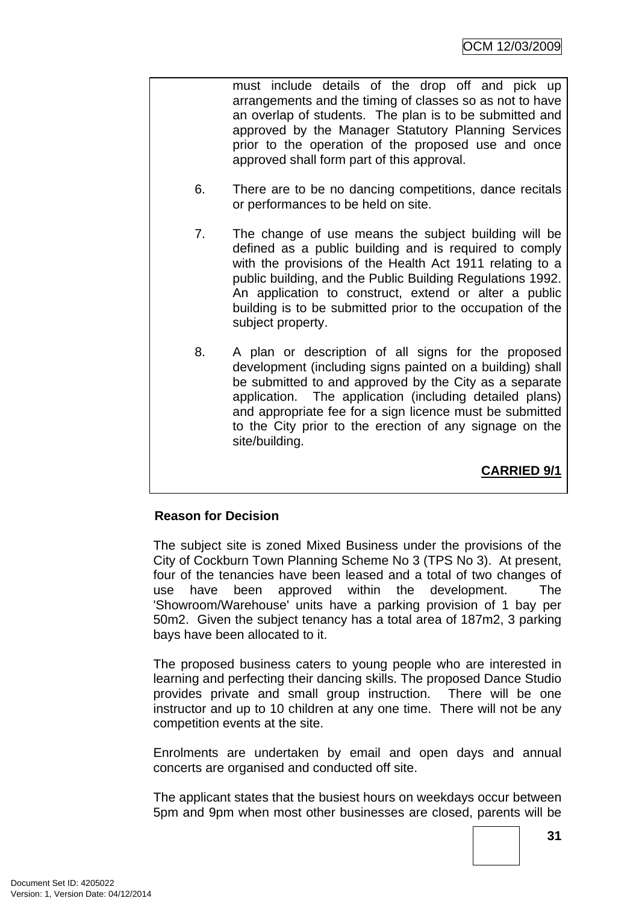must include details of the drop off and pick up arrangements and the timing of classes so as not to have an overlap of students. The plan is to be submitted and approved by the Manager Statutory Planning Services prior to the operation of the proposed use and once approved shall form part of this approval.

6. There are to be no dancing competitions, dance recitals or performances to be held on site.

7. The change of use means the subject building will be defined as a public building and is required to comply with the provisions of the Health Act 1911 relating to a public building, and the Public Building Regulations 1992. An application to construct, extend or alter a public building is to be submitted prior to the occupation of the subject property.

8. A plan or description of all signs for the proposed development (including signs painted on a building) shall be submitted to and approved by the City as a separate application. The application (including detailed plans) and appropriate fee for a sign licence must be submitted to the City prior to the erection of any signage on the site/building.

**CARRIED 9/1**

**Reason for Decision**

The subject site is zoned Mixed Business under the provisions of the City of Cockburn Town Planning Scheme No 3 (TPS No 3). At present, four of the tenancies have been leased and a total of two changes of use have been approved within the development. The 'Showroom/Warehouse' units have a parking provision of 1 bay per 50m2. Given the subject tenancy has a total area of 187m2, 3 parking bays have been allocated to it.

The proposed business caters to young people who are interested in learning and perfecting their dancing skills. The proposed Dance Studio provides private and small group instruction. There will be one instructor and up to 10 children at any one time. There will not be any competition events at the site.

Enrolments are undertaken by email and open days and annual concerts are organised and conducted off site.

The applicant states that the busiest hours on weekdays occur between 5pm and 9pm when most other businesses are closed, parents will be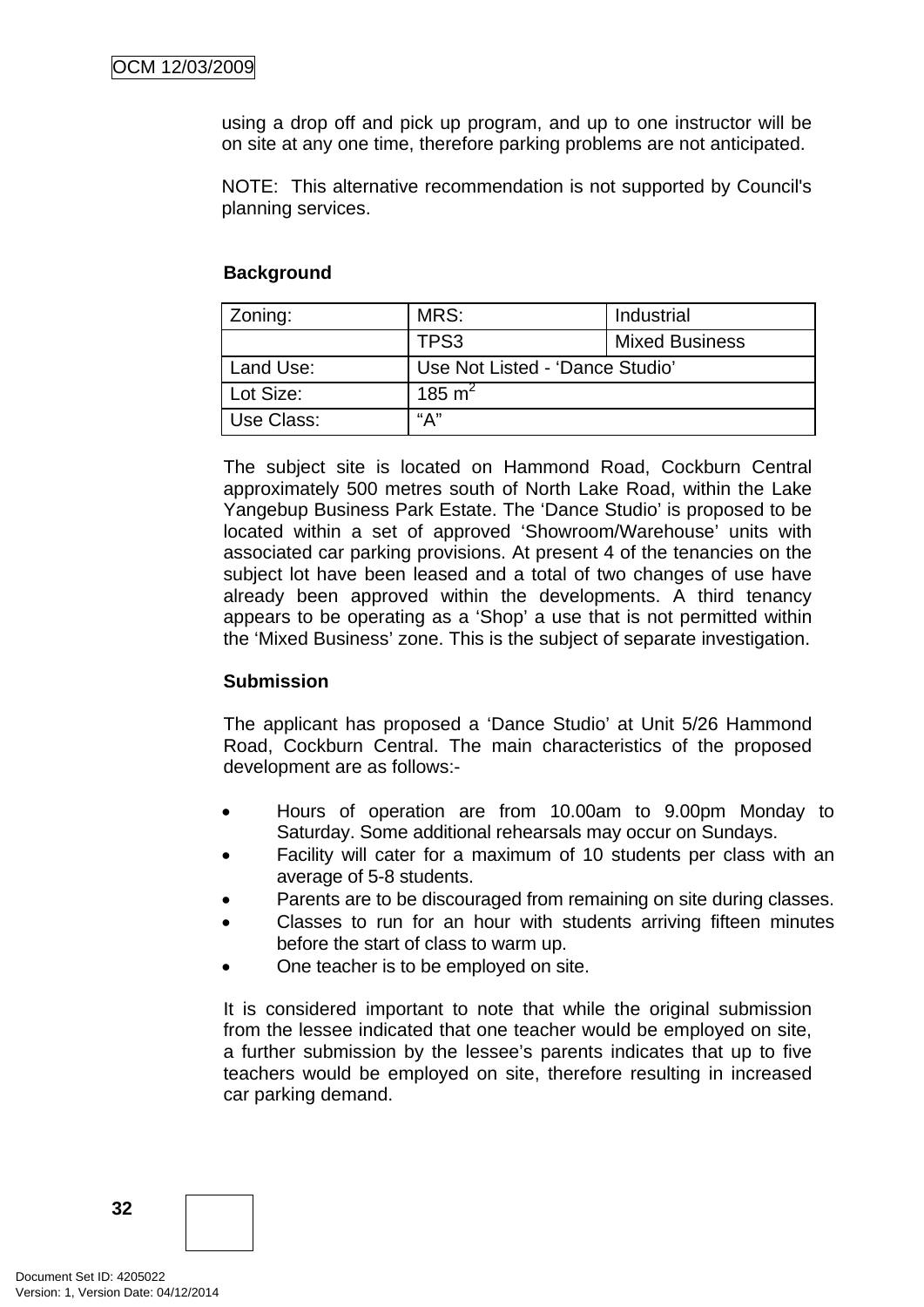using a drop off and pick up program, and up to one instructor will be on site at any one time, therefore parking problems are not anticipated.

NOTE: This alternative recommendation is not supported by Council's planning services.

**Background**

| Zoning: | MRS: | Industrial |
|---|---|---|
| | TPS3 | Mixed Business |
| Land Use: | Use Not Listed - 'Dance Studio' | |
| Lot Size: | 185 $m^2$ | |
| Use Class: | "A" | |

The subject site is located on Hammond Road, Cockburn Central approximately 500 metres south of North Lake Road, within the Lake Yangebup Business Park Estate. The 'Dance Studio' is proposed to be located within a set of approved 'Showroom/Warehouse' units with associated car parking provisions. At present 4 of the tenancies on the subject lot have been leased and a total of two changes of use have already been approved within the developments. A third tenancy appears to be operating as a 'Shop' a use that is not permitted within the 'Mixed Business' zone. This is the subject of separate investigation.

**Submission**

The applicant has proposed a 'Dance Studio' at Unit 5/26 Hammond Road, Cockburn Central. The main characteristics of the proposed development are as follows:-

- Hours of operation are from 10.00am to 9.00pm Monday to Saturday. Some additional rehearsals may occur on Sundays.
- Facility will cater for a maximum of 10 students per class with an average of 5-8 students.
- Parents are to be discouraged from remaining on site during classes.
- Classes to run for an hour with students arriving fifteen minutes before the start of class to warm up.
- One teacher is to be employed on site.

It is considered important to note that while the original submission from the lessee indicated that one teacher would be employed on site, a further submission by the lessee's parents indicates that up to five teachers would be employed on site, therefore resulting in increased car parking demand.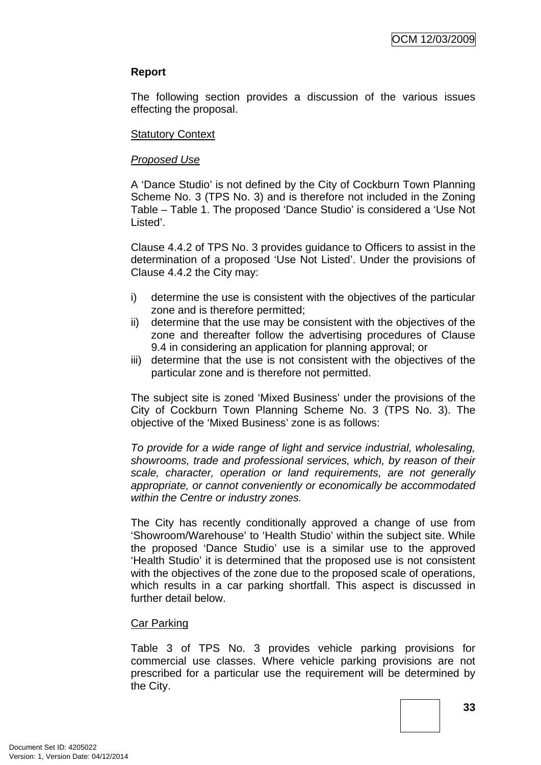**Report**

The following section provides a discussion of the various issues effecting the proposal.

Statutory Context

*Proposed Use*

A 'Dance Studio' is not defined by the City of Cockburn Town Planning Scheme No. 3 (TPS No. 3) and is therefore not included in the Zoning Table – Table 1. The proposed 'Dance Studio' is considered a 'Use Not Listed'.

Clause 4.4.2 of TPS No. 3 provides guidance to Officers to assist in the determination of a proposed 'Use Not Listed'. Under the provisions of Clause 4.4.2 the City may:

i) determine the use is consistent with the objectives of the particular zone and is therefore permitted;
ii) determine that the use may be consistent with the objectives of the zone and thereafter follow the advertising procedures of Clause 9.4 in considering an application for planning approval; or
iii) determine that the use is not consistent with the objectives of the particular zone and is therefore not permitted.

The subject site is zoned 'Mixed Business' under the provisions of the City of Cockburn Town Planning Scheme No. 3 (TPS No. 3). The objective of the 'Mixed Business' zone is as follows:

*To provide for a wide range of light and service industrial, wholesaling, showrooms, trade and professional services, which, by reason of their scale, character, operation or land requirements, are not generally appropriate, or cannot conveniently or economically be accommodated within the Centre or industry zones.*

The City has recently conditionally approved a change of use from 'Showroom/Warehouse' to 'Health Studio' within the subject site. While the proposed 'Dance Studio' use is a similar use to the approved 'Health Studio' it is determined that the proposed use is not consistent with the objectives of the zone due to the proposed scale of operations, which results in a car parking shortfall. This aspect is discussed in further detail below.

Car Parking

Table 3 of TPS No. 3 provides vehicle parking provisions for commercial use classes. Where vehicle parking provisions are not prescribed for a particular use the requirement will be determined by the City.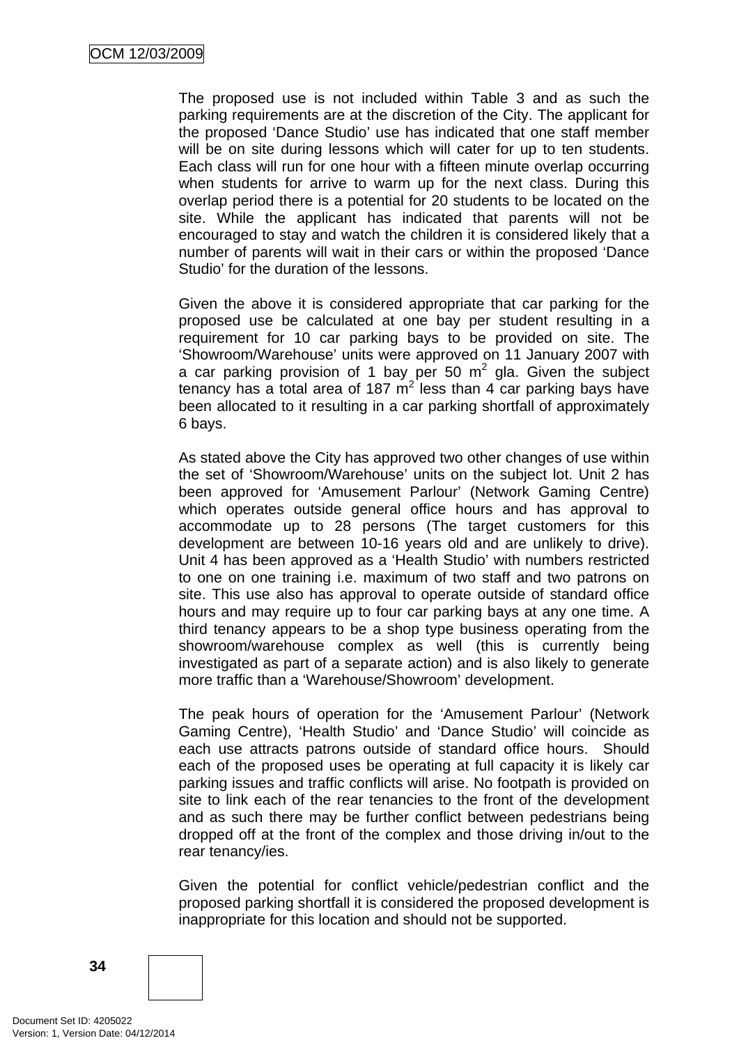The proposed use is not included within Table 3 and as such the parking requirements are at the discretion of the City. The applicant for the proposed 'Dance Studio' use has indicated that one staff member will be on site during lessons which will cater for up to ten students. Each class will run for one hour with a fifteen minute overlap occurring when students for arrive to warm up for the next class. During this overlap period there is a potential for 20 students to be located on the site. While the applicant has indicated that parents will not be encouraged to stay and watch the children it is considered likely that a number of parents will wait in their cars or within the proposed 'Dance Studio' for the duration of the lessons.

Given the above it is considered appropriate that car parking for the proposed use be calculated at one bay per student resulting in a requirement for 10 car parking bays to be provided on site. The 'Showroom/Warehouse' units were approved on 11 January 2007 with a car parking provision of 1 bay per 50 $m^2$ gla. Given the subject tenancy has a total area of 187 $m^2$ less than 4 car parking bays have been allocated to it resulting in a car parking shortfall of approximately 6 bays.

As stated above the City has approved two other changes of use within the set of 'Showroom/Warehouse' units on the subject lot. Unit 2 has been approved for 'Amusement Parlour' (Network Gaming Centre) which operates outside general office hours and has approval to accommodate up to 28 persons (The target customers for this development are between 10-16 years old and are unlikely to drive). Unit 4 has been approved as a 'Health Studio' with numbers restricted to one on one training i.e. maximum of two staff and two patrons on site. This use also has approval to operate outside of standard office hours and may require up to four car parking bays at any one time. A third tenancy appears to be a shop type business operating from the showroom/warehouse complex as well (this is currently being investigated as part of a separate action) and is also likely to generate more traffic than a 'Warehouse/Showroom' development.

The peak hours of operation for the 'Amusement Parlour' (Network Gaming Centre), 'Health Studio' and 'Dance Studio' will coincide as each use attracts patrons outside of standard office hours. Should each of the proposed uses be operating at full capacity it is likely car parking issues and traffic conflicts will arise. No footpath is provided on site to link each of the rear tenancies to the front of the development and as such there may be further conflict between pedestrians being dropped off at the front of the complex and those driving in/out to the rear tenancy/ies.

Given the potential for conflict vehicle/pedestrian conflict and the proposed parking shortfall it is considered the proposed development is inappropriate for this location and should not be supported.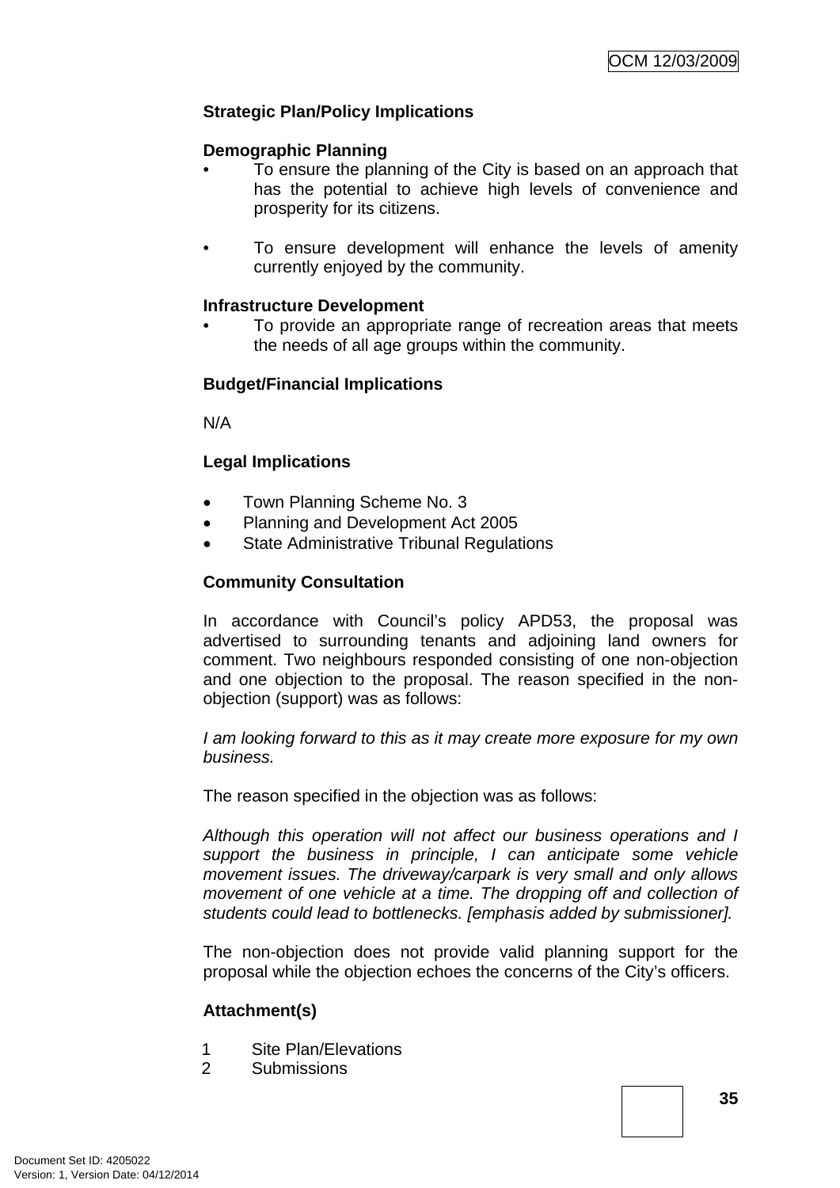**Strategic Plan/Policy Implications**

**Demographic Planning**

- To ensure the planning of the City is based on an approach that has the potential to achieve high levels of convenience and prosperity for its citizens.

- To ensure development will enhance the levels of amenity currently enjoyed by the community.

**Infrastructure Development**

- To provide an appropriate range of recreation areas that meets the needs of all age groups within the community.

**Budget/Financial Implications**

N/A

**Legal Implications**

- Town Planning Scheme No. 3
- Planning and Development Act 2005
- State Administrative Tribunal Regulations

**Community Consultation**

In accordance with Council's policy APD53, the proposal was advertised to surrounding tenants and adjoining land owners for comment. Two neighbours responded consisting of one non-objection and one objection to the proposal. The reason specified in the non-objection (support) was as follows:

*I am looking forward to this as it may create more exposure for my own business.*

The reason specified in the objection was as follows:

*Although this operation will not affect our business operations and I support the business in principle, I can anticipate some vehicle movement issues. The driveway/carpark is very small and only allows movement of one vehicle at a time. The dropping off and collection of students could lead to bottlenecks. [emphasis added by submissioner].*

The non-objection does not provide valid planning support for the proposal while the objection echoes the concerns of the City's officers.

**Attachment(s)**

1. Site Plan/Elevations
2. Submissions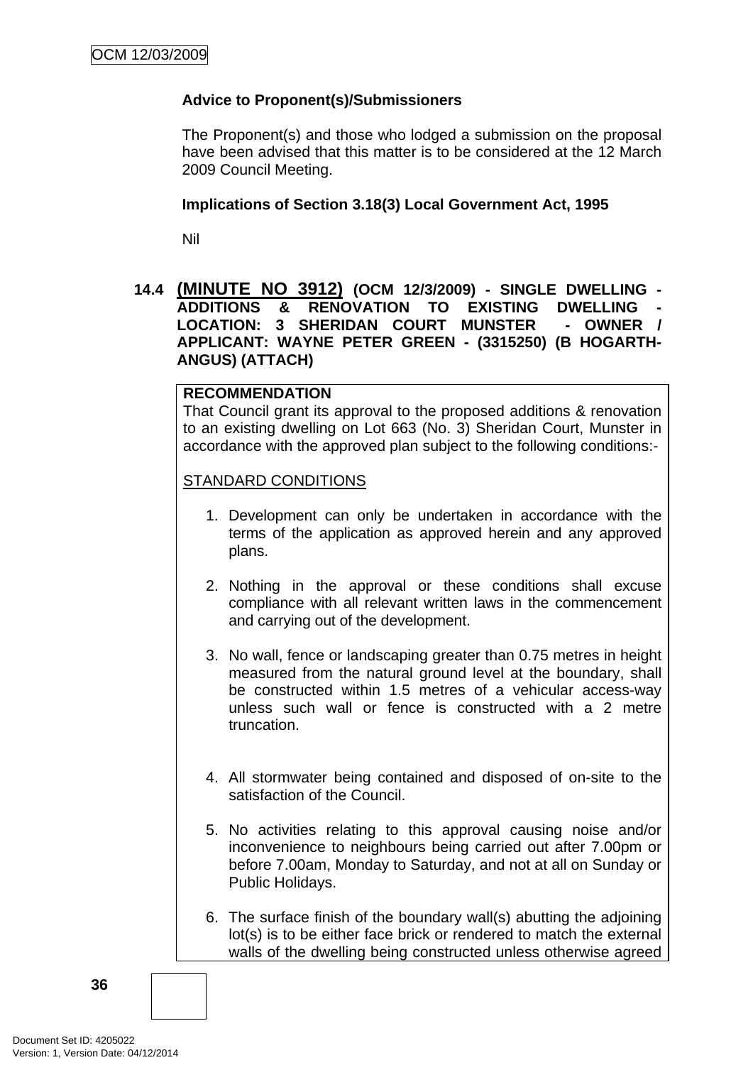**Advice to Proponent(s)/Submissioners**

The Proponent(s) and those who lodged a submission on the proposal have been advised that this matter is to be considered at the 12 March 2009 Council Meeting.

**Implications of Section 3.18(3) Local Government Act, 1995**

Nil

### 14.4 (MINUTE NO 3912) (OCM 12/3/2009) - SINGLE DWELLING - ADDITIONS & RENOVATION TO EXISTING DWELLING - LOCATION: 3 SHERIDAN COURT MUNSTER - OWNER / APPLICANT: WAYNE PETER GREEN - (3315250) (B HOGARTH-ANGUS) (ATTACH)

**RECOMMENDATION**

That Council grant its approval to the proposed additions & renovation to an existing dwelling on Lot 663 (No. 3) Sheridan Court, Munster in accordance with the approved plan subject to the following conditions:-

STANDARD CONDITIONS

1. Development can only be undertaken in accordance with the terms of the application as approved herein and any approved plans.

2. Nothing in the approval or these conditions shall excuse compliance with all relevant written laws in the commencement and carrying out of the development.

3. No wall, fence or landscaping greater than 0.75 metres in height measured from the natural ground level at the boundary, shall be constructed within 1.5 metres of a vehicular access-way unless such wall or fence is constructed with a 2 metre truncation.

4. All stormwater being contained and disposed of on-site to the satisfaction of the Council.

5. No activities relating to this approval causing noise and/or inconvenience to neighbours being carried out after 7.00pm or before 7.00am, Monday to Saturday, and not at all on Sunday or Public Holidays.

6. The surface finish of the boundary wall(s) abutting the adjoining lot(s) is to be either face brick or rendered to match the external walls of the dwelling being constructed unless otherwise agreed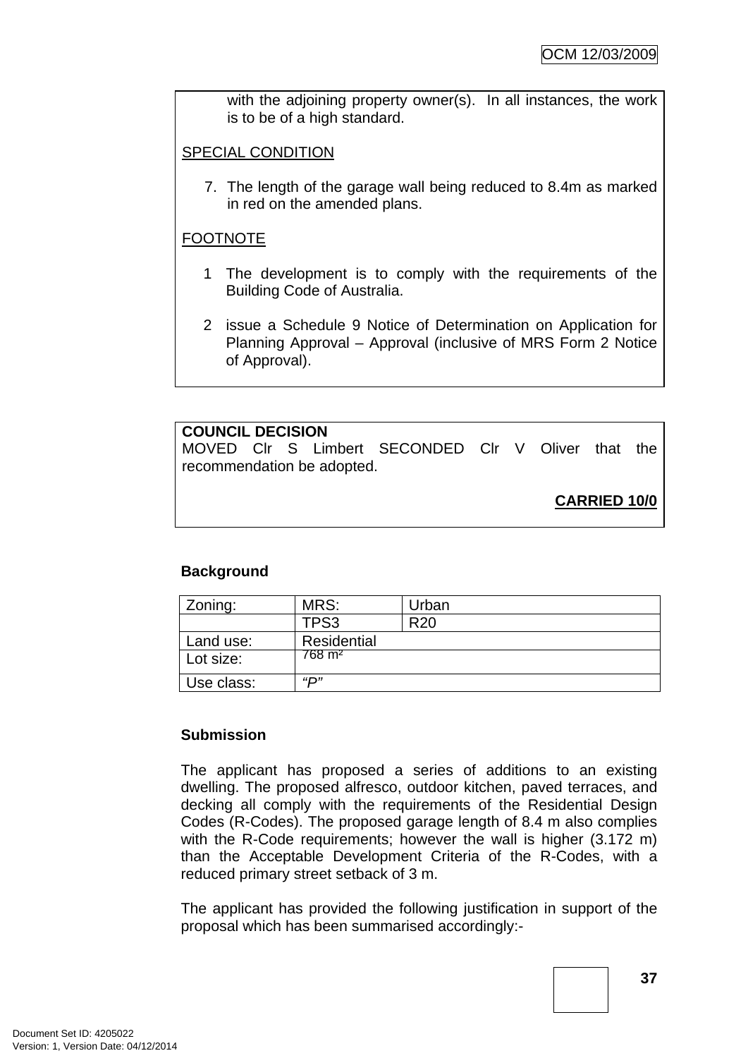with the adjoining property owner(s). In all instances, the work is to be of a high standard.

SPECIAL CONDITION

7. The length of the garage wall being reduced to 8.4m as marked in red on the amended plans.

FOOTNOTE

1 The development is to comply with the requirements of the Building Code of Australia.

2 issue a Schedule 9 Notice of Determination on Application for Planning Approval – Approval (inclusive of MRS Form 2 Notice of Approval).

**COUNCIL DECISION**
MOVED Clr S Limbert SECONDED Clr V Oliver that the recommendation be adopted.

**CARRIED 10/0**

**Background**

| Zoning: | MRS: | Urban |
|---|---|---|
| | TPS3 | R20 |
| Land use: | Residential | |
| Lot size: | 768 m² | |
| Use class: | *"P"* | |

**Submission**

The applicant has proposed a series of additions to an existing dwelling. The proposed alfresco, outdoor kitchen, paved terraces, and decking all comply with the requirements of the Residential Design Codes (R-Codes). The proposed garage length of 8.4 m also complies with the R-Code requirements; however the wall is higher (3.172 m) than the Acceptable Development Criteria of the R-Codes, with a reduced primary street setback of 3 m.

The applicant has provided the following justification in support of the proposal which has been summarised accordingly:-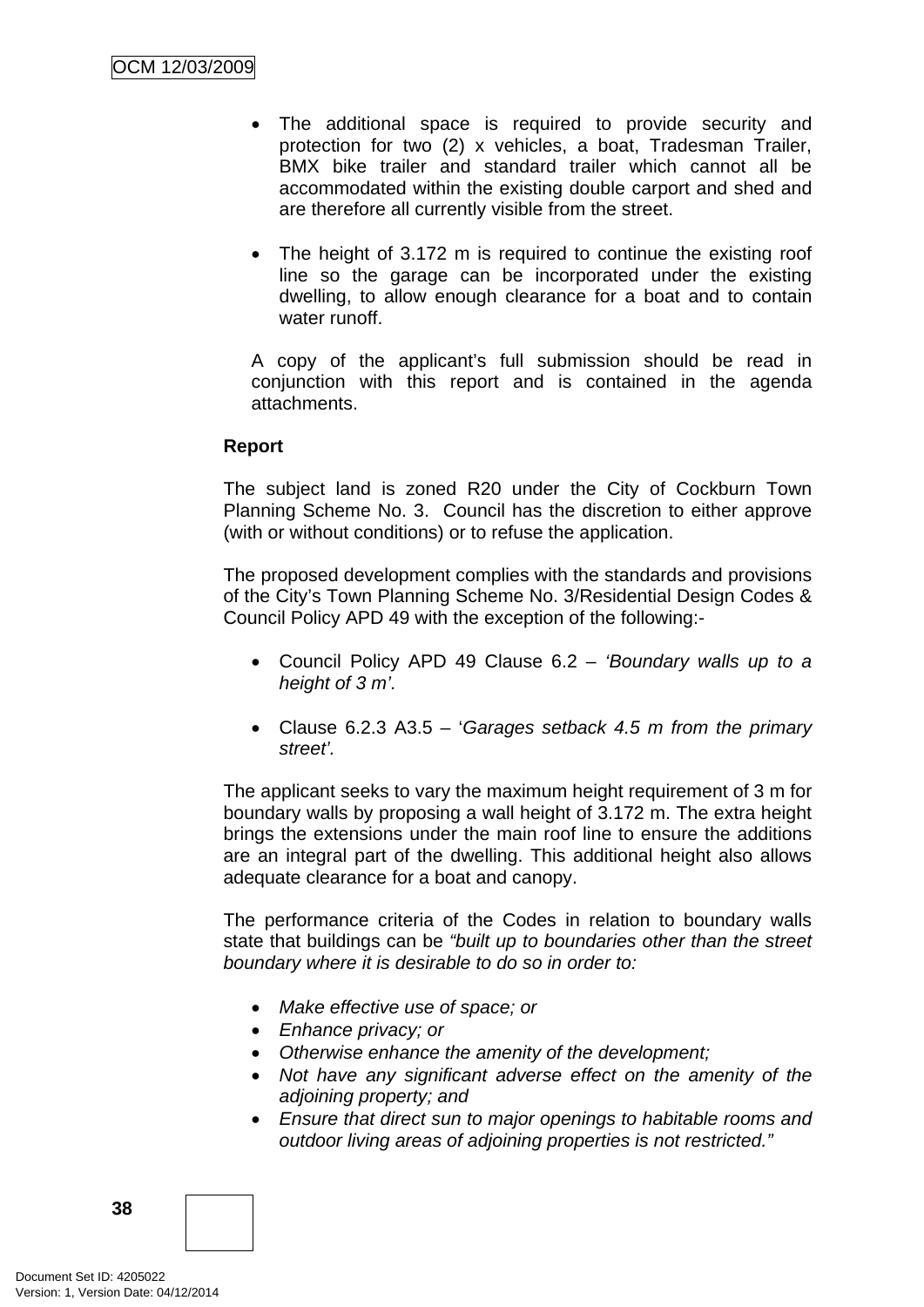- The additional space is required to provide security and protection for two (2) x vehicles, a boat, Tradesman Trailer, BMX bike trailer and standard trailer which cannot all be accommodated within the existing double carport and shed and are therefore all currently visible from the street.

- The height of 3.172 m is required to continue the existing roof line so the garage can be incorporated under the existing dwelling, to allow enough clearance for a boat and to contain water runoff.

A copy of the applicant's full submission should be read in conjunction with this report and is contained in the agenda attachments.

**Report**

The subject land is zoned R20 under the City of Cockburn Town Planning Scheme No. 3. Council has the discretion to either approve (with or without conditions) or to refuse the application.

The proposed development complies with the standards and provisions of the City's Town Planning Scheme No. 3/Residential Design Codes & Council Policy APD 49 with the exception of the following:-

- Council Policy APD 49 Clause 6.2 – *'Boundary walls up to a height of 3 m'.*

- Clause 6.2.3 A3.5 – '*Garages setback 4.5 m from the primary street'.*

The applicant seeks to vary the maximum height requirement of 3 m for boundary walls by proposing a wall height of 3.172 m. The extra height brings the extensions under the main roof line to ensure the additions are an integral part of the dwelling. This additional height also allows adequate clearance for a boat and canopy.

The performance criteria of the Codes in relation to boundary walls state that buildings can be *"built up to boundaries other than the street boundary where it is desirable to do so in order to:*

- *Make effective use of space; or*
- *Enhance privacy; or*
- *Otherwise enhance the amenity of the development;*
- *Not have any significant adverse effect on the amenity of the adjoining property; and*
- *Ensure that direct sun to major openings to habitable rooms and outdoor living areas of adjoining properties is not restricted."*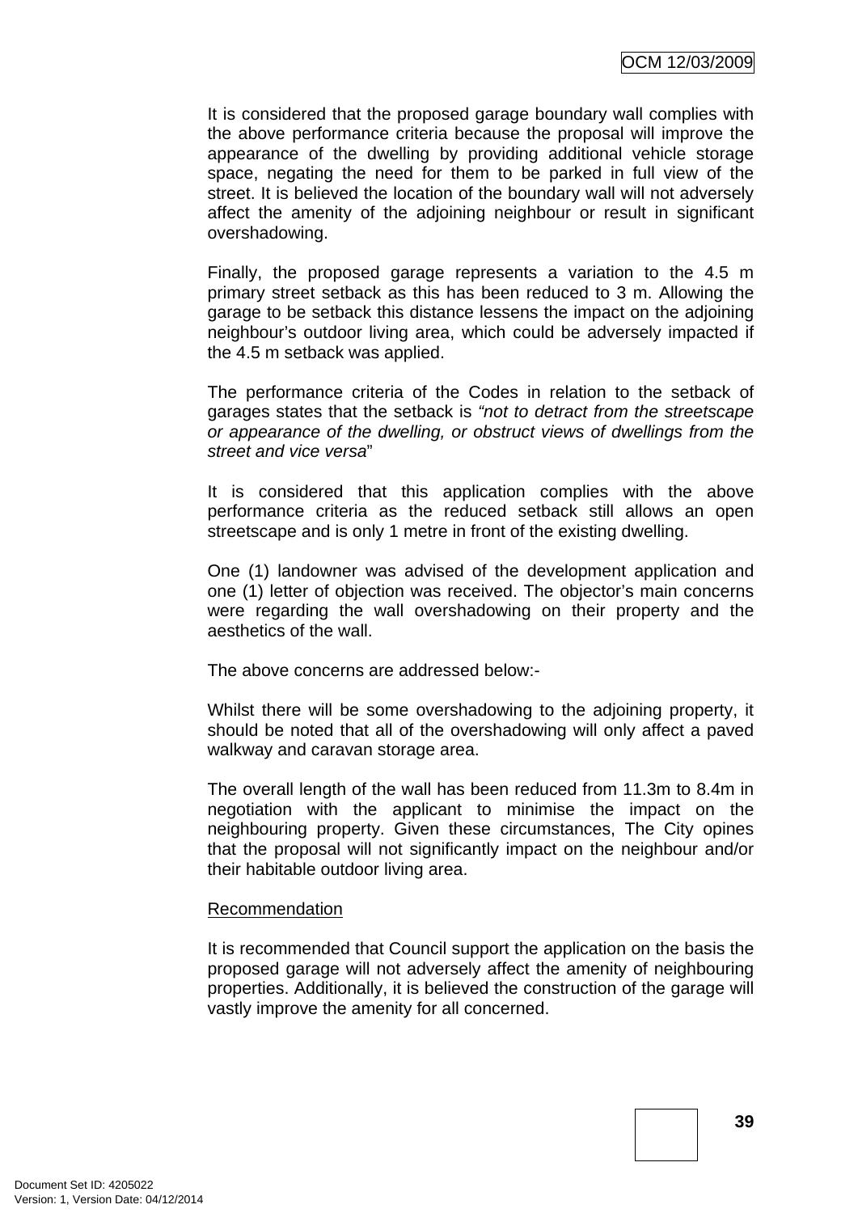It is considered that the proposed garage boundary wall complies with the above performance criteria because the proposal will improve the appearance of the dwelling by providing additional vehicle storage space, negating the need for them to be parked in full view of the street. It is believed the location of the boundary wall will not adversely affect the amenity of the adjoining neighbour or result in significant overshadowing.

Finally, the proposed garage represents a variation to the 4.5 m primary street setback as this has been reduced to 3 m. Allowing the garage to be setback this distance lessens the impact on the adjoining neighbour's outdoor living area, which could be adversely impacted if the 4.5 m setback was applied.

The performance criteria of the Codes in relation to the setback of garages states that the setback is *"not to detract from the streetscape or appearance of the dwelling, or obstruct views of dwellings from the street and vice versa*"

It is considered that this application complies with the above performance criteria as the reduced setback still allows an open streetscape and is only 1 metre in front of the existing dwelling.

One (1) landowner was advised of the development application and one (1) letter of objection was received. The objector's main concerns were regarding the wall overshadowing on their property and the aesthetics of the wall.

The above concerns are addressed below:-

Whilst there will be some overshadowing to the adjoining property, it should be noted that all of the overshadowing will only affect a paved walkway and caravan storage area.

The overall length of the wall has been reduced from 11.3m to 8.4m in negotiation with the applicant to minimise the impact on the neighbouring property. Given these circumstances, The City opines that the proposal will not significantly impact on the neighbour and/or their habitable outdoor living area.

Recommendation

It is recommended that Council support the application on the basis the proposed garage will not adversely affect the amenity of neighbouring properties. Additionally, it is believed the construction of the garage will vastly improve the amenity for all concerned.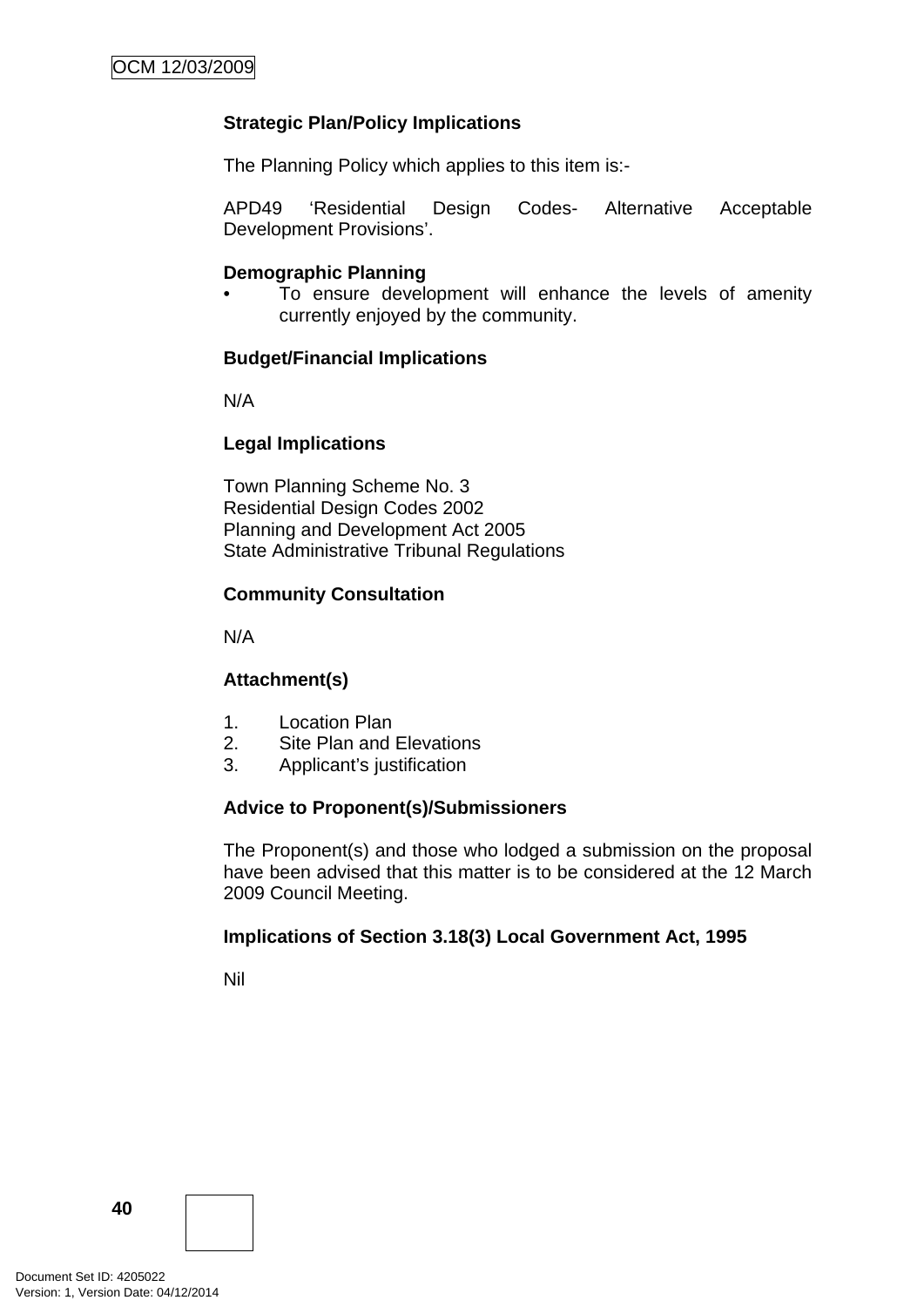**Strategic Plan/Policy Implications**

The Planning Policy which applies to this item is:-

APD49 'Residential Design Codes- Alternative Acceptable Development Provisions'.

**Demographic Planning**

- To ensure development will enhance the levels of amenity currently enjoyed by the community.

**Budget/Financial Implications**

N/A

**Legal Implications**

Town Planning Scheme No. 3
Residential Design Codes 2002
Planning and Development Act 2005
State Administrative Tribunal Regulations

**Community Consultation**

N/A

**Attachment(s)**

1. Location Plan
2. Site Plan and Elevations
3. Applicant's justification

**Advice to Proponent(s)/Submissioners**

The Proponent(s) and those who lodged a submission on the proposal have been advised that this matter is to be considered at the 12 March 2009 Council Meeting.

**Implications of Section 3.18(3) Local Government Act, 1995**

Nil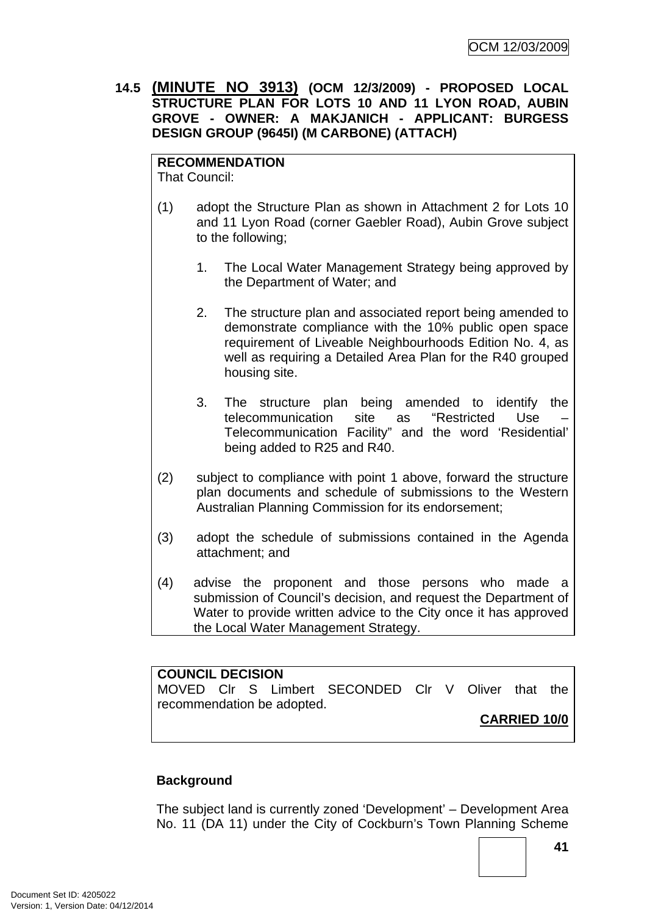**14.5 (MINUTE NO 3913) (OCM 12/3/2009) - PROPOSED LOCAL STRUCTURE PLAN FOR LOTS 10 AND 11 LYON ROAD, AUBIN GROVE - OWNER: A MAKJANICH - APPLICANT: BURGESS DESIGN GROUP (9645I) (M CARBONE) (ATTACH)**

**RECOMMENDATION**
That Council:

(1) adopt the Structure Plan as shown in Attachment 2 for Lots 10 and 11 Lyon Road (corner Gaebler Road), Aubin Grove subject to the following;

1. The Local Water Management Strategy being approved by the Department of Water; and

2. The structure plan and associated report being amended to demonstrate compliance with the 10% public open space requirement of Liveable Neighbourhoods Edition No. 4, as well as requiring a Detailed Area Plan for the R40 grouped housing site.

3. The structure plan being amended to identify the telecommunication site as "Restricted Use – Telecommunication Facility" and the word 'Residential' being added to R25 and R40.

(2) subject to compliance with point 1 above, forward the structure plan documents and schedule of submissions to the Western Australian Planning Commission for its endorsement;

(3) adopt the schedule of submissions contained in the Agenda attachment; and

(4) advise the proponent and those persons who made a submission of Council's decision, and request the Department of Water to provide written advice to the City once it has approved the Local Water Management Strategy.

**COUNCIL DECISION**
MOVED Clr S Limbert SECONDED Clr V Oliver that the recommendation be adopted.

**CARRIED 10/0**

**Background**

The subject land is currently zoned 'Development' – Development Area No. 11 (DA 11) under the City of Cockburn's Town Planning Scheme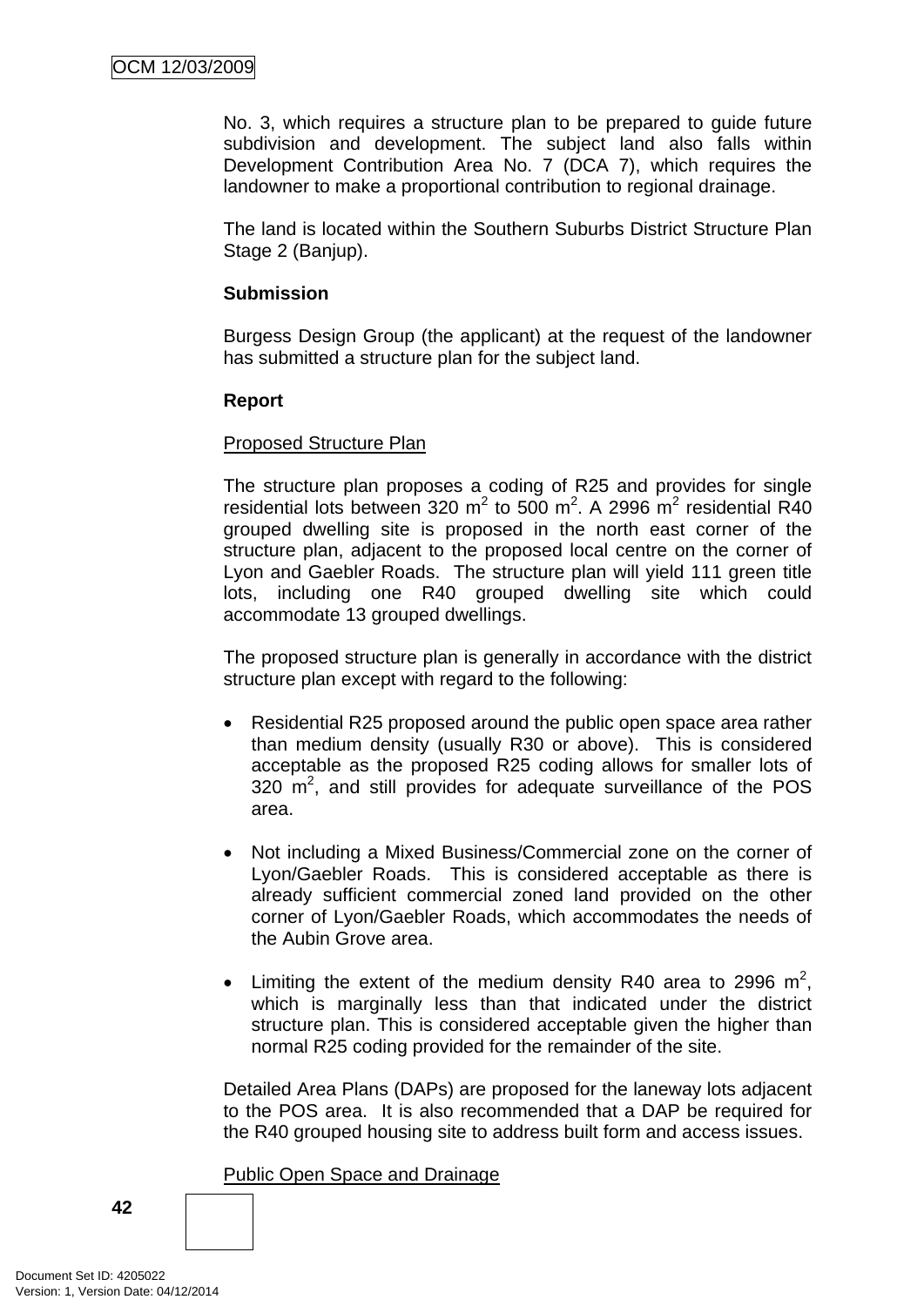No. 3, which requires a structure plan to be prepared to guide future subdivision and development. The subject land also falls within Development Contribution Area No. 7 (DCA 7), which requires the landowner to make a proportional contribution to regional drainage.

The land is located within the Southern Suburbs District Structure Plan Stage 2 (Banjup).

**Submission**

Burgess Design Group (the applicant) at the request of the landowner has submitted a structure plan for the subject land.

**Report**

Proposed Structure Plan

The structure plan proposes a coding of R25 and provides for single residential lots between 320 $m^2$ to 500 $m^2$. A 2996 $m^2$ residential R40 grouped dwelling site is proposed in the north east corner of the structure plan, adjacent to the proposed local centre on the corner of Lyon and Gaebler Roads. The structure plan will yield 111 green title lots, including one R40 grouped dwelling site which could accommodate 13 grouped dwellings.

The proposed structure plan is generally in accordance with the district structure plan except with regard to the following:

- Residential R25 proposed around the public open space area rather than medium density (usually R30 or above). This is considered acceptable as the proposed R25 coding allows for smaller lots of 320 $m^2$, and still provides for adequate surveillance of the POS area.

- Not including a Mixed Business/Commercial zone on the corner of Lyon/Gaebler Roads. This is considered acceptable as there is already sufficient commercial zoned land provided on the other corner of Lyon/Gaebler Roads, which accommodates the needs of the Aubin Grove area.

- Limiting the extent of the medium density R40 area to 2996 $m^2$, which is marginally less than that indicated under the district structure plan. This is considered acceptable given the higher than normal R25 coding provided for the remainder of the site.

Detailed Area Plans (DAPs) are proposed for the laneway lots adjacent to the POS area. It is also recommended that a DAP be required for the R40 grouped housing site to address built form and access issues.

Public Open Space and Drainage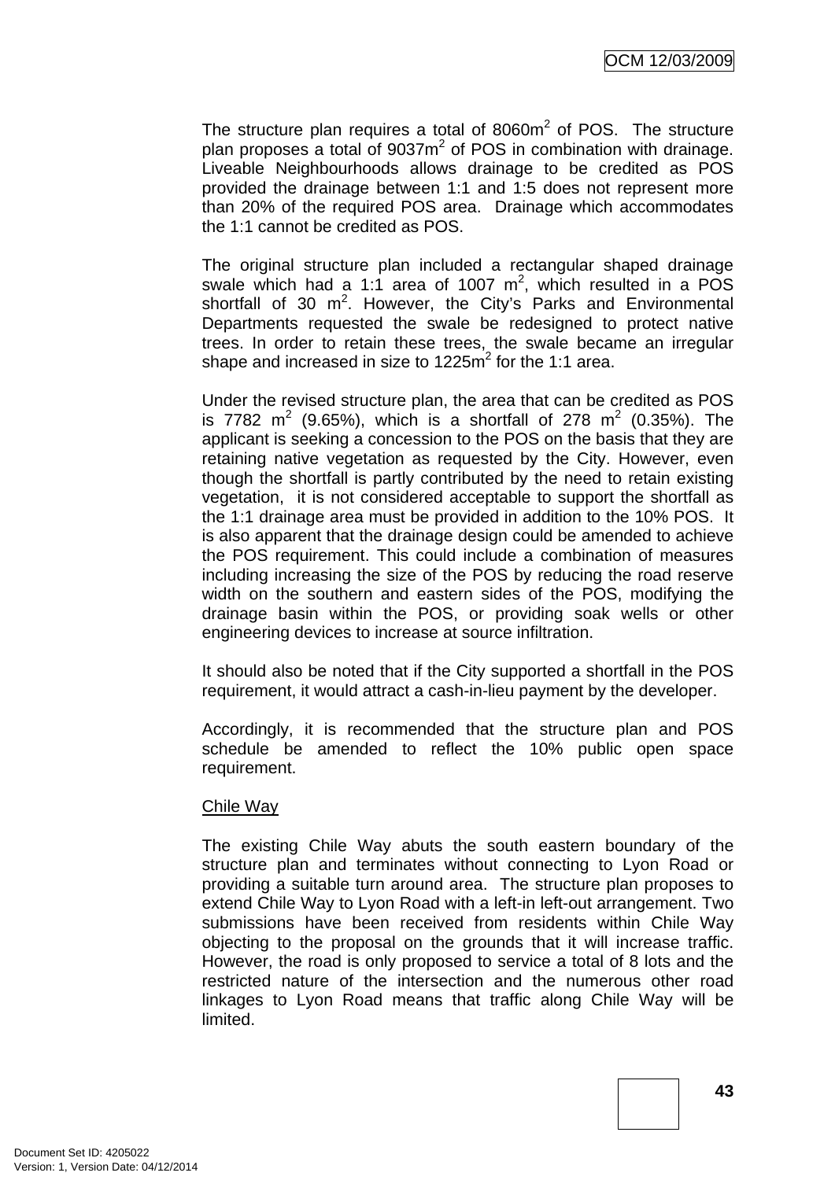The structure plan requires a total of 8060m$^2$ of POS. The structure plan proposes a total of 9037m$^2$ of POS in combination with drainage. Liveable Neighbourhoods allows drainage to be credited as POS provided the drainage between 1:1 and 1:5 does not represent more than 20% of the required POS area. Drainage which accommodates the 1:1 cannot be credited as POS.

The original structure plan included a rectangular shaped drainage swale which had a 1:1 area of 1007 m$^2$, which resulted in a POS shortfall of 30 m$^2$. However, the City's Parks and Environmental Departments requested the swale be redesigned to protect native trees. In order to retain these trees, the swale became an irregular shape and increased in size to 1225m$^2$ for the 1:1 area.

Under the revised structure plan, the area that can be credited as POS is 7782 m$^2$ (9.65%), which is a shortfall of 278 m$^2$ (0.35%). The applicant is seeking a concession to the POS on the basis that they are retaining native vegetation as requested by the City. However, even though the shortfall is partly contributed by the need to retain existing vegetation, it is not considered acceptable to support the shortfall as the 1:1 drainage area must be provided in addition to the 10% POS. It is also apparent that the drainage design could be amended to achieve the POS requirement. This could include a combination of measures including increasing the size of the POS by reducing the road reserve width on the southern and eastern sides of the POS, modifying the drainage basin within the POS, or providing soak wells or other engineering devices to increase at source infiltration.

It should also be noted that if the City supported a shortfall in the POS requirement, it would attract a cash-in-lieu payment by the developer.

Accordingly, it is recommended that the structure plan and POS schedule be amended to reflect the 10% public open space requirement.

Chile Way

The existing Chile Way abuts the south eastern boundary of the structure plan and terminates without connecting to Lyon Road or providing a suitable turn around area. The structure plan proposes to extend Chile Way to Lyon Road with a left-in left-out arrangement. Two submissions have been received from residents within Chile Way objecting to the proposal on the grounds that it will increase traffic. However, the road is only proposed to service a total of 8 lots and the restricted nature of the intersection and the numerous other road linkages to Lyon Road means that traffic along Chile Way will be limited.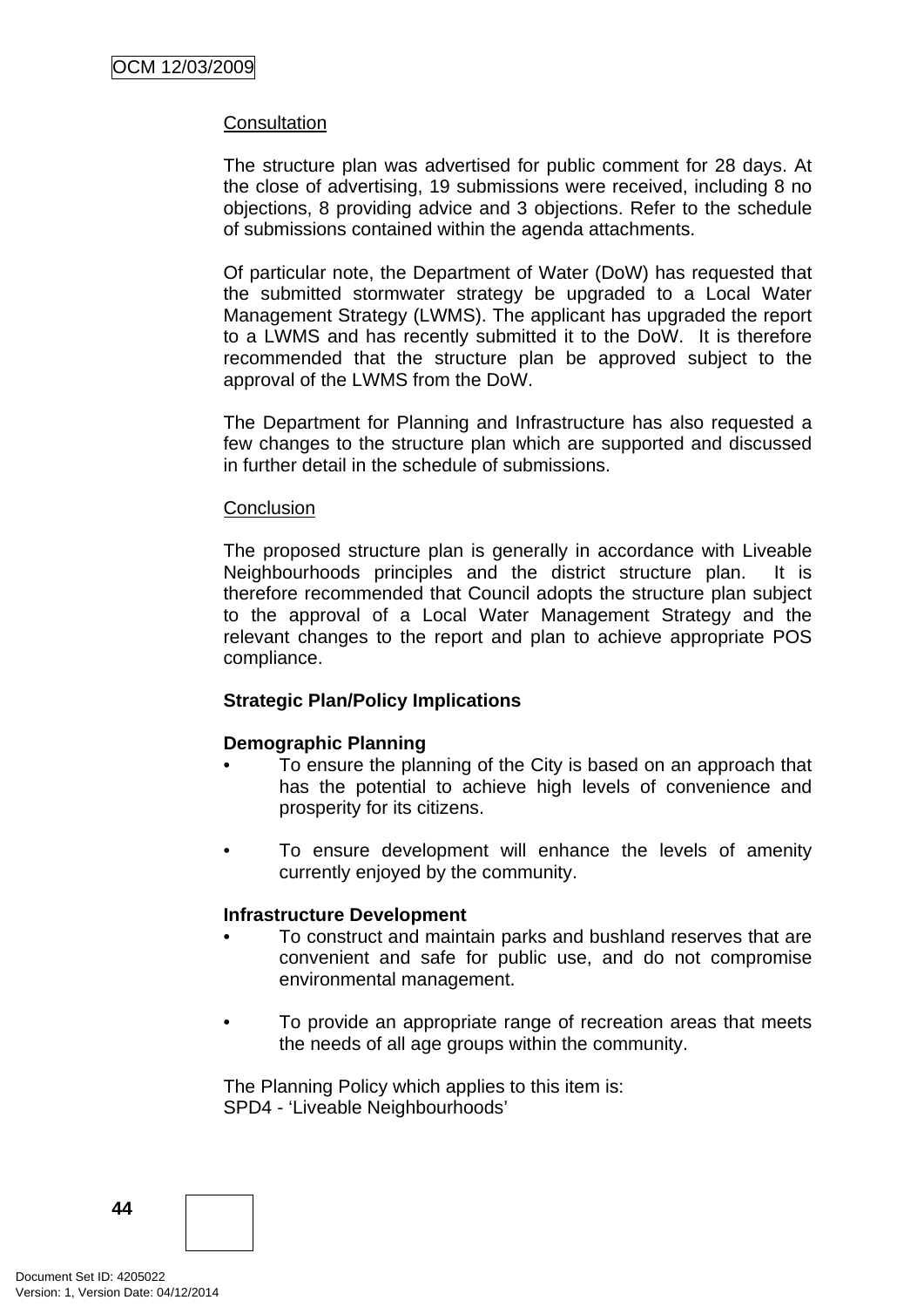Consultation

The structure plan was advertised for public comment for 28 days. At the close of advertising, 19 submissions were received, including 8 no objections, 8 providing advice and 3 objections. Refer to the schedule of submissions contained within the agenda attachments.

Of particular note, the Department of Water (DoW) has requested that the submitted stormwater strategy be upgraded to a Local Water Management Strategy (LWMS). The applicant has upgraded the report to a LWMS and has recently submitted it to the DoW. It is therefore recommended that the structure plan be approved subject to the approval of the LWMS from the DoW.

The Department for Planning and Infrastructure has also requested a few changes to the structure plan which are supported and discussed in further detail in the schedule of submissions.

Conclusion

The proposed structure plan is generally in accordance with Liveable Neighbourhoods principles and the district structure plan. It is therefore recommended that Council adopts the structure plan subject to the approval of a Local Water Management Strategy and the relevant changes to the report and plan to achieve appropriate POS compliance.

**Strategic Plan/Policy Implications**

**Demographic Planning**

- To ensure the planning of the City is based on an approach that has the potential to achieve high levels of convenience and prosperity for its citizens.

- To ensure development will enhance the levels of amenity currently enjoyed by the community.

**Infrastructure Development**

- To construct and maintain parks and bushland reserves that are convenient and safe for public use, and do not compromise environmental management.

- To provide an appropriate range of recreation areas that meets the needs of all age groups within the community.

The Planning Policy which applies to this item is:
SPD4 - 'Liveable Neighbourhoods'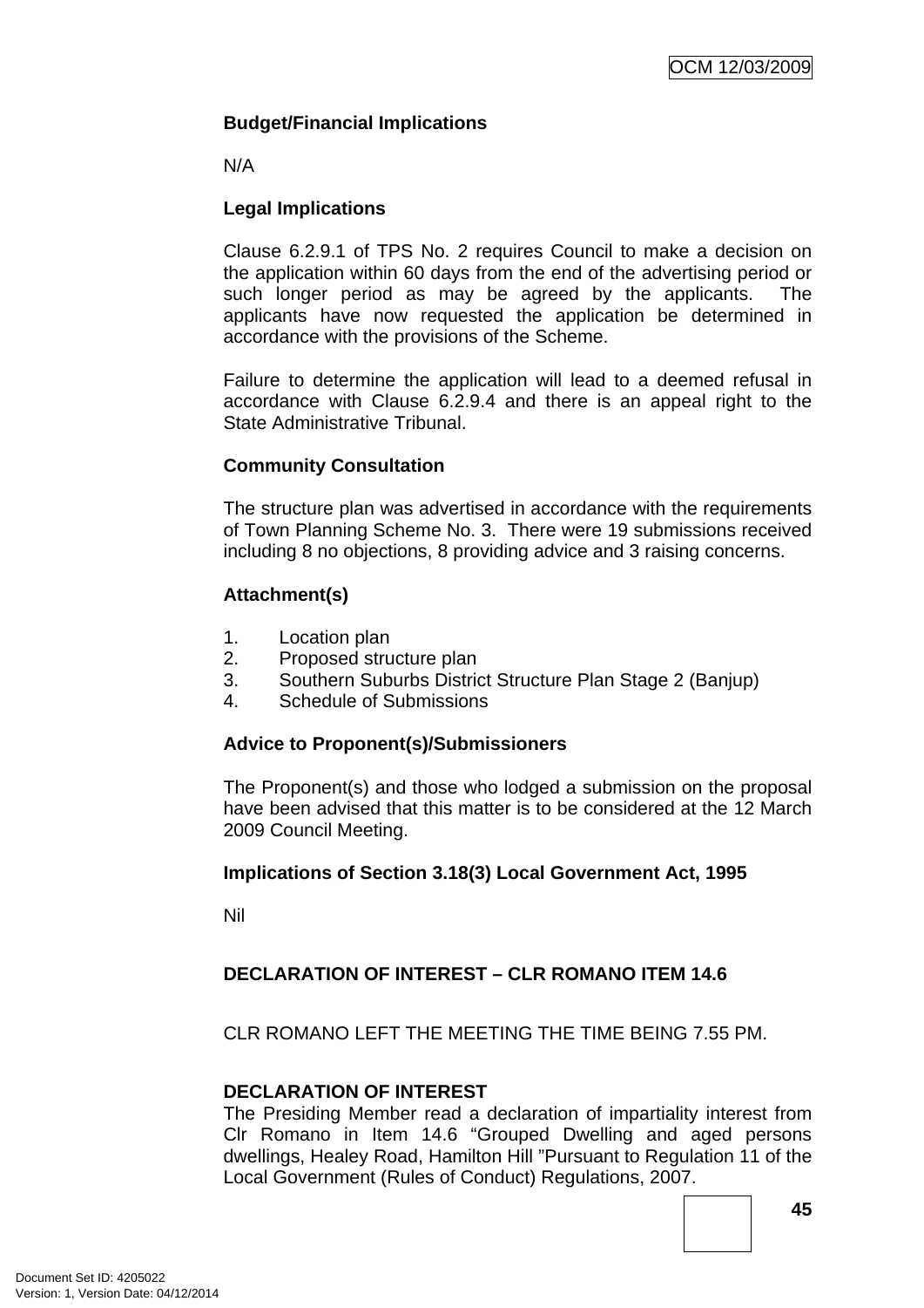**Budget/Financial Implications**

N/A

**Legal Implications**

Clause 6.2.9.1 of TPS No. 2 requires Council to make a decision on the application within 60 days from the end of the advertising period or such longer period as may be agreed by the applicants. The applicants have now requested the application be determined in accordance with the provisions of the Scheme.

Failure to determine the application will lead to a deemed refusal in accordance with Clause 6.2.9.4 and there is an appeal right to the State Administrative Tribunal.

**Community Consultation**

The structure plan was advertised in accordance with the requirements of Town Planning Scheme No. 3. There were 19 submissions received including 8 no objections, 8 providing advice and 3 raising concerns.

**Attachment(s)**

1. Location plan
2. Proposed structure plan
3. Southern Suburbs District Structure Plan Stage 2 (Banjup)
4. Schedule of Submissions

**Advice to Proponent(s)/Submissioners**

The Proponent(s) and those who lodged a submission on the proposal have been advised that this matter is to be considered at the 12 March 2009 Council Meeting.

**Implications of Section 3.18(3) Local Government Act, 1995**

Nil

**DECLARATION OF INTEREST – CLR ROMANO ITEM 14.6**

CLR ROMANO LEFT THE MEETING THE TIME BEING 7.55 PM.

**DECLARATION OF INTEREST**

The Presiding Member read a declaration of impartiality interest from Clr Romano in Item 14.6 "Grouped Dwelling and aged persons dwellings, Healey Road, Hamilton Hill "Pursuant to Regulation 11 of the Local Government (Rules of Conduct) Regulations, 2007.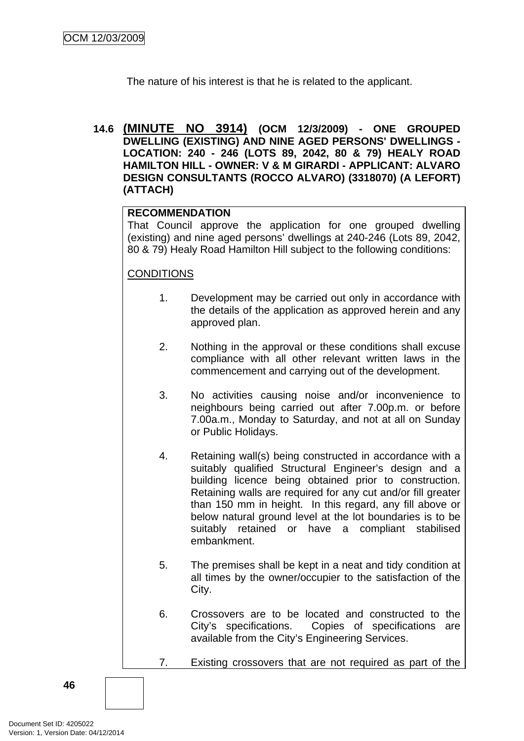The nature of his interest is that he is related to the applicant.

**14.6 (MINUTE NO 3914) (OCM 12/3/2009) - ONE GROUPED DWELLING (EXISTING) AND NINE AGED PERSONS' DWELLINGS - LOCATION: 240 - 246 (LOTS 89, 2042, 80 & 79) HEALY ROAD HAMILTON HILL - OWNER: V & M GIRARDI - APPLICANT: ALVARO DESIGN CONSULTANTS (ROCCO ALVARO) (3318070) (A LEFORT) (ATTACH)**

**RECOMMENDATION**

That Council approve the application for one grouped dwelling (existing) and nine aged persons' dwellings at 240-246 (Lots 89, 2042, 80 & 79) Healy Road Hamilton Hill subject to the following conditions:

CONDITIONS

1. Development may be carried out only in accordance with the details of the application as approved herein and any approved plan.

2. Nothing in the approval or these conditions shall excuse compliance with all other relevant written laws in the commencement and carrying out of the development.

3. No activities causing noise and/or inconvenience to neighbours being carried out after 7.00p.m. or before 7.00a.m., Monday to Saturday, and not at all on Sunday or Public Holidays.

4. Retaining wall(s) being constructed in accordance with a suitably qualified Structural Engineer's design and a building licence being obtained prior to construction. Retaining walls are required for any cut and/or fill greater than 150 mm in height. In this regard, any fill above or below natural ground level at the lot boundaries is to be suitably retained or have a compliant stabilised embankment.

5. The premises shall be kept in a neat and tidy condition at all times by the owner/occupier to the satisfaction of the City.

6. Crossovers are to be located and constructed to the City's specifications. Copies of specifications are available from the City's Engineering Services.

7. Existing crossovers that are not required as part of the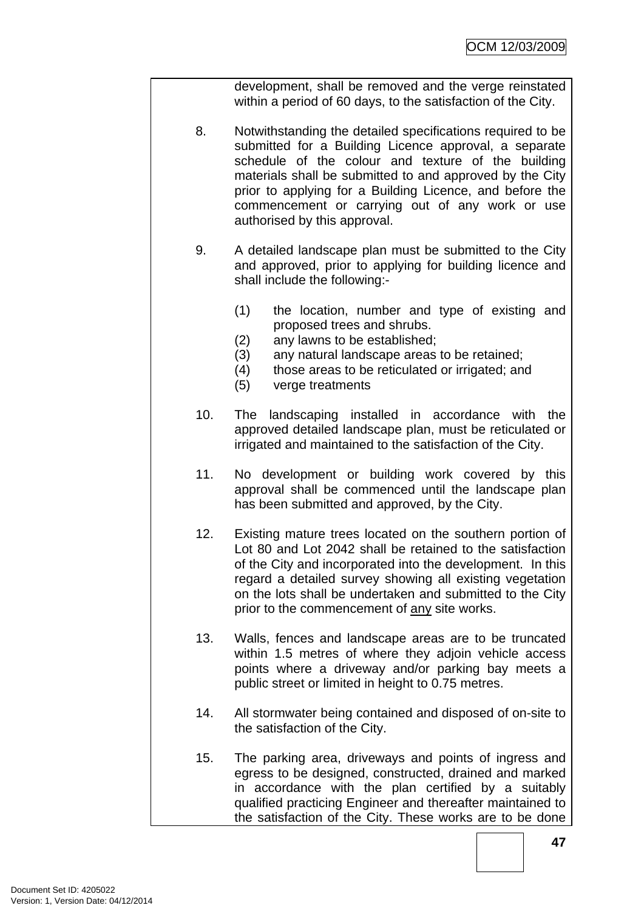development, shall be removed and the verge reinstated within a period of 60 days, to the satisfaction of the City.

8. Notwithstanding the detailed specifications required to be submitted for a Building Licence approval, a separate schedule of the colour and texture of the building materials shall be submitted to and approved by the City prior to applying for a Building Licence, and before the commencement or carrying out of any work or use authorised by this approval.

9. A detailed landscape plan must be submitted to the City and approved, prior to applying for building licence and shall include the following:-

   (1) the location, number and type of existing and proposed trees and shrubs.
   (2) any lawns to be established;
   (3) any natural landscape areas to be retained;
   (4) those areas to be reticulated or irrigated; and
   (5) verge treatments

10. The landscaping installed in accordance with the approved detailed landscape plan, must be reticulated or irrigated and maintained to the satisfaction of the City.

11. No development or building work covered by this approval shall be commenced until the landscape plan has been submitted and approved, by the City.

12. Existing mature trees located on the southern portion of Lot 80 and Lot 2042 shall be retained to the satisfaction of the City and incorporated into the development. In this regard a detailed survey showing all existing vegetation on the lots shall be undertaken and submitted to the City prior to the commencement of <u>any</u> site works.

13. Walls, fences and landscape areas are to be truncated within 1.5 metres of where they adjoin vehicle access points where a driveway and/or parking bay meets a public street or limited in height to 0.75 metres.

14. All stormwater being contained and disposed of on-site to the satisfaction of the City.

15. The parking area, driveways and points of ingress and egress to be designed, constructed, drained and marked in accordance with the plan certified by a suitably qualified practicing Engineer and thereafter maintained to the satisfaction of the City. These works are to be done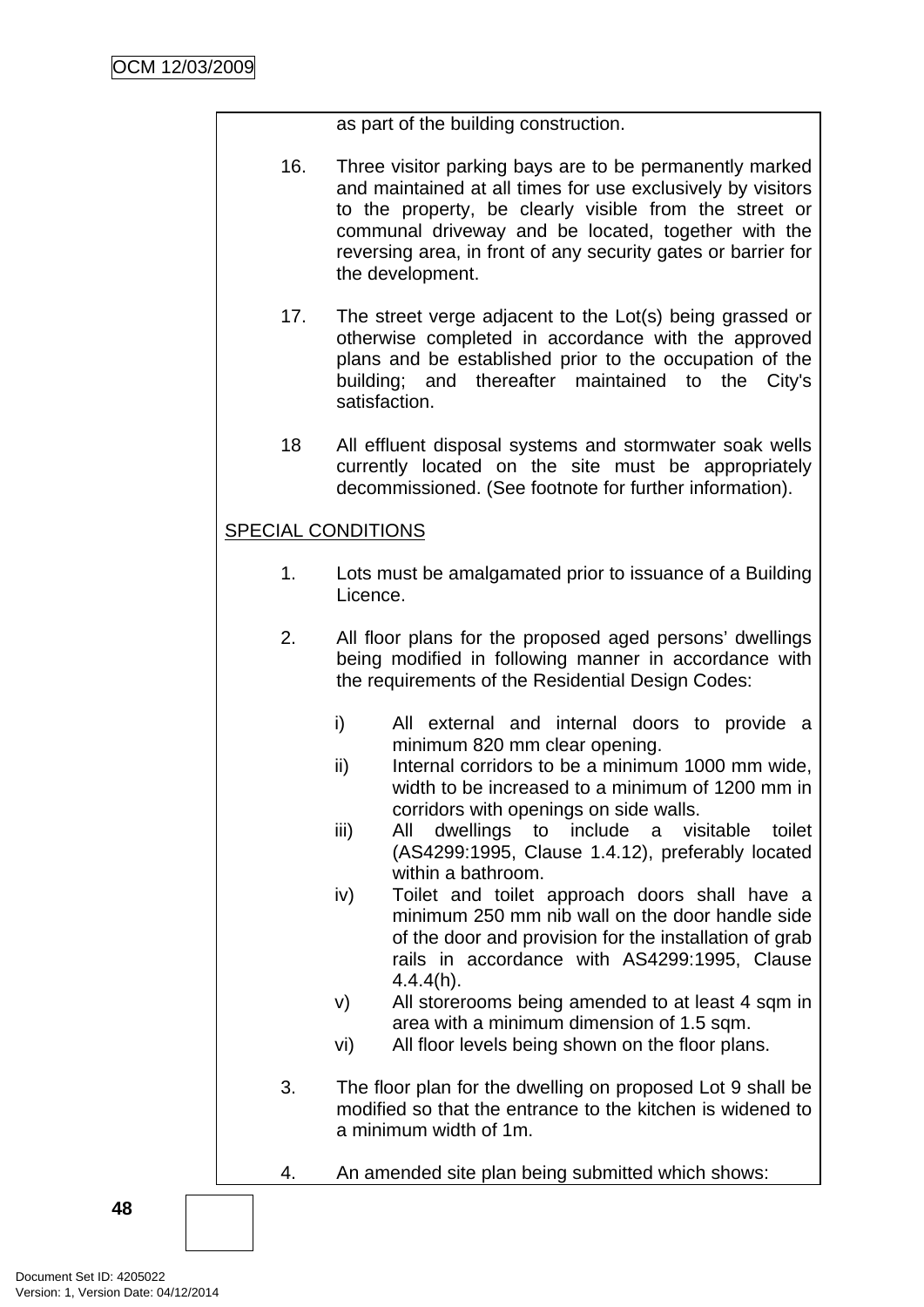as part of the building construction.

16. Three visitor parking bays are to be permanently marked and maintained at all times for use exclusively by visitors to the property, be clearly visible from the street or communal driveway and be located, together with the reversing area, in front of any security gates or barrier for the development.

17. The street verge adjacent to the Lot(s) being grassed or otherwise completed in accordance with the approved plans and be established prior to the occupation of the building; and thereafter maintained to the City's satisfaction.

18 All effluent disposal systems and stormwater soak wells currently located on the site must be appropriately decommissioned. (See footnote for further information).

<u>SPECIAL CONDITIONS</u>

1. Lots must be amalgamated prior to issuance of a Building Licence.

2. All floor plans for the proposed aged persons' dwellings being modified in following manner in accordance with the requirements of the Residential Design Codes:

   i) All external and internal doors to provide a minimum 820 mm clear opening.
   ii) Internal corridors to be a minimum 1000 mm wide, width to be increased to a minimum of 1200 mm in corridors with openings on side walls.
   iii) All dwellings to include a visitable toilet (AS4299:1995, Clause 1.4.12), preferably located within a bathroom.
   iv) Toilet and toilet approach doors shall have a minimum 250 mm nib wall on the door handle side of the door and provision for the installation of grab rails in accordance with AS4299:1995, Clause 4.4.4(h).
   v) All storerooms being amended to at least 4 sqm in area with a minimum dimension of 1.5 sqm.
   vi) All floor levels being shown on the floor plans.

3. The floor plan for the dwelling on proposed Lot 9 shall be modified so that the entrance to the kitchen is widened to a minimum width of 1m.

4. An amended site plan being submitted which shows: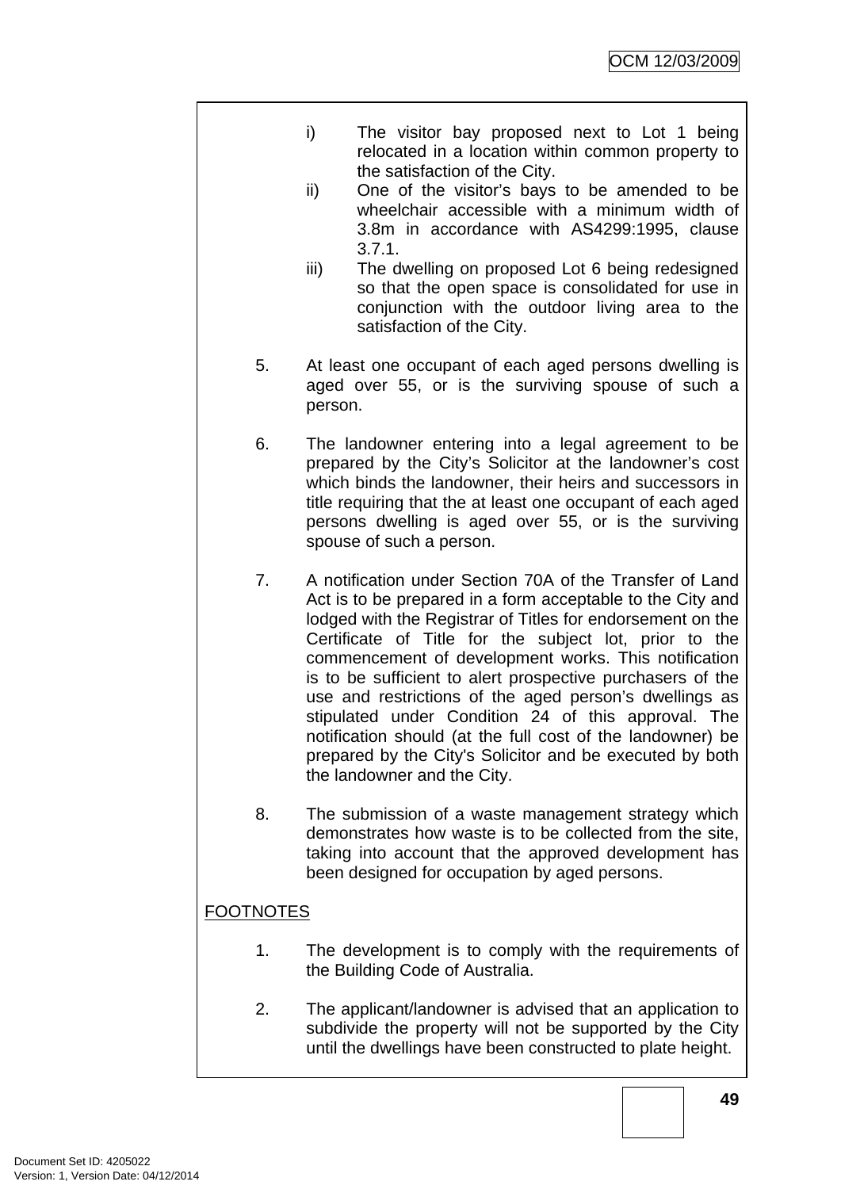i) The visitor bay proposed next to Lot 1 being relocated in a location within common property to the satisfaction of the City.

ii) One of the visitor's bays to be amended to be wheelchair accessible with a minimum width of 3.8m in accordance with AS4299:1995, clause 3.7.1.

iii) The dwelling on proposed Lot 6 being redesigned so that the open space is consolidated for use in conjunction with the outdoor living area to the satisfaction of the City.

5. At least one occupant of each aged persons dwelling is aged over 55, or is the surviving spouse of such a person.

6. The landowner entering into a legal agreement to be prepared by the City's Solicitor at the landowner's cost which binds the landowner, their heirs and successors in title requiring that the at least one occupant of each aged persons dwelling is aged over 55, or is the surviving spouse of such a person.

7. A notification under Section 70A of the Transfer of Land Act is to be prepared in a form acceptable to the City and lodged with the Registrar of Titles for endorsement on the Certificate of Title for the subject lot, prior to the commencement of development works. This notification is to be sufficient to alert prospective purchasers of the use and restrictions of the aged person's dwellings as stipulated under Condition 24 of this approval. The notification should (at the full cost of the landowner) be prepared by the City's Solicitor and be executed by both the landowner and the City.

8. The submission of a waste management strategy which demonstrates how waste is to be collected from the site, taking into account that the approved development has been designed for occupation by aged persons.

FOOTNOTES

1. The development is to comply with the requirements of the Building Code of Australia.

2. The applicant/landowner is advised that an application to subdivide the property will not be supported by the City until the dwellings have been constructed to plate height.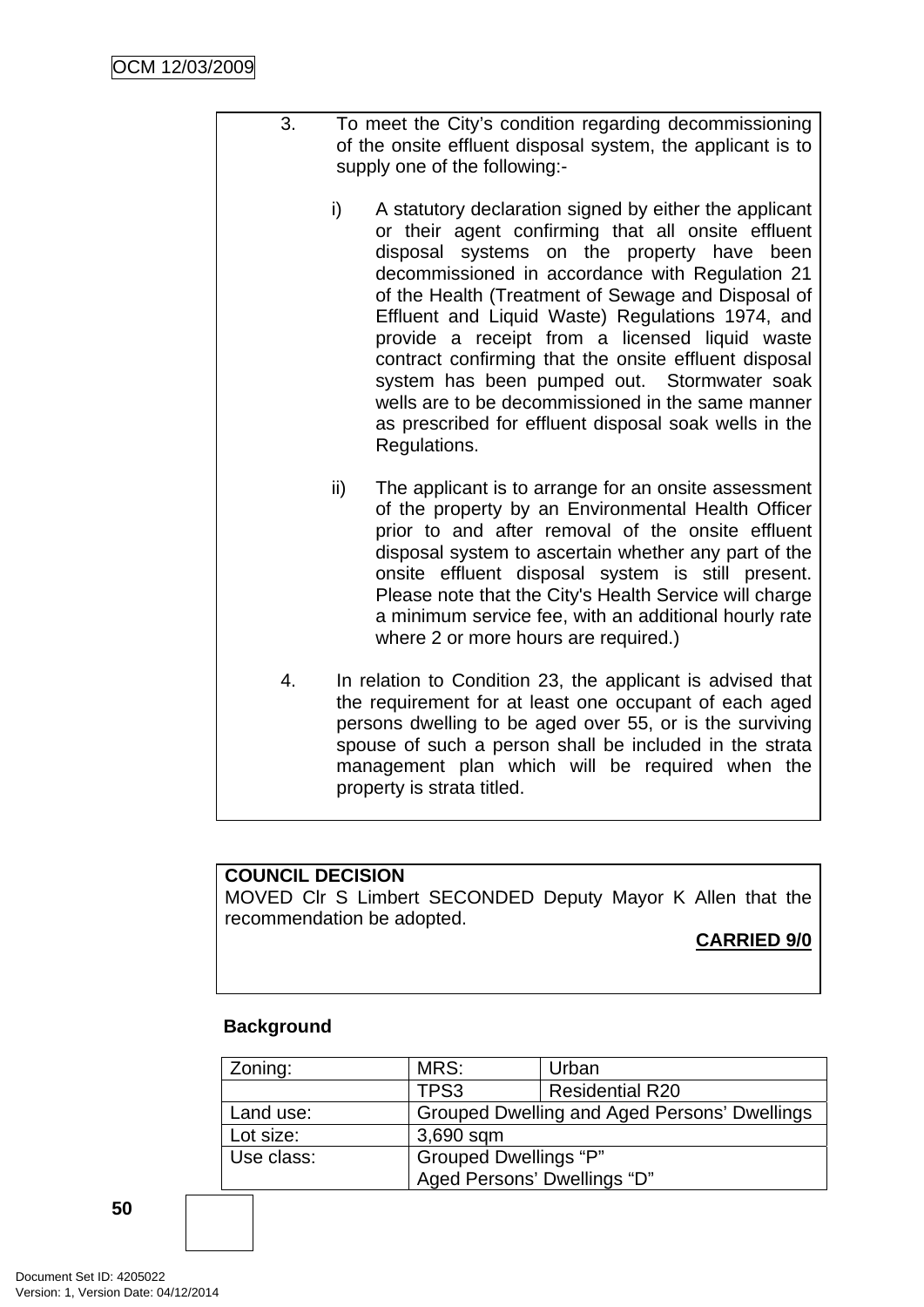3. To meet the City's condition regarding decommissioning of the onsite effluent disposal system, the applicant is to supply one of the following:-

   i) A statutory declaration signed by either the applicant or their agent confirming that all onsite effluent disposal systems on the property have been decommissioned in accordance with Regulation 21 of the Health (Treatment of Sewage and Disposal of Effluent and Liquid Waste) Regulations 1974, and provide a receipt from a licensed liquid waste contract confirming that the onsite effluent disposal system has been pumped out. Stormwater soak wells are to be decommissioned in the same manner as prescribed for effluent disposal soak wells in the Regulations.

   ii) The applicant is to arrange for an onsite assessment of the property by an Environmental Health Officer prior to and after removal of the onsite effluent disposal system to ascertain whether any part of the onsite effluent disposal system is still present. Please note that the City's Health Service will charge a minimum service fee, with an additional hourly rate where 2 or more hours are required.)

4. In relation to Condition 23, the applicant is advised that the requirement for at least one occupant of each aged persons dwelling to be aged over 55, or is the surviving spouse of such a person shall be included in the strata management plan which will be required when the property is strata titled.

**COUNCIL DECISION**

MOVED Clr S Limbert SECONDED Deputy Mayor K Allen that the recommendation be adopted.

**CARRIED 9/0**

**Background**

| Zoning: | MRS: | Urban |
|---|---|---|
| | TPS3 | Residential R20 |
| Land use: | Grouped Dwelling and Aged Persons' Dwellings | |
| Lot size: | 3,690 sqm | |
| Use class: | Grouped Dwellings "P"<br>Aged Persons' Dwellings "D" | |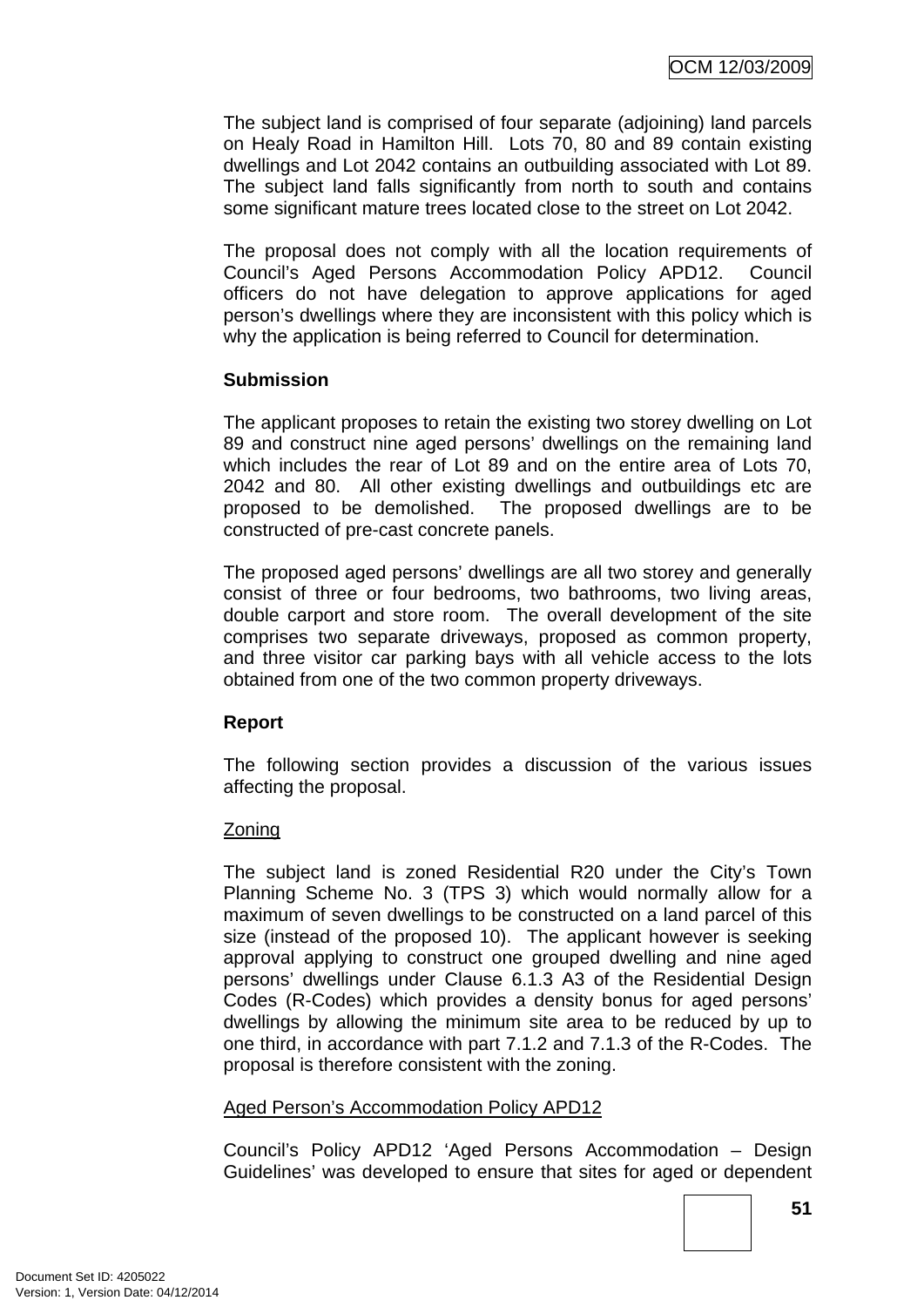The subject land is comprised of four separate (adjoining) land parcels on Healy Road in Hamilton Hill. Lots 70, 80 and 89 contain existing dwellings and Lot 2042 contains an outbuilding associated with Lot 89. The subject land falls significantly from north to south and contains some significant mature trees located close to the street on Lot 2042.

The proposal does not comply with all the location requirements of Council's Aged Persons Accommodation Policy APD12. Council officers do not have delegation to approve applications for aged person's dwellings where they are inconsistent with this policy which is why the application is being referred to Council for determination.

**Submission**

The applicant proposes to retain the existing two storey dwelling on Lot 89 and construct nine aged persons' dwellings on the remaining land which includes the rear of Lot 89 and on the entire area of Lots 70, 2042 and 80. All other existing dwellings and outbuildings etc are proposed to be demolished. The proposed dwellings are to be constructed of pre-cast concrete panels.

The proposed aged persons' dwellings are all two storey and generally consist of three or four bedrooms, two bathrooms, two living areas, double carport and store room. The overall development of the site comprises two separate driveways, proposed as common property, and three visitor car parking bays with all vehicle access to the lots obtained from one of the two common property driveways.

**Report**

The following section provides a discussion of the various issues affecting the proposal.

<u>Zoning</u>

The subject land is zoned Residential R20 under the City's Town Planning Scheme No. 3 (TPS 3) which would normally allow for a maximum of seven dwellings to be constructed on a land parcel of this size (instead of the proposed 10). The applicant however is seeking approval applying to construct one grouped dwelling and nine aged persons' dwellings under Clause 6.1.3 A3 of the Residential Design Codes (R-Codes) which provides a density bonus for aged persons' dwellings by allowing the minimum site area to be reduced by up to one third, in accordance with part 7.1.2 and 7.1.3 of the R-Codes. The proposal is therefore consistent with the zoning.

<u>Aged Person's Accommodation Policy APD12</u>

Council's Policy APD12 'Aged Persons Accommodation – Design Guidelines' was developed to ensure that sites for aged or dependent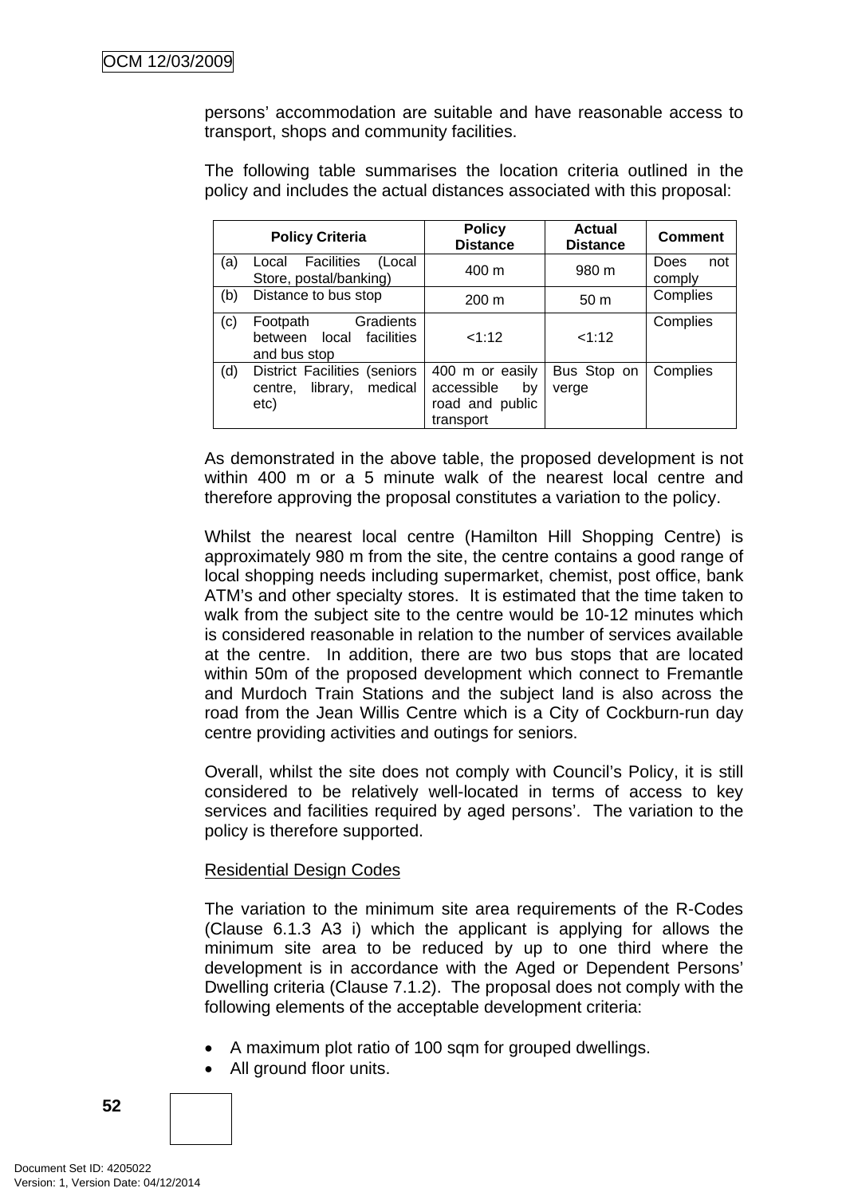persons' accommodation are suitable and have reasonable access to transport, shops and community facilities.

The following table summarises the location criteria outlined in the policy and includes the actual distances associated with this proposal:

| Policy Criteria | Policy Distance | Actual Distance | Comment |
|---|---|---|---|
| (a) Local Facilities (Local Store, postal/banking) | 400 m | 980 m | Does not comply |
| (b) Distance to bus stop | 200 m | 50 m | Complies |
| (c) Footpath Gradients between local facilities and bus stop | <1:12 | <1:12 | Complies |
| (d) District Facilities (seniors centre, library, medical etc) | 400 m or easily accessible by road and public transport | Bus Stop on verge | Complies |

As demonstrated in the above table, the proposed development is not within 400 m or a 5 minute walk of the nearest local centre and therefore approving the proposal constitutes a variation to the policy.

Whilst the nearest local centre (Hamilton Hill Shopping Centre) is approximately 980 m from the site, the centre contains a good range of local shopping needs including supermarket, chemist, post office, bank ATM's and other specialty stores. It is estimated that the time taken to walk from the subject site to the centre would be 10-12 minutes which is considered reasonable in relation to the number of services available at the centre. In addition, there are two bus stops that are located within 50m of the proposed development which connect to Fremantle and Murdoch Train Stations and the subject land is also across the road from the Jean Willis Centre which is a City of Cockburn-run day centre providing activities and outings for seniors.

Overall, whilst the site does not comply with Council's Policy, it is still considered to be relatively well-located in terms of access to key services and facilities required by aged persons'. The variation to the policy is therefore supported.

Residential Design Codes

The variation to the minimum site area requirements of the R-Codes (Clause 6.1.3 A3 i) which the applicant is applying for allows the minimum site area to be reduced by up to one third where the development is in accordance with the Aged or Dependent Persons' Dwelling criteria (Clause 7.1.2). The proposal does not comply with the following elements of the acceptable development criteria:

- A maximum plot ratio of 100 sqm for grouped dwellings.
- All ground floor units.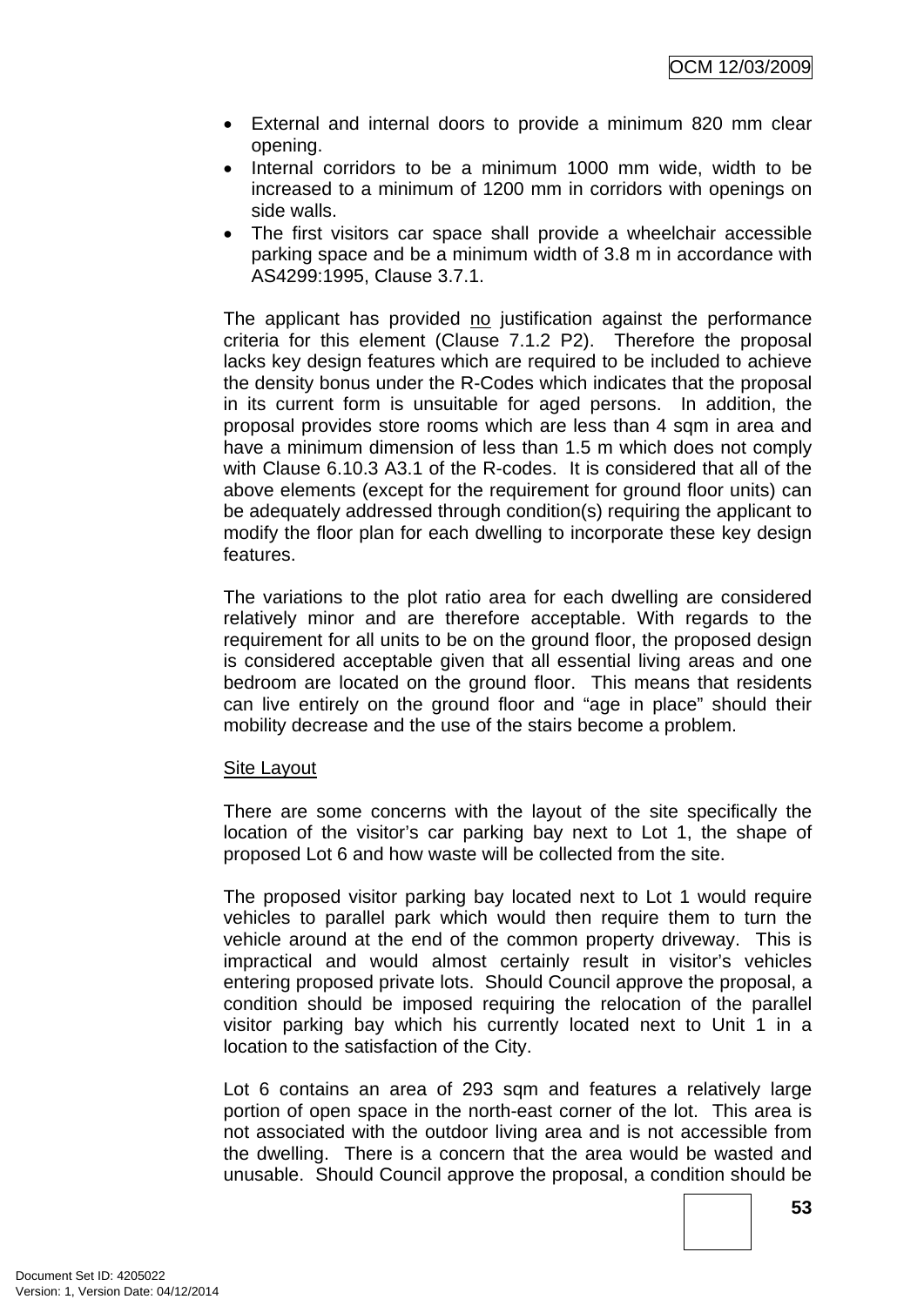- External and internal doors to provide a minimum 820 mm clear opening.
- Internal corridors to be a minimum 1000 mm wide, width to be increased to a minimum of 1200 mm in corridors with openings on side walls.
- The first visitors car space shall provide a wheelchair accessible parking space and be a minimum width of 3.8 m in accordance with AS4299:1995, Clause 3.7.1.

The applicant has provided no justification against the performance criteria for this element (Clause 7.1.2 P2). Therefore the proposal lacks key design features which are required to be included to achieve the density bonus under the R-Codes which indicates that the proposal in its current form is unsuitable for aged persons. In addition, the proposal provides store rooms which are less than 4 sqm in area and have a minimum dimension of less than 1.5 m which does not comply with Clause 6.10.3 A3.1 of the R-codes. It is considered that all of the above elements (except for the requirement for ground floor units) can be adequately addressed through condition(s) requiring the applicant to modify the floor plan for each dwelling to incorporate these key design features.

The variations to the plot ratio area for each dwelling are considered relatively minor and are therefore acceptable. With regards to the requirement for all units to be on the ground floor, the proposed design is considered acceptable given that all essential living areas and one bedroom are located on the ground floor. This means that residents can live entirely on the ground floor and "age in place" should their mobility decrease and the use of the stairs become a problem.

Site Layout

There are some concerns with the layout of the site specifically the location of the visitor's car parking bay next to Lot 1, the shape of proposed Lot 6 and how waste will be collected from the site.

The proposed visitor parking bay located next to Lot 1 would require vehicles to parallel park which would then require them to turn the vehicle around at the end of the common property driveway. This is impractical and would almost certainly result in visitor's vehicles entering proposed private lots. Should Council approve the proposal, a condition should be imposed requiring the relocation of the parallel visitor parking bay which his currently located next to Unit 1 in a location to the satisfaction of the City.

Lot 6 contains an area of 293 sqm and features a relatively large portion of open space in the north-east corner of the lot. This area is not associated with the outdoor living area and is not accessible from the dwelling. There is a concern that the area would be wasted and unusable. Should Council approve the proposal, a condition should be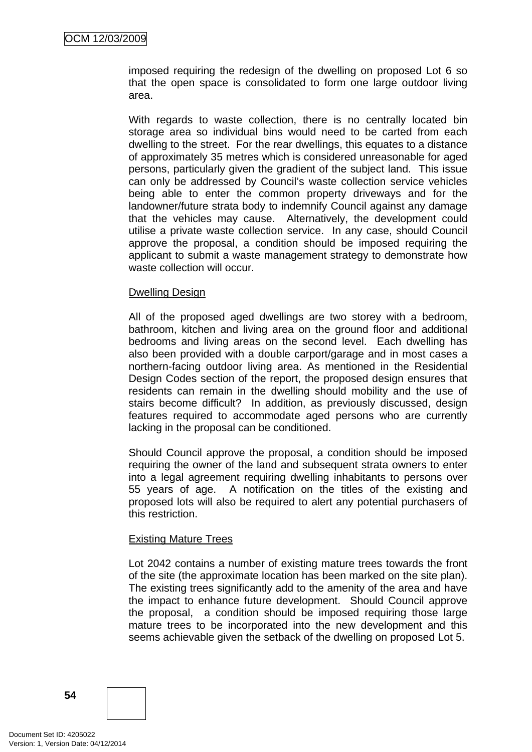imposed requiring the redesign of the dwelling on proposed Lot 6 so that the open space is consolidated to form one large outdoor living area.

With regards to waste collection, there is no centrally located bin storage area so individual bins would need to be carted from each dwelling to the street. For the rear dwellings, this equates to a distance of approximately 35 metres which is considered unreasonable for aged persons, particularly given the gradient of the subject land. This issue can only be addressed by Council's waste collection service vehicles being able to enter the common property driveways and for the landowner/future strata body to indemnify Council against any damage that the vehicles may cause. Alternatively, the development could utilise a private waste collection service. In any case, should Council approve the proposal, a condition should be imposed requiring the applicant to submit a waste management strategy to demonstrate how waste collection will occur.

Dwelling Design

All of the proposed aged dwellings are two storey with a bedroom, bathroom, kitchen and living area on the ground floor and additional bedrooms and living areas on the second level. Each dwelling has also been provided with a double carport/garage and in most cases a northern-facing outdoor living area. As mentioned in the Residential Design Codes section of the report, the proposed design ensures that residents can remain in the dwelling should mobility and the use of stairs become difficult? In addition, as previously discussed, design features required to accommodate aged persons who are currently lacking in the proposal can be conditioned.

Should Council approve the proposal, a condition should be imposed requiring the owner of the land and subsequent strata owners to enter into a legal agreement requiring dwelling inhabitants to persons over 55 years of age. A notification on the titles of the existing and proposed lots will also be required to alert any potential purchasers of this restriction.

Existing Mature Trees

Lot 2042 contains a number of existing mature trees towards the front of the site (the approximate location has been marked on the site plan). The existing trees significantly add to the amenity of the area and have the impact to enhance future development. Should Council approve the proposal, a condition should be imposed requiring those large mature trees to be incorporated into the new development and this seems achievable given the setback of the dwelling on proposed Lot 5.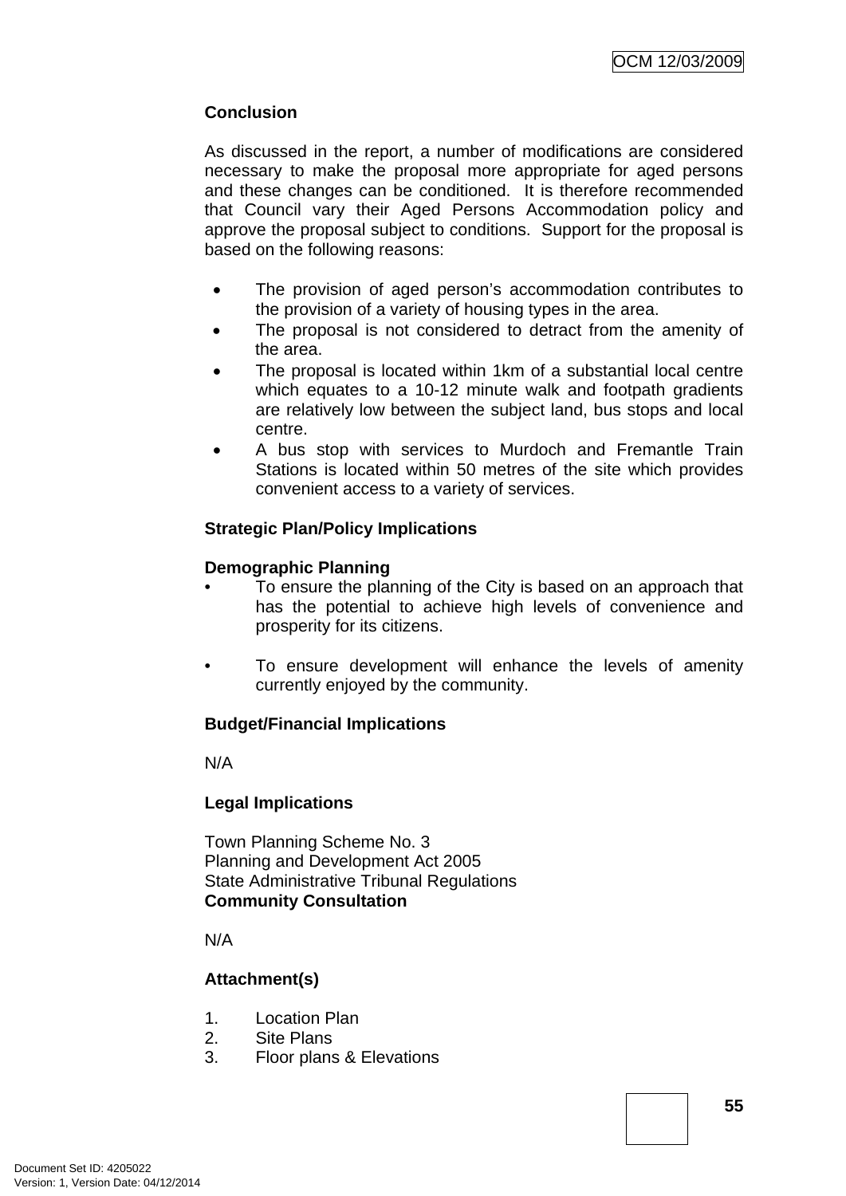**Conclusion**

As discussed in the report, a number of modifications are considered necessary to make the proposal more appropriate for aged persons and these changes can be conditioned. It is therefore recommended that Council vary their Aged Persons Accommodation policy and approve the proposal subject to conditions. Support for the proposal is based on the following reasons:

- The provision of aged person's accommodation contributes to the provision of a variety of housing types in the area.
- The proposal is not considered to detract from the amenity of the area.
- The proposal is located within 1km of a substantial local centre which equates to a 10-12 minute walk and footpath gradients are relatively low between the subject land, bus stops and local centre.
- A bus stop with services to Murdoch and Fremantle Train Stations is located within 50 metres of the site which provides convenient access to a variety of services.

**Strategic Plan/Policy Implications**

**Demographic Planning**

- To ensure the planning of the City is based on an approach that has the potential to achieve high levels of convenience and prosperity for its citizens.

- To ensure development will enhance the levels of amenity currently enjoyed by the community.

**Budget/Financial Implications**

N/A

**Legal Implications**

Town Planning Scheme No. 3
Planning and Development Act 2005
State Administrative Tribunal Regulations

**Community Consultation**

N/A

**Attachment(s)**

1. Location Plan
2. Site Plans
3. Floor plans & Elevations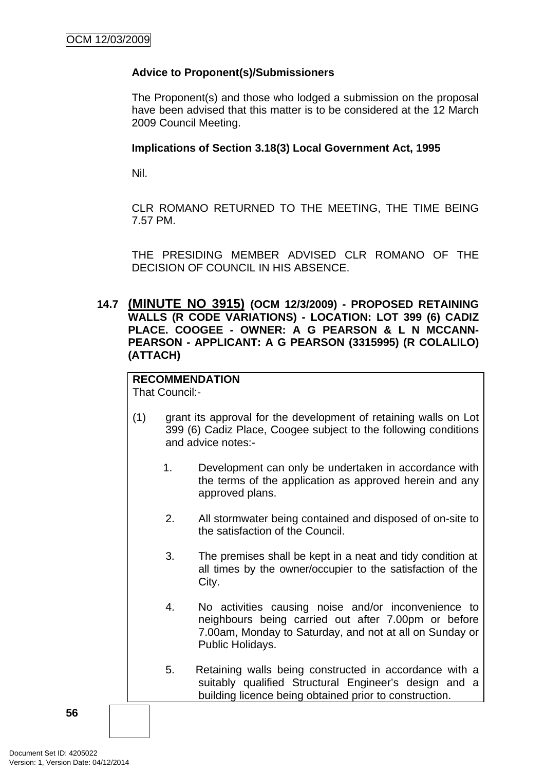**Advice to Proponent(s)/Submissioners**

The Proponent(s) and those who lodged a submission on the proposal have been advised that this matter is to be considered at the 12 March 2009 Council Meeting.

**Implications of Section 3.18(3) Local Government Act, 1995**

Nil.

CLR ROMANO RETURNED TO THE MEETING, THE TIME BEING 7.57 PM.

THE PRESIDING MEMBER ADVISED CLR ROMANO OF THE DECISION OF COUNCIL IN HIS ABSENCE.

### 14.7 (MINUTE NO 3915) (OCM 12/3/2009) - PROPOSED RETAINING WALLS (R CODE VARIATIONS) - LOCATION: LOT 399 (6) CADIZ PLACE. COOGEE - OWNER: A G PEARSON & L N MCCANN-PEARSON - APPLICANT: A G PEARSON (3315995) (R COLALILO) (ATTACH)

**RECOMMENDATION**

That Council:-

(1) grant its approval for the development of retaining walls on Lot 399 (6) Cadiz Place, Coogee subject to the following conditions and advice notes:-

1. Development can only be undertaken in accordance with the terms of the application as approved herein and any approved plans.
2. All stormwater being contained and disposed of on-site to the satisfaction of the Council.
3. The premises shall be kept in a neat and tidy condition at all times by the owner/occupier to the satisfaction of the City.
4. No activities causing noise and/or inconvenience to neighbours being carried out after 7.00pm or before 7.00am, Monday to Saturday, and not at all on Sunday or Public Holidays.
5. Retaining walls being constructed in accordance with a suitably qualified Structural Engineer's design and a building licence being obtained prior to construction.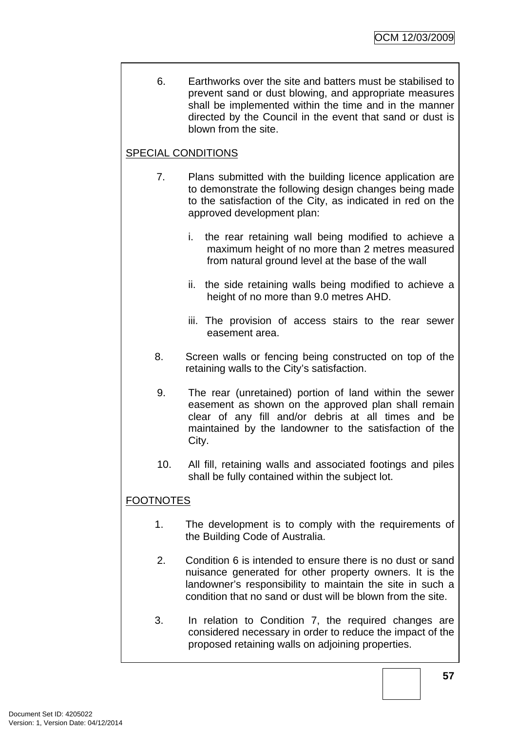6. Earthworks over the site and batters must be stabilised to prevent sand or dust blowing, and appropriate measures shall be implemented within the time and in the manner directed by the Council in the event that sand or dust is blown from the site.

SPECIAL CONDITIONS

7. Plans submitted with the building licence application are to demonstrate the following design changes being made to the satisfaction of the City, as indicated in red on the approved development plan:

   i. the rear retaining wall being modified to achieve a maximum height of no more than 2 metres measured from natural ground level at the base of the wall

   ii. the side retaining walls being modified to achieve a height of no more than 9.0 metres AHD.

   iii. The provision of access stairs to the rear sewer easement area.

8. Screen walls or fencing being constructed on top of the retaining walls to the City's satisfaction.

9. The rear (unretained) portion of land within the sewer easement as shown on the approved plan shall remain clear of any fill and/or debris at all times and be maintained by the landowner to the satisfaction of the City.

10. All fill, retaining walls and associated footings and piles shall be fully contained within the subject lot.

FOOTNOTES

1. The development is to comply with the requirements of the Building Code of Australia.

2. Condition 6 is intended to ensure there is no dust or sand nuisance generated for other property owners. It is the landowner's responsibility to maintain the site in such a condition that no sand or dust will be blown from the site.

3. In relation to Condition 7, the required changes are considered necessary in order to reduce the impact of the proposed retaining walls on adjoining properties.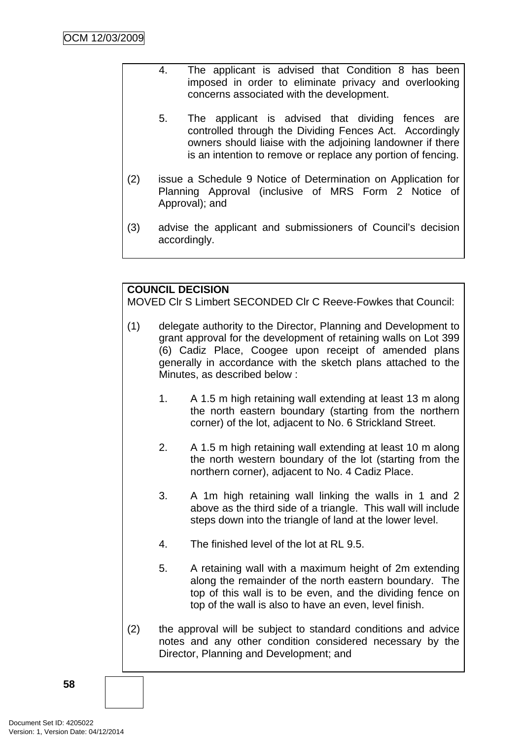4. The applicant is advised that Condition 8 has been imposed in order to eliminate privacy and overlooking concerns associated with the development.

5. The applicant is advised that dividing fences are controlled through the Dividing Fences Act. Accordingly owners should liaise with the adjoining landowner if there is an intention to remove or replace any portion of fencing.

(2) issue a Schedule 9 Notice of Determination on Application for Planning Approval (inclusive of MRS Form 2 Notice of Approval); and

(3) advise the applicant and submissioners of Council's decision accordingly.

**COUNCIL DECISION**

MOVED Clr S Limbert SECONDED Clr C Reeve-Fowkes that Council:

(1) delegate authority to the Director, Planning and Development to grant approval for the development of retaining walls on Lot 399 (6) Cadiz Place, Coogee upon receipt of amended plans generally in accordance with the sketch plans attached to the Minutes, as described below :

1. A 1.5 m high retaining wall extending at least 13 m along the north eastern boundary (starting from the northern corner) of the lot, adjacent to No. 6 Strickland Street.

2. A 1.5 m high retaining wall extending at least 10 m along the north western boundary of the lot (starting from the northern corner), adjacent to No. 4 Cadiz Place.

3. A 1m high retaining wall linking the walls in 1 and 2 above as the third side of a triangle. This wall will include steps down into the triangle of land at the lower level.

4. The finished level of the lot at RL 9.5.

5. A retaining wall with a maximum height of 2m extending along the remainder of the north eastern boundary. The top of this wall is to be even, and the dividing fence on top of the wall is also to have an even, level finish.

(2) the approval will be subject to standard conditions and advice notes and any other condition considered necessary by the Director, Planning and Development; and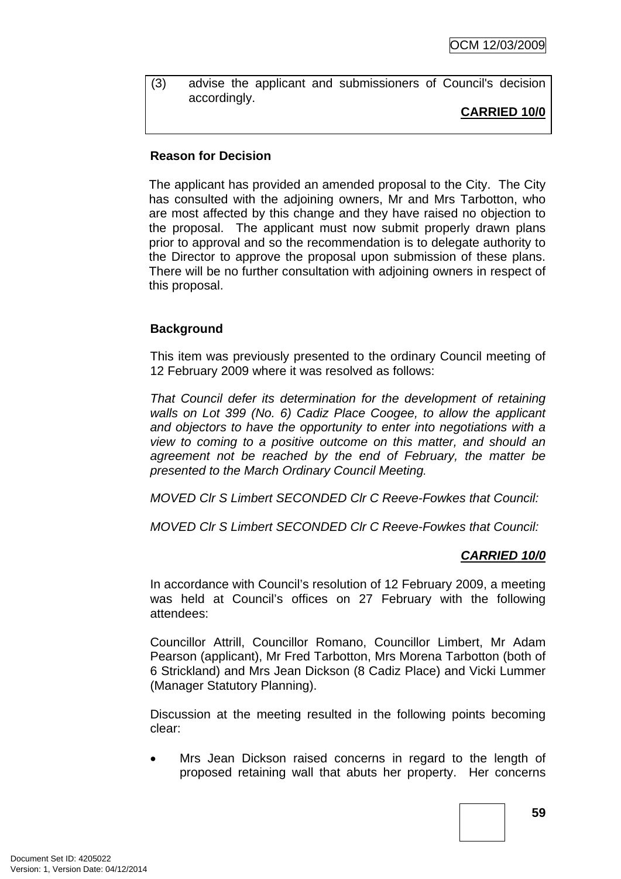(3) advise the applicant and submissioners of Council's decision accordingly.

**CARRIED 10/0**

**Reason for Decision**

The applicant has provided an amended proposal to the City. The City has consulted with the adjoining owners, Mr and Mrs Tarbotton, who are most affected by this change and they have raised no objection to the proposal. The applicant must now submit properly drawn plans prior to approval and so the recommendation is to delegate authority to the Director to approve the proposal upon submission of these plans. There will be no further consultation with adjoining owners in respect of this proposal.

**Background**

This item was previously presented to the ordinary Council meeting of 12 February 2009 where it was resolved as follows:

*That Council defer its determination for the development of retaining walls on Lot 399 (No. 6) Cadiz Place Coogee, to allow the applicant and objectors to have the opportunity to enter into negotiations with a view to coming to a positive outcome on this matter, and should an agreement not be reached by the end of February, the matter be presented to the March Ordinary Council Meeting.*

*MOVED Clr S Limbert SECONDED Clr C Reeve-Fowkes that Council:*

*MOVED Clr S Limbert SECONDED Clr C Reeve-Fowkes that Council:*

***CARRIED 10/0***

In accordance with Council's resolution of 12 February 2009, a meeting was held at Council's offices on 27 February with the following attendees:

Councillor Attrill, Councillor Romano, Councillor Limbert, Mr Adam Pearson (applicant), Mr Fred Tarbotton, Mrs Morena Tarbotton (both of 6 Strickland) and Mrs Jean Dickson (8 Cadiz Place) and Vicki Lummer (Manager Statutory Planning).

Discussion at the meeting resulted in the following points becoming clear:

- Mrs Jean Dickson raised concerns in regard to the length of proposed retaining wall that abuts her property. Her concerns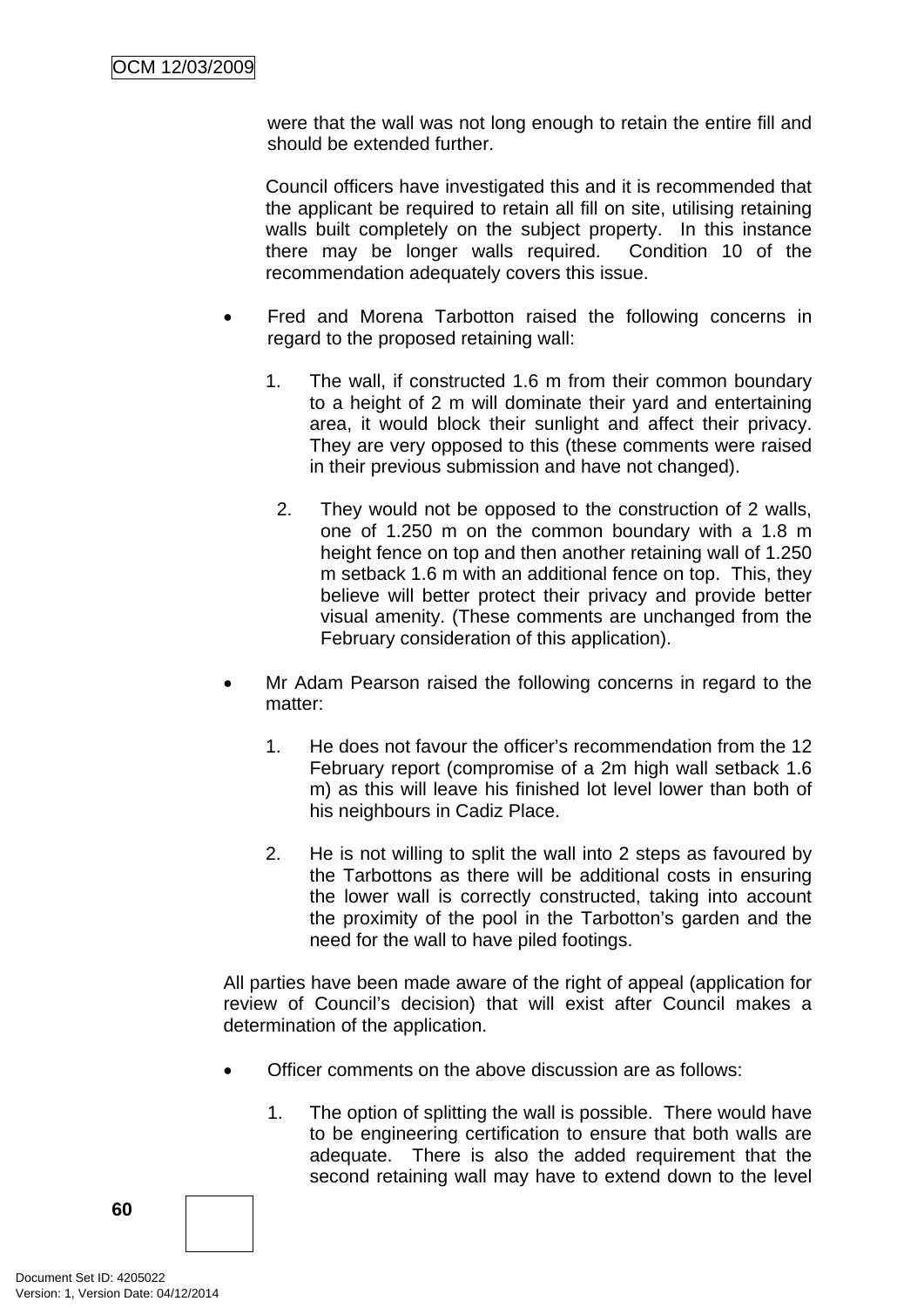were that the wall was not long enough to retain the entire fill and should be extended further.

Council officers have investigated this and it is recommended that the applicant be required to retain all fill on site, utilising retaining walls built completely on the subject property. In this instance there may be longer walls required. Condition 10 of the recommendation adequately covers this issue.

- Fred and Morena Tarbotton raised the following concerns in regard to the proposed retaining wall:

  1. The wall, if constructed 1.6 m from their common boundary to a height of 2 m will dominate their yard and entertaining area, it would block their sunlight and affect their privacy. They are very opposed to this (these comments were raised in their previous submission and have not changed).

  2. They would not be opposed to the construction of 2 walls, one of 1.250 m on the common boundary with a 1.8 m height fence on top and then another retaining wall of 1.250 m setback 1.6 m with an additional fence on top. This, they believe will better protect their privacy and provide better visual amenity. (These comments are unchanged from the February consideration of this application).

- Mr Adam Pearson raised the following concerns in regard to the matter:

  1. He does not favour the officer's recommendation from the 12 February report (compromise of a 2m high wall setback 1.6 m) as this will leave his finished lot level lower than both of his neighbours in Cadiz Place.

  2. He is not willing to split the wall into 2 steps as favoured by the Tarbottons as there will be additional costs in ensuring the lower wall is correctly constructed, taking into account the proximity of the pool in the Tarbotton's garden and the need for the wall to have piled footings.

All parties have been made aware of the right of appeal (application for review of Council's decision) that will exist after Council makes a determination of the application.

- Officer comments on the above discussion are as follows:

  1. The option of splitting the wall is possible. There would have to be engineering certification to ensure that both walls are adequate. There is also the added requirement that the second retaining wall may have to extend down to the level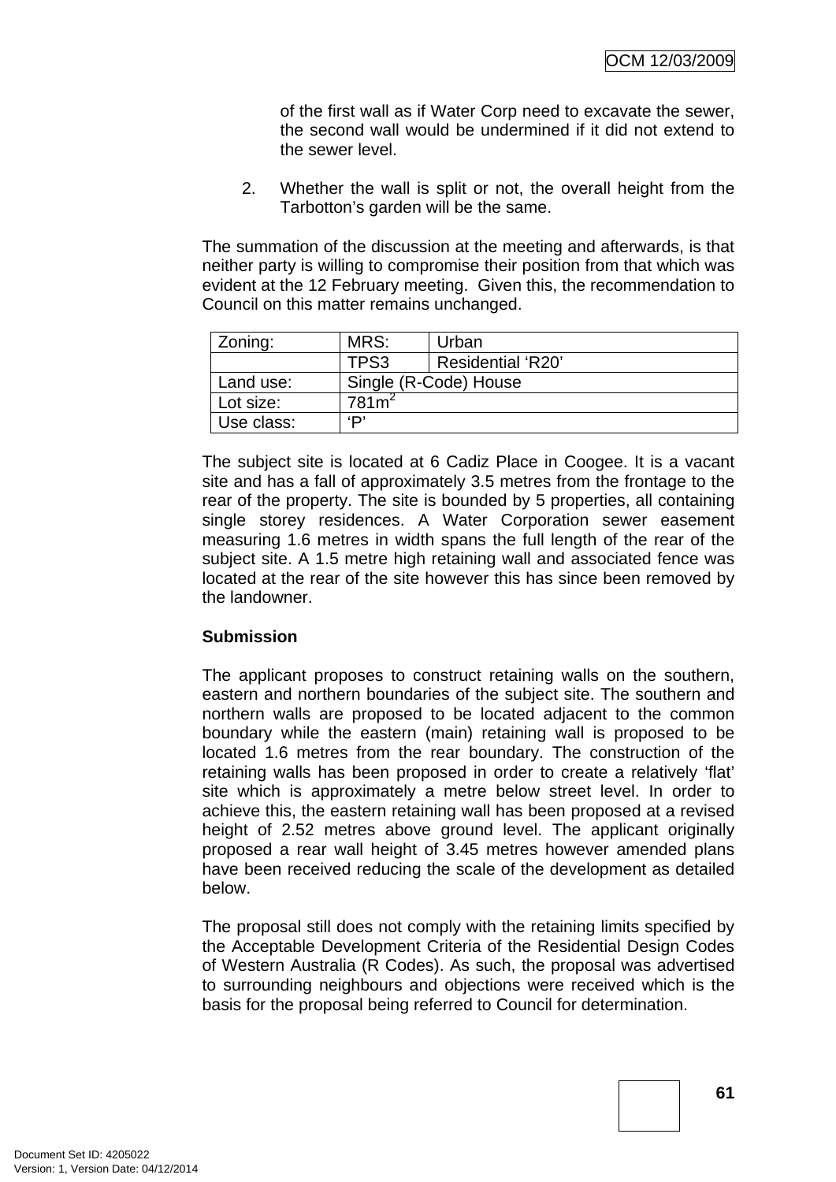of the first wall as if Water Corp need to excavate the sewer, the second wall would be undermined if it did not extend to the sewer level.

2. Whether the wall is split or not, the overall height from the Tarbotton's garden will be the same.

The summation of the discussion at the meeting and afterwards, is that neither party is willing to compromise their position from that which was evident at the 12 February meeting. Given this, the recommendation to Council on this matter remains unchanged.

| Zoning: | MRS: | Urban |
|---|---|---|
| | TPS3 | Residential 'R20' |
| Land use: | Single (R-Code) House | |
| Lot size: | 781m$^2$ | |
| Use class: | 'P' | |

The subject site is located at 6 Cadiz Place in Coogee. It is a vacant site and has a fall of approximately 3.5 metres from the frontage to the rear of the property. The site is bounded by 5 properties, all containing single storey residences. A Water Corporation sewer easement measuring 1.6 metres in width spans the full length of the rear of the subject site. A 1.5 metre high retaining wall and associated fence was located at the rear of the site however this has since been removed by the landowner.

**Submission**

The applicant proposes to construct retaining walls on the southern, eastern and northern boundaries of the subject site. The southern and northern walls are proposed to be located adjacent to the common boundary while the eastern (main) retaining wall is proposed to be located 1.6 metres from the rear boundary. The construction of the retaining walls has been proposed in order to create a relatively 'flat' site which is approximately a metre below street level. In order to achieve this, the eastern retaining wall has been proposed at a revised height of 2.52 metres above ground level. The applicant originally proposed a rear wall height of 3.45 metres however amended plans have been received reducing the scale of the development as detailed below.

The proposal still does not comply with the retaining limits specified by the Acceptable Development Criteria of the Residential Design Codes of Western Australia (R Codes). As such, the proposal was advertised to surrounding neighbours and objections were received which is the basis for the proposal being referred to Council for determination.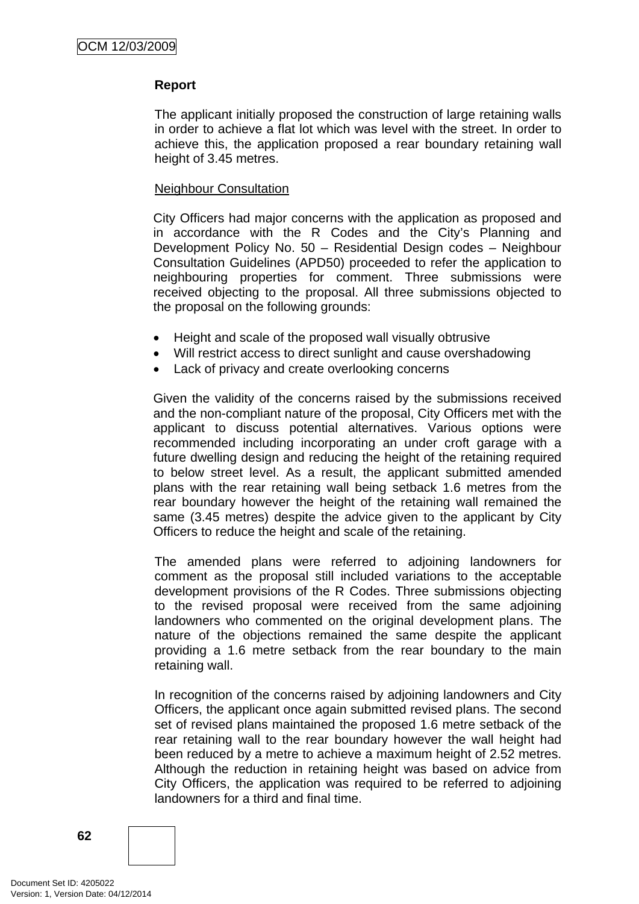**Report**

The applicant initially proposed the construction of large retaining walls in order to achieve a flat lot which was level with the street. In order to achieve this, the application proposed a rear boundary retaining wall height of 3.45 metres.

Neighbour Consultation

City Officers had major concerns with the application as proposed and in accordance with the R Codes and the City's Planning and Development Policy No. 50 – Residential Design codes – Neighbour Consultation Guidelines (APD50) proceeded to refer the application to neighbouring properties for comment. Three submissions were received objecting to the proposal. All three submissions objected to the proposal on the following grounds:

- Height and scale of the proposed wall visually obtrusive
- Will restrict access to direct sunlight and cause overshadowing
- Lack of privacy and create overlooking concerns

Given the validity of the concerns raised by the submissions received and the non-compliant nature of the proposal, City Officers met with the applicant to discuss potential alternatives. Various options were recommended including incorporating an under croft garage with a future dwelling design and reducing the height of the retaining required to below street level. As a result, the applicant submitted amended plans with the rear retaining wall being setback 1.6 metres from the rear boundary however the height of the retaining wall remained the same (3.45 metres) despite the advice given to the applicant by City Officers to reduce the height and scale of the retaining.

The amended plans were referred to adjoining landowners for comment as the proposal still included variations to the acceptable development provisions of the R Codes. Three submissions objecting to the revised proposal were received from the same adjoining landowners who commented on the original development plans. The nature of the objections remained the same despite the applicant providing a 1.6 metre setback from the rear boundary to the main retaining wall.

In recognition of the concerns raised by adjoining landowners and City Officers, the applicant once again submitted revised plans. The second set of revised plans maintained the proposed 1.6 metre setback of the rear retaining wall to the rear boundary however the wall height had been reduced by a metre to achieve a maximum height of 2.52 metres. Although the reduction in retaining height was based on advice from City Officers, the application was required to be referred to adjoining landowners for a third and final time.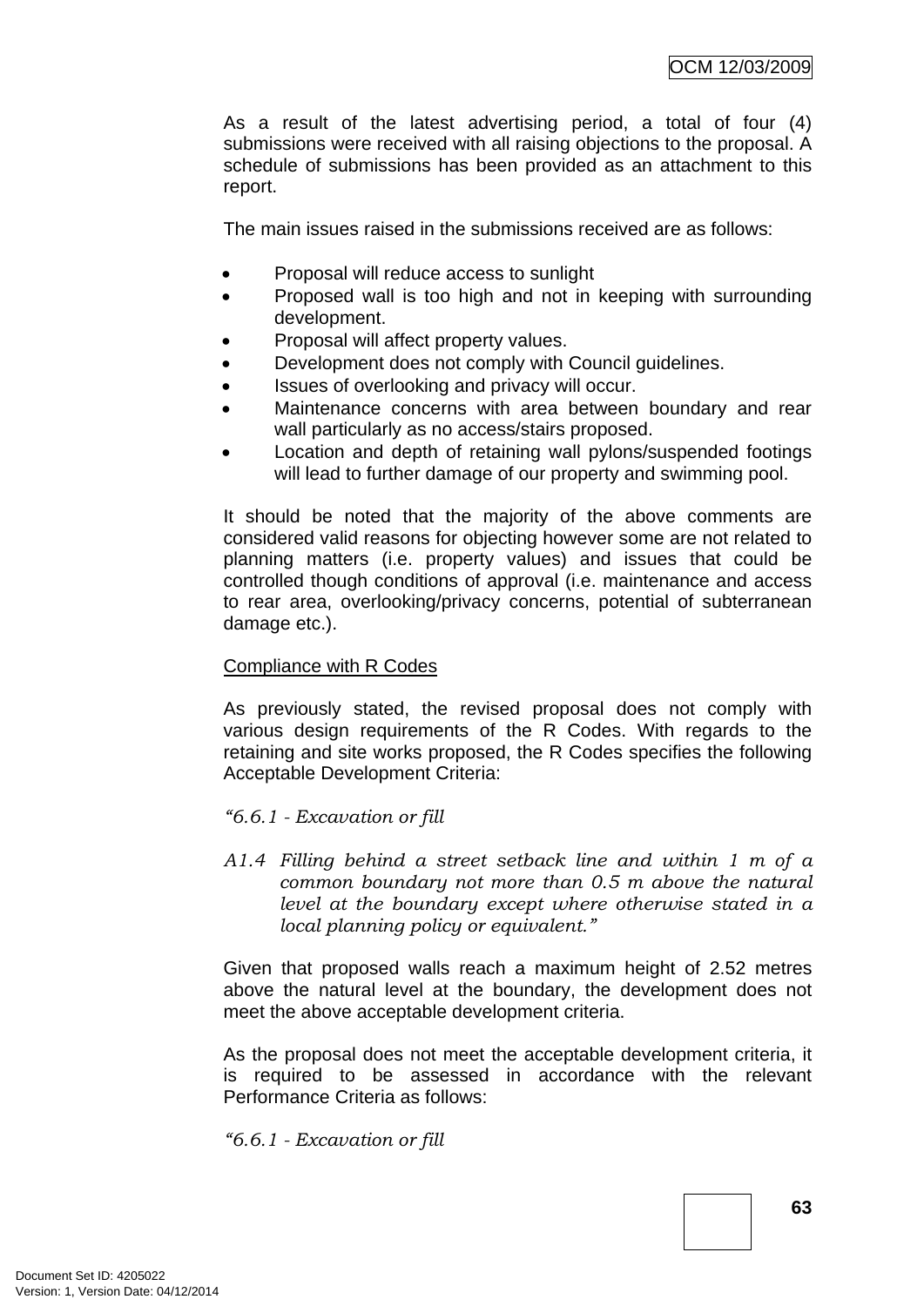As a result of the latest advertising period, a total of four (4) submissions were received with all raising objections to the proposal. A schedule of submissions has been provided as an attachment to this report.

The main issues raised in the submissions received are as follows:

- Proposal will reduce access to sunlight
- Proposed wall is too high and not in keeping with surrounding development.
- Proposal will affect property values.
- Development does not comply with Council guidelines.
- Issues of overlooking and privacy will occur.
- Maintenance concerns with area between boundary and rear wall particularly as no access/stairs proposed.
- Location and depth of retaining wall pylons/suspended footings will lead to further damage of our property and swimming pool.

It should be noted that the majority of the above comments are considered valid reasons for objecting however some are not related to planning matters (i.e. property values) and issues that could be controlled though conditions of approval (i.e. maintenance and access to rear area, overlooking/privacy concerns, potential of subterranean damage etc.).

<u>Compliance with R Codes</u>

As previously stated, the revised proposal does not comply with various design requirements of the R Codes. With regards to the retaining and site works proposed, the R Codes specifies the following Acceptable Development Criteria:

*"6.6.1 - Excavation or fill*

*A1.4 Filling behind a street setback line and within 1 m of a common boundary not more than 0.5 m above the natural level at the boundary except where otherwise stated in a local planning policy or equivalent."*

Given that proposed walls reach a maximum height of 2.52 metres above the natural level at the boundary, the development does not meet the above acceptable development criteria.

As the proposal does not meet the acceptable development criteria, it is required to be assessed in accordance with the relevant Performance Criteria as follows:

*"6.6.1 - Excavation or fill*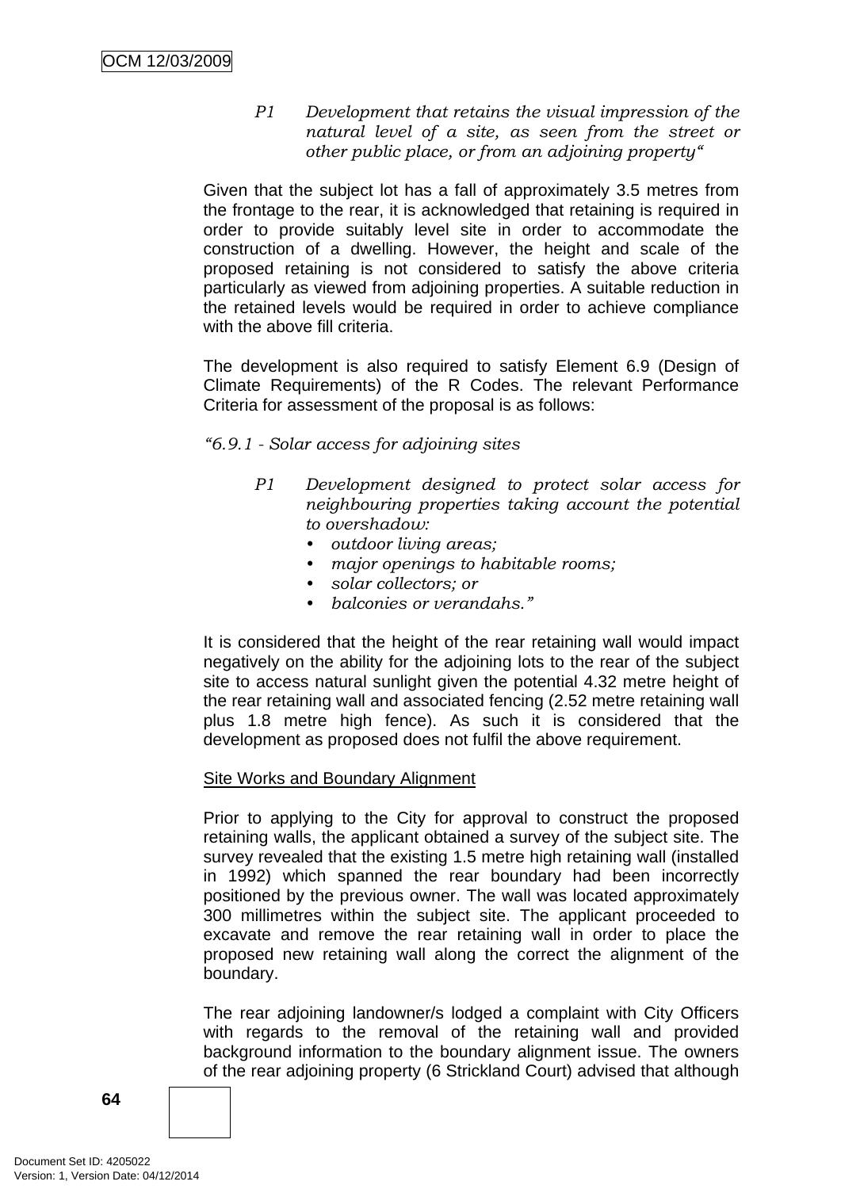*P1 Development that retains the visual impression of the natural level of a site, as seen from the street or other public place, or from an adjoining property"*

Given that the subject lot has a fall of approximately 3.5 metres from the frontage to the rear, it is acknowledged that retaining is required in order to provide suitably level site in order to accommodate the construction of a dwelling. However, the height and scale of the proposed retaining is not considered to satisfy the above criteria particularly as viewed from adjoining properties. A suitable reduction in the retained levels would be required in order to achieve compliance with the above fill criteria.

The development is also required to satisfy Element 6.9 (Design of Climate Requirements) of the R Codes. The relevant Performance Criteria for assessment of the proposal is as follows:

*"6.9.1 - Solar access for adjoining sites*

*P1 Development designed to protect solar access for neighbouring properties taking account the potential to overshadow:*

- *outdoor living areas;*
- *major openings to habitable rooms;*
- *solar collectors; or*
- *balconies or verandahs."*

It is considered that the height of the rear retaining wall would impact negatively on the ability for the adjoining lots to the rear of the subject site to access natural sunlight given the potential 4.32 metre height of the rear retaining wall and associated fencing (2.52 metre retaining wall plus 1.8 metre high fence). As such it is considered that the development as proposed does not fulfil the above requirement.

Site Works and Boundary Alignment

Prior to applying to the City for approval to construct the proposed retaining walls, the applicant obtained a survey of the subject site. The survey revealed that the existing 1.5 metre high retaining wall (installed in 1992) which spanned the rear boundary had been incorrectly positioned by the previous owner. The wall was located approximately 300 millimetres within the subject site. The applicant proceeded to excavate and remove the rear retaining wall in order to place the proposed new retaining wall along the correct the alignment of the boundary.

The rear adjoining landowner/s lodged a complaint with City Officers with regards to the removal of the retaining wall and provided background information to the boundary alignment issue. The owners of the rear adjoining property (6 Strickland Court) advised that although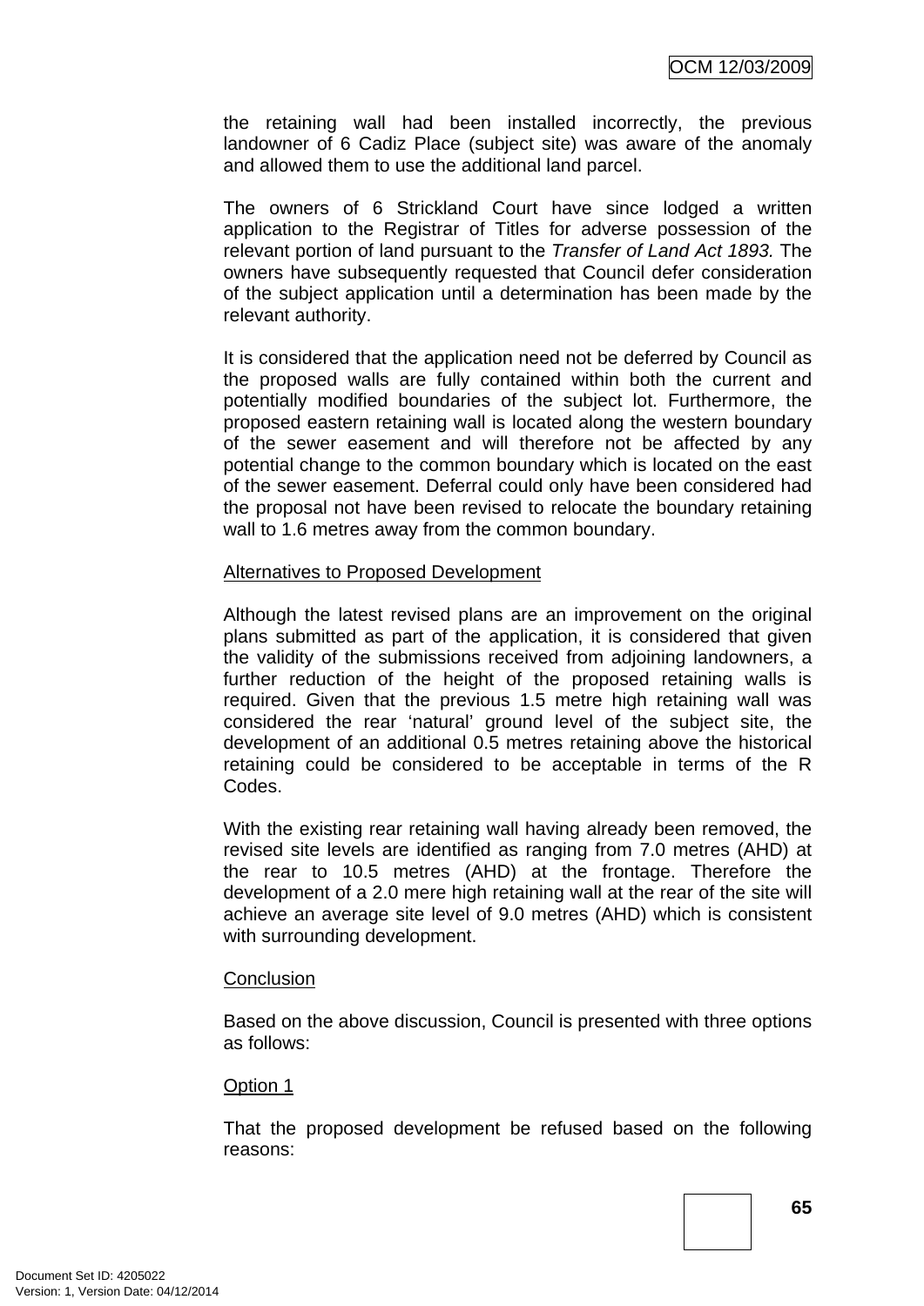the retaining wall had been installed incorrectly, the previous landowner of 6 Cadiz Place (subject site) was aware of the anomaly and allowed them to use the additional land parcel.

The owners of 6 Strickland Court have since lodged a written application to the Registrar of Titles for adverse possession of the relevant portion of land pursuant to the *Transfer of Land Act 1893.* The owners have subsequently requested that Council defer consideration of the subject application until a determination has been made by the relevant authority.

It is considered that the application need not be deferred by Council as the proposed walls are fully contained within both the current and potentially modified boundaries of the subject lot. Furthermore, the proposed eastern retaining wall is located along the western boundary of the sewer easement and will therefore not be affected by any potential change to the common boundary which is located on the east of the sewer easement. Deferral could only have been considered had the proposal not have been revised to relocate the boundary retaining wall to 1.6 metres away from the common boundary.

<u>Alternatives to Proposed Development</u>

Although the latest revised plans are an improvement on the original plans submitted as part of the application, it is considered that given the validity of the submissions received from adjoining landowners, a further reduction of the height of the proposed retaining walls is required. Given that the previous 1.5 metre high retaining wall was considered the rear 'natural' ground level of the subject site, the development of an additional 0.5 metres retaining above the historical retaining could be considered to be acceptable in terms of the R Codes.

With the existing rear retaining wall having already been removed, the revised site levels are identified as ranging from 7.0 metres (AHD) at the rear to 10.5 metres (AHD) at the frontage. Therefore the development of a 2.0 mere high retaining wall at the rear of the site will achieve an average site level of 9.0 metres (AHD) which is consistent with surrounding development.

<u>Conclusion</u>

Based on the above discussion, Council is presented with three options as follows:

<u>Option 1</u>

That the proposed development be refused based on the following reasons: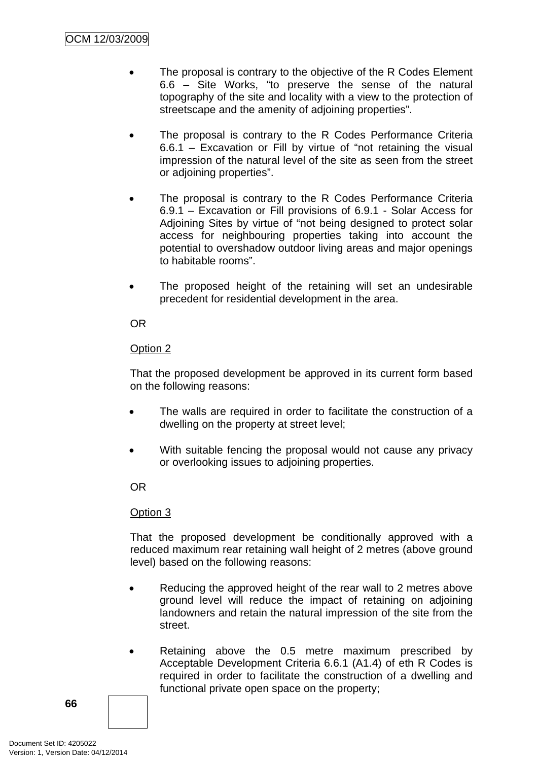- The proposal is contrary to the objective of the R Codes Element 6.6 – Site Works, "to preserve the sense of the natural topography of the site and locality with a view to the protection of streetscape and the amenity of adjoining properties".

- The proposal is contrary to the R Codes Performance Criteria 6.6.1 – Excavation or Fill by virtue of "not retaining the visual impression of the natural level of the site as seen from the street or adjoining properties".

- The proposal is contrary to the R Codes Performance Criteria 6.9.1 – Excavation or Fill provisions of 6.9.1 - Solar Access for Adjoining Sites by virtue of "not being designed to protect solar access for neighbouring properties taking into account the potential to overshadow outdoor living areas and major openings to habitable rooms".

- The proposed height of the retaining will set an undesirable precedent for residential development in the area.

OR

Option 2

That the proposed development be approved in its current form based on the following reasons:

- The walls are required in order to facilitate the construction of a dwelling on the property at street level;

- With suitable fencing the proposal would not cause any privacy or overlooking issues to adjoining properties.

OR

Option 3

That the proposed development be conditionally approved with a reduced maximum rear retaining wall height of 2 metres (above ground level) based on the following reasons:

- Reducing the approved height of the rear wall to 2 metres above ground level will reduce the impact of retaining on adjoining landowners and retain the natural impression of the site from the street.

- Retaining above the 0.5 metre maximum prescribed by Acceptable Development Criteria 6.6.1 (A1.4) of eth R Codes is required in order to facilitate the construction of a dwelling and functional private open space on the property;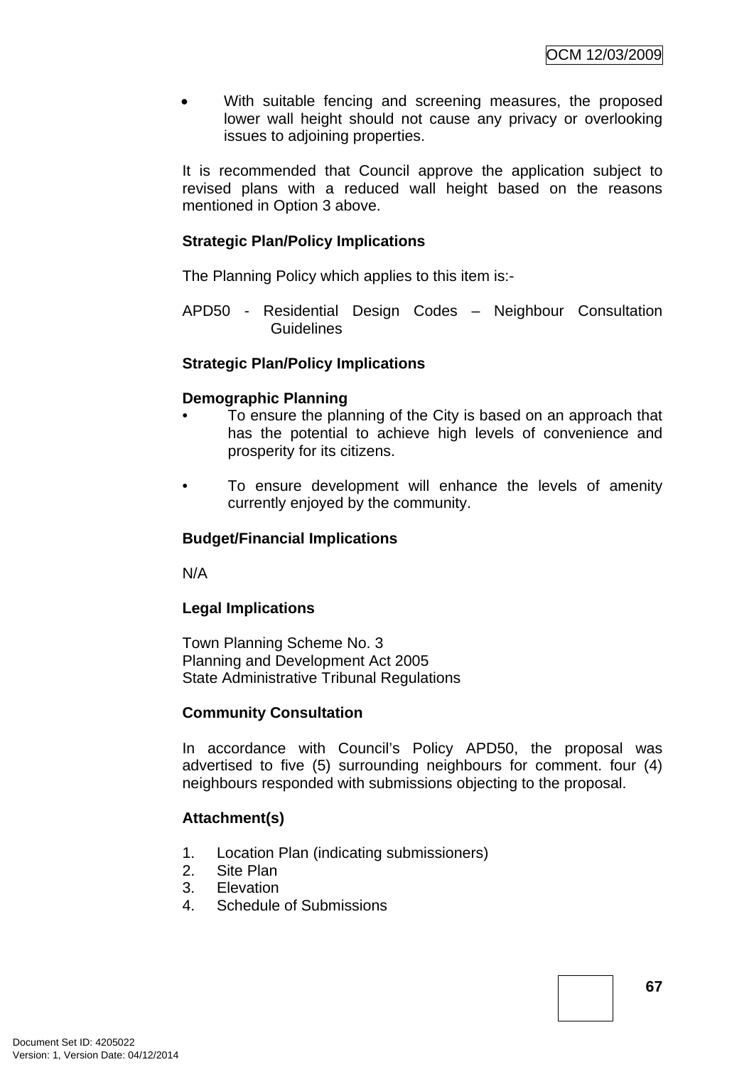- With suitable fencing and screening measures, the proposed lower wall height should not cause any privacy or overlooking issues to adjoining properties.

It is recommended that Council approve the application subject to revised plans with a reduced wall height based on the reasons mentioned in Option 3 above.

**Strategic Plan/Policy Implications**

The Planning Policy which applies to this item is:-

APD50 - Residential Design Codes – Neighbour Consultation Guidelines

**Strategic Plan/Policy Implications**

**Demographic Planning**

- To ensure the planning of the City is based on an approach that has the potential to achieve high levels of convenience and prosperity for its citizens.
- To ensure development will enhance the levels of amenity currently enjoyed by the community.

**Budget/Financial Implications**

N/A

**Legal Implications**

Town Planning Scheme No. 3
Planning and Development Act 2005
State Administrative Tribunal Regulations

**Community Consultation**

In accordance with Council's Policy APD50, the proposal was advertised to five (5) surrounding neighbours for comment. four (4) neighbours responded with submissions objecting to the proposal.

**Attachment(s)**

1. Location Plan (indicating submissioners)
2. Site Plan
3. Elevation
4. Schedule of Submissions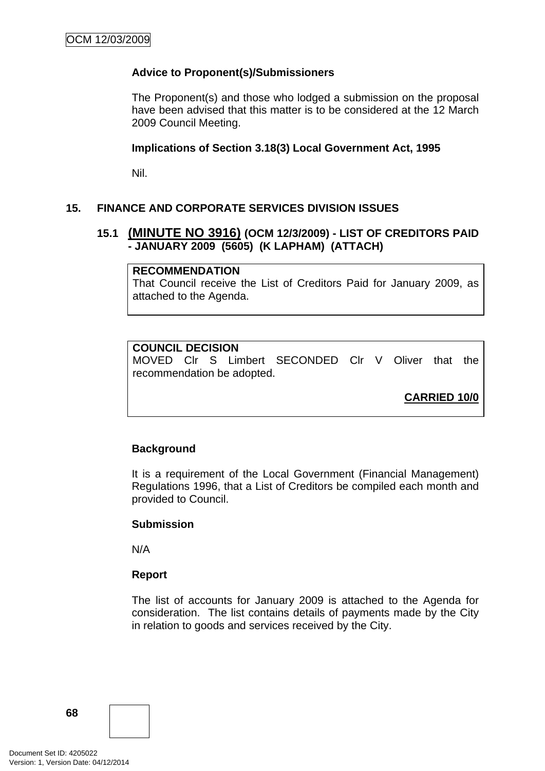**Advice to Proponent(s)/Submissioners**

The Proponent(s) and those who lodged a submission on the proposal have been advised that this matter is to be considered at the 12 March 2009 Council Meeting.

**Implications of Section 3.18(3) Local Government Act, 1995**

Nil.

## 15. FINANCE AND CORPORATE SERVICES DIVISION ISSUES

### 15.1 (MINUTE NO 3916) (OCM 12/3/2009) - LIST OF CREDITORS PAID - JANUARY 2009 (5605) (K LAPHAM) (ATTACH)

**RECOMMENDATION**
That Council receive the List of Creditors Paid for January 2009, as attached to the Agenda.

**COUNCIL DECISION**
MOVED Clr S Limbert SECONDED Clr V Oliver that the recommendation be adopted.

**CARRIED 10/0**

**Background**

It is a requirement of the Local Government (Financial Management) Regulations 1996, that a List of Creditors be compiled each month and provided to Council.

**Submission**

N/A

**Report**

The list of accounts for January 2009 is attached to the Agenda for consideration. The list contains details of payments made by the City in relation to goods and services received by the City.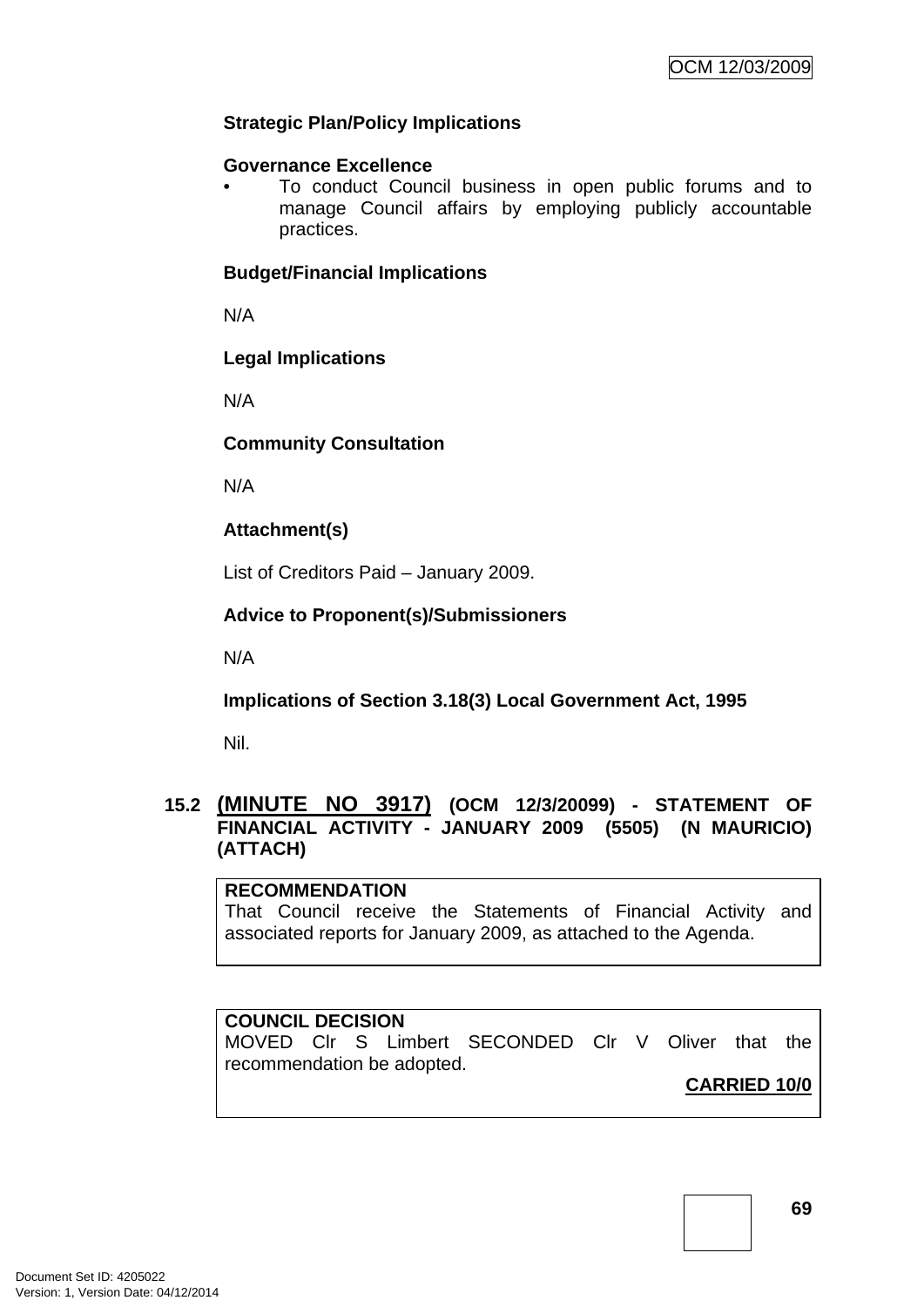**Strategic Plan/Policy Implications**

**Governance Excellence**

- To conduct Council business in open public forums and to manage Council affairs by employing publicly accountable practices.

**Budget/Financial Implications**

N/A

**Legal Implications**

N/A

**Community Consultation**

N/A

**Attachment(s)**

List of Creditors Paid – January 2009.

**Advice to Proponent(s)/Submissioners**

N/A

**Implications of Section 3.18(3) Local Government Act, 1995**

Nil.

## 15.2 (MINUTE NO 3917) (OCM 12/3/20099) - STATEMENT OF FINANCIAL ACTIVITY - JANUARY 2009 (5505) (N MAURICIO) (ATTACH)

**RECOMMENDATION**

That Council receive the Statements of Financial Activity and associated reports for January 2009, as attached to the Agenda.

**COUNCIL DECISION**

MOVED Clr S Limbert SECONDED Clr V Oliver that the recommendation be adopted.

**CARRIED 10/0**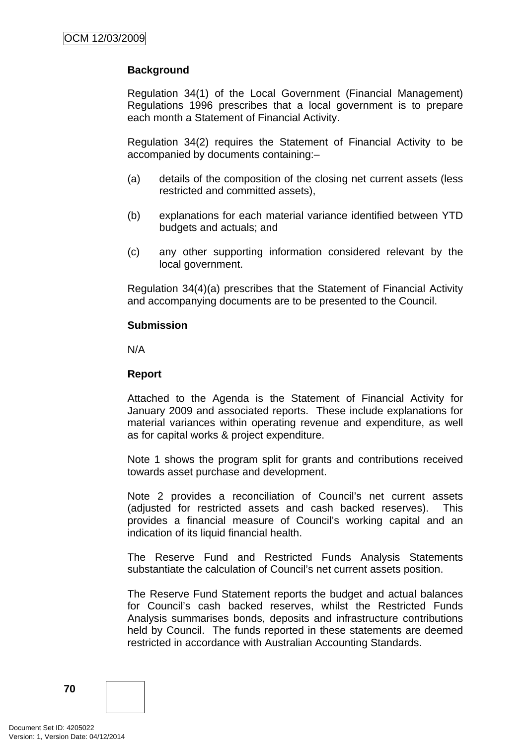**Background**

Regulation 34(1) of the Local Government (Financial Management) Regulations 1996 prescribes that a local government is to prepare each month a Statement of Financial Activity.

Regulation 34(2) requires the Statement of Financial Activity to be accompanied by documents containing:–

(a) details of the composition of the closing net current assets (less restricted and committed assets),

(b) explanations for each material variance identified between YTD budgets and actuals; and

(c) any other supporting information considered relevant by the local government.

Regulation 34(4)(a) prescribes that the Statement of Financial Activity and accompanying documents are to be presented to the Council.

**Submission**

N/A

**Report**

Attached to the Agenda is the Statement of Financial Activity for January 2009 and associated reports. These include explanations for material variances within operating revenue and expenditure, as well as for capital works & project expenditure.

Note 1 shows the program split for grants and contributions received towards asset purchase and development.

Note 2 provides a reconciliation of Council's net current assets (adjusted for restricted assets and cash backed reserves). This provides a financial measure of Council's working capital and an indication of its liquid financial health.

The Reserve Fund and Restricted Funds Analysis Statements substantiate the calculation of Council's net current assets position.

The Reserve Fund Statement reports the budget and actual balances for Council's cash backed reserves, whilst the Restricted Funds Analysis summarises bonds, deposits and infrastructure contributions held by Council. The funds reported in these statements are deemed restricted in accordance with Australian Accounting Standards.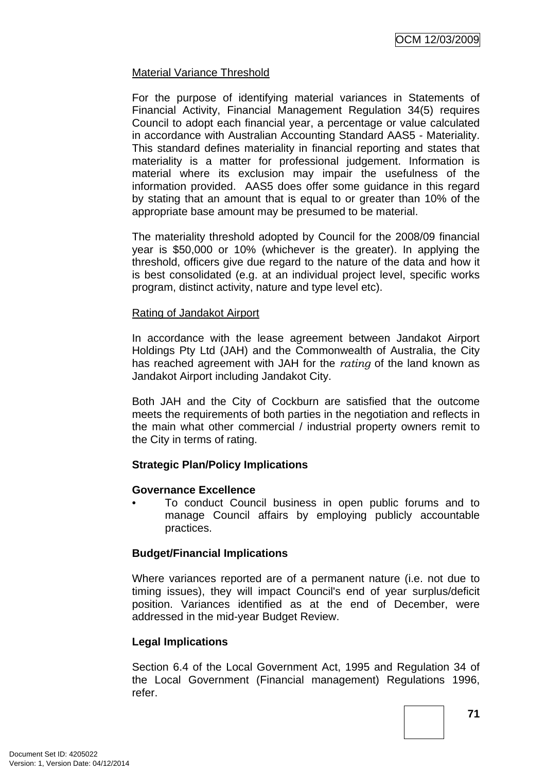Material Variance Threshold

For the purpose of identifying material variances in Statements of Financial Activity, Financial Management Regulation 34(5) requires Council to adopt each financial year, a percentage or value calculated in accordance with Australian Accounting Standard AAS5 - Materiality. This standard defines materiality in financial reporting and states that materiality is a matter for professional judgement. Information is material where its exclusion may impair the usefulness of the information provided. AAS5 does offer some guidance in this regard by stating that an amount that is equal to or greater than 10% of the appropriate base amount may be presumed to be material.

The materiality threshold adopted by Council for the 2008/09 financial year is $50,000 or 10% (whichever is the greater). In applying the threshold, officers give due regard to the nature of the data and how it is best consolidated (e.g. at an individual project level, specific works program, distinct activity, nature and type level etc).

Rating of Jandakot Airport

In accordance with the lease agreement between Jandakot Airport Holdings Pty Ltd (JAH) and the Commonwealth of Australia, the City has reached agreement with JAH for the *rating* of the land known as Jandakot Airport including Jandakot City.

Both JAH and the City of Cockburn are satisfied that the outcome meets the requirements of both parties in the negotiation and reflects in the main what other commercial / industrial property owners remit to the City in terms of rating.

**Strategic Plan/Policy Implications**

**Governance Excellence**

- To conduct Council business in open public forums and to manage Council affairs by employing publicly accountable practices.

**Budget/Financial Implications**

Where variances reported are of a permanent nature (i.e. not due to timing issues), they will impact Council's end of year surplus/deficit position. Variances identified as at the end of December, were addressed in the mid-year Budget Review.

**Legal Implications**

Section 6.4 of the Local Government Act, 1995 and Regulation 34 of the Local Government (Financial management) Regulations 1996, refer.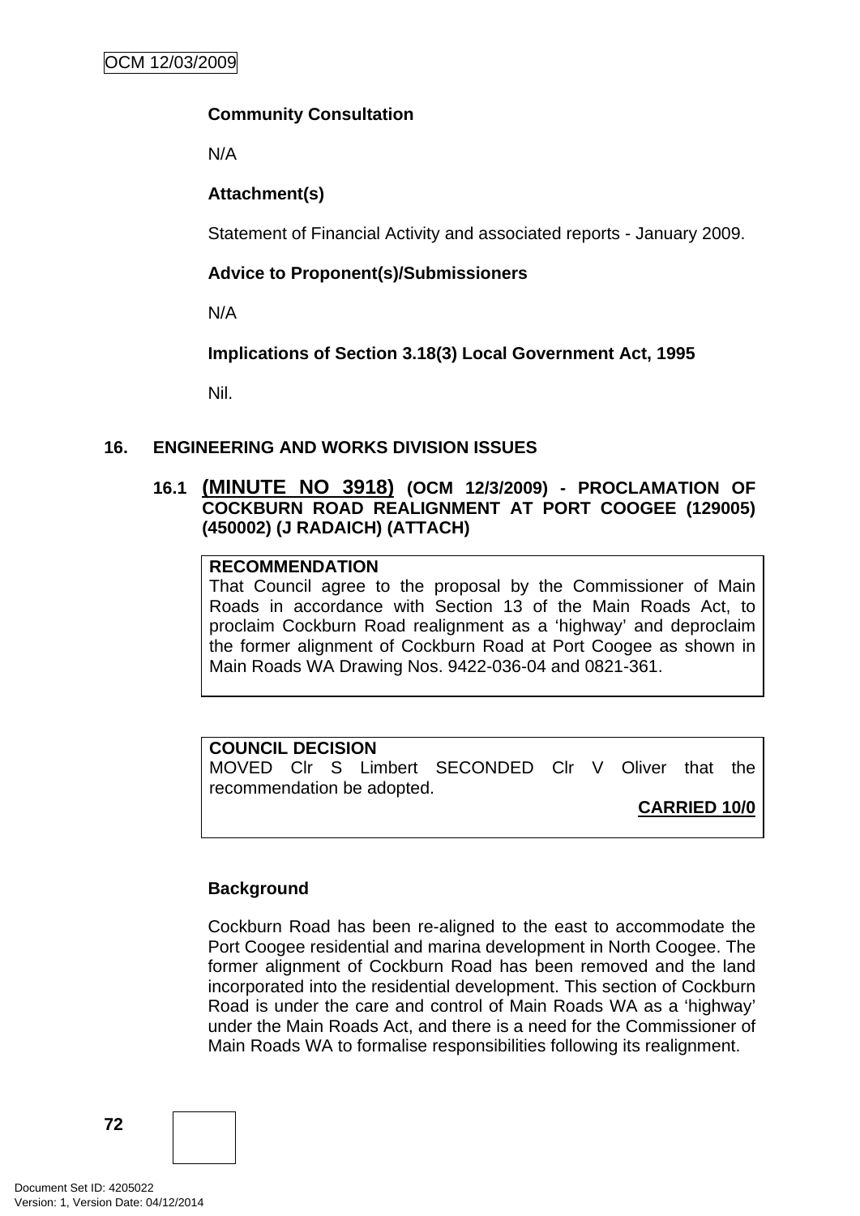**Community Consultation**

N/A

**Attachment(s)**

Statement of Financial Activity and associated reports - January 2009.

**Advice to Proponent(s)/Submissioners**

N/A

**Implications of Section 3.18(3) Local Government Act, 1995**

Nil.

## 16. ENGINEERING AND WORKS DIVISION ISSUES

### 16.1 (MINUTE NO 3918) (OCM 12/3/2009) - PROCLAMATION OF COCKBURN ROAD REALIGNMENT AT PORT COOGEE (129005) (450002) (J RADAICH) (ATTACH)

**RECOMMENDATION**
That Council agree to the proposal by the Commissioner of Main Roads in accordance with Section 13 of the Main Roads Act, to proclaim Cockburn Road realignment as a 'highway' and deproclaim the former alignment of Cockburn Road at Port Coogee as shown in Main Roads WA Drawing Nos. 9422-036-04 and 0821-361.

**COUNCIL DECISION**
MOVED Clr S Limbert SECONDED Clr V Oliver that the recommendation be adopted.

**CARRIED 10/0**

**Background**

Cockburn Road has been re-aligned to the east to accommodate the Port Coogee residential and marina development in North Coogee. The former alignment of Cockburn Road has been removed and the land incorporated into the residential development. This section of Cockburn Road is under the care and control of Main Roads WA as a 'highway' under the Main Roads Act, and there is a need for the Commissioner of Main Roads WA to formalise responsibilities following its realignment.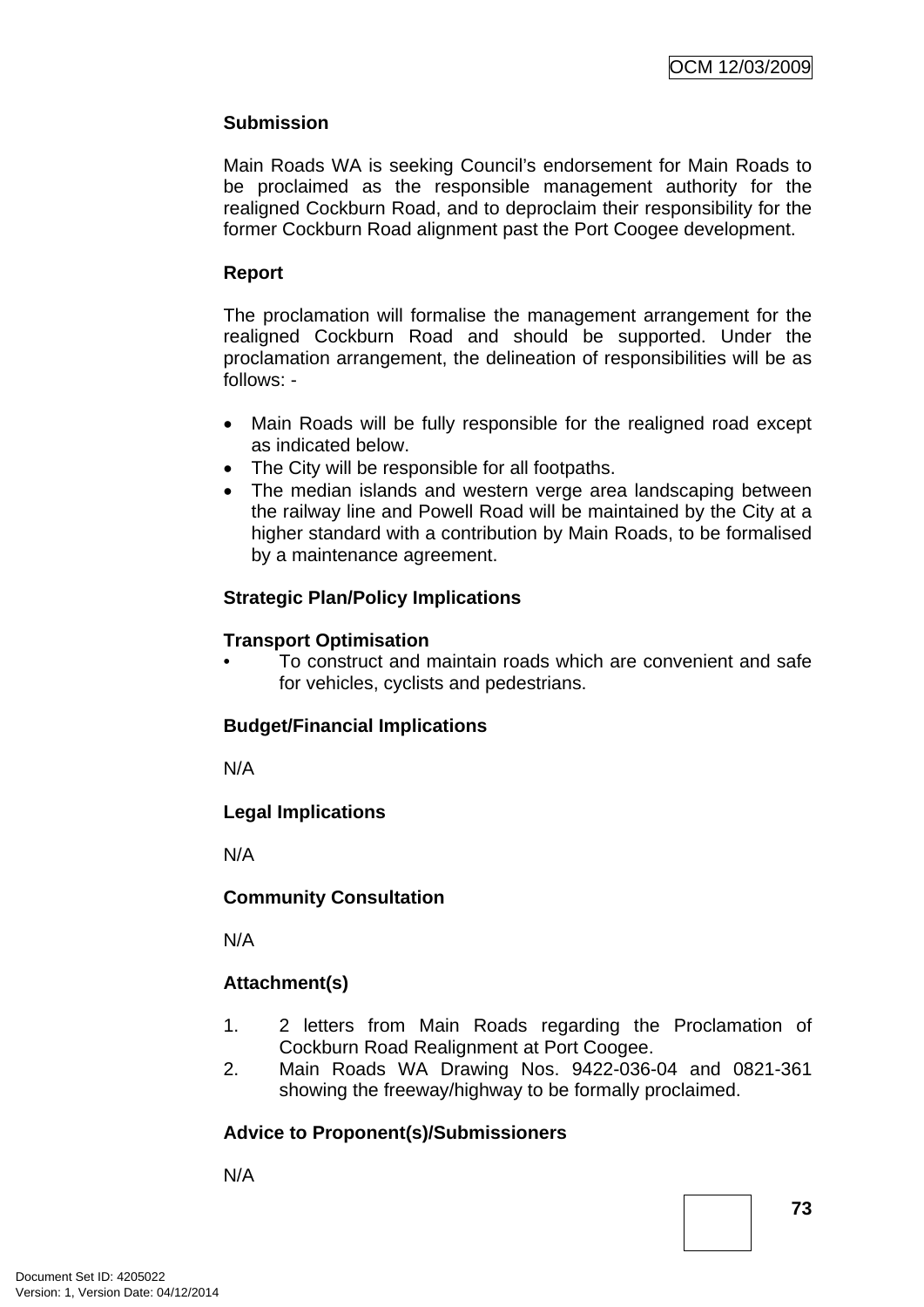**Submission**

Main Roads WA is seeking Council's endorsement for Main Roads to be proclaimed as the responsible management authority for the realigned Cockburn Road, and to deproclaim their responsibility for the former Cockburn Road alignment past the Port Coogee development.

**Report**

The proclamation will formalise the management arrangement for the realigned Cockburn Road and should be supported. Under the proclamation arrangement, the delineation of responsibilities will be as follows: -

- Main Roads will be fully responsible for the realigned road except as indicated below.
- The City will be responsible for all footpaths.
- The median islands and western verge area landscaping between the railway line and Powell Road will be maintained by the City at a higher standard with a contribution by Main Roads, to be formalised by a maintenance agreement.

**Strategic Plan/Policy Implications**

**Transport Optimisation**

- To construct and maintain roads which are convenient and safe for vehicles, cyclists and pedestrians.

**Budget/Financial Implications**

N/A

**Legal Implications**

N/A

**Community Consultation**

N/A

**Attachment(s)**

1. 2 letters from Main Roads regarding the Proclamation of Cockburn Road Realignment at Port Coogee.
2. Main Roads WA Drawing Nos. 9422-036-04 and 0821-361 showing the freeway/highway to be formally proclaimed.

**Advice to Proponent(s)/Submissioners**

N/A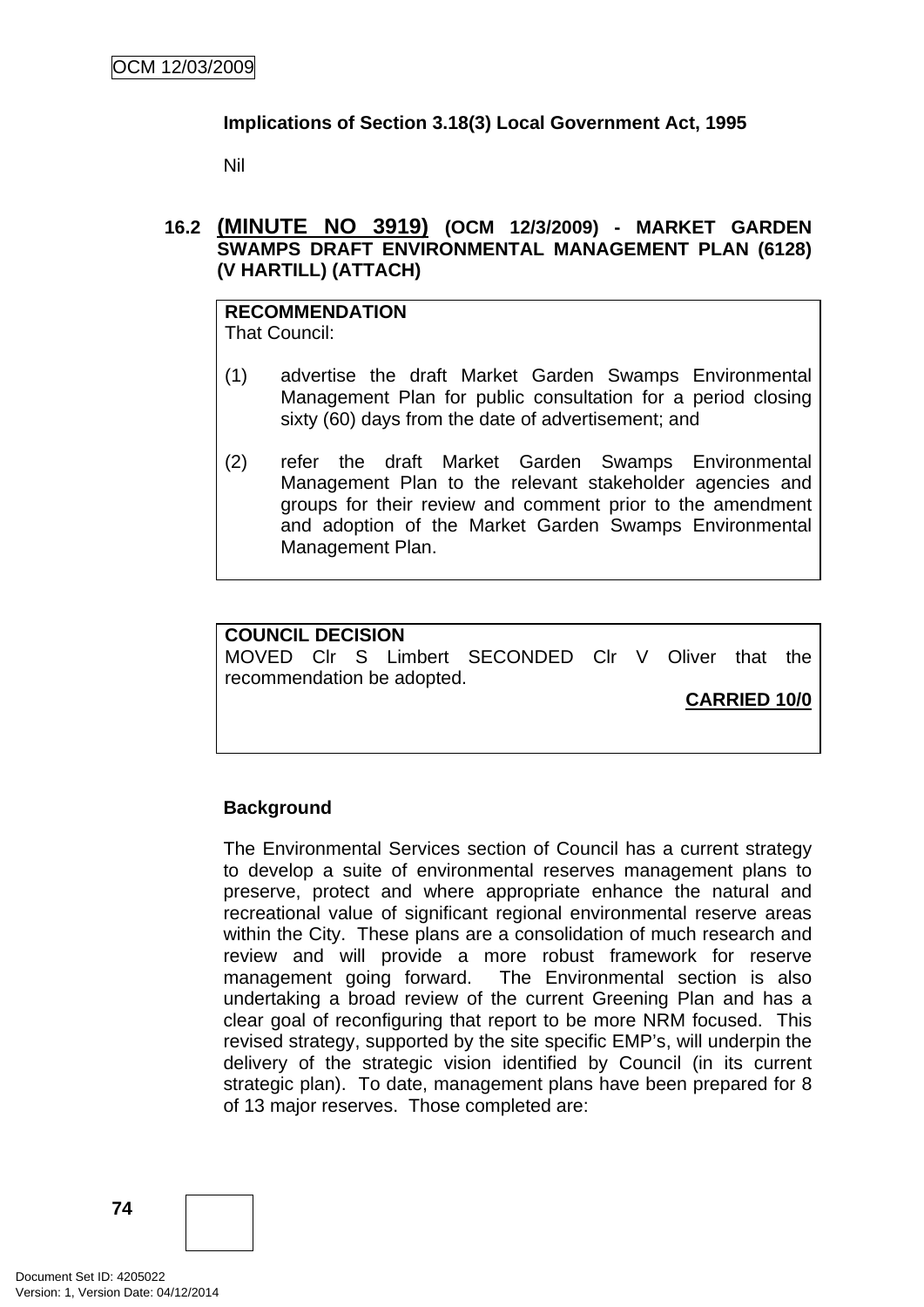**Implications of Section 3.18(3) Local Government Act, 1995**

Nil

## 16.2 (MINUTE NO 3919) (OCM 12/3/2009) - MARKET GARDEN SWAMPS DRAFT ENVIRONMENTAL MANAGEMENT PLAN (6128) (V HARTILL) (ATTACH)

**RECOMMENDATION**
That Council:

(1) advertise the draft Market Garden Swamps Environmental Management Plan for public consultation for a period closing sixty (60) days from the date of advertisement; and

(2) refer the draft Market Garden Swamps Environmental Management Plan to the relevant stakeholder agencies and groups for their review and comment prior to the amendment and adoption of the Market Garden Swamps Environmental Management Plan.

**COUNCIL DECISION**
MOVED Clr S Limbert SECONDED Clr V Oliver that the recommendation be adopted.

**CARRIED 10/0**

**Background**

The Environmental Services section of Council has a current strategy to develop a suite of environmental reserves management plans to preserve, protect and where appropriate enhance the natural and recreational value of significant regional environmental reserve areas within the City. These plans are a consolidation of much research and review and will provide a more robust framework for reserve management going forward. The Environmental section is also undertaking a broad review of the current Greening Plan and has a clear goal of reconfiguring that report to be more NRM focused. This revised strategy, supported by the site specific EMP's, will underpin the delivery of the strategic vision identified by Council (in its current strategic plan). To date, management plans have been prepared for 8 of 13 major reserves. Those completed are: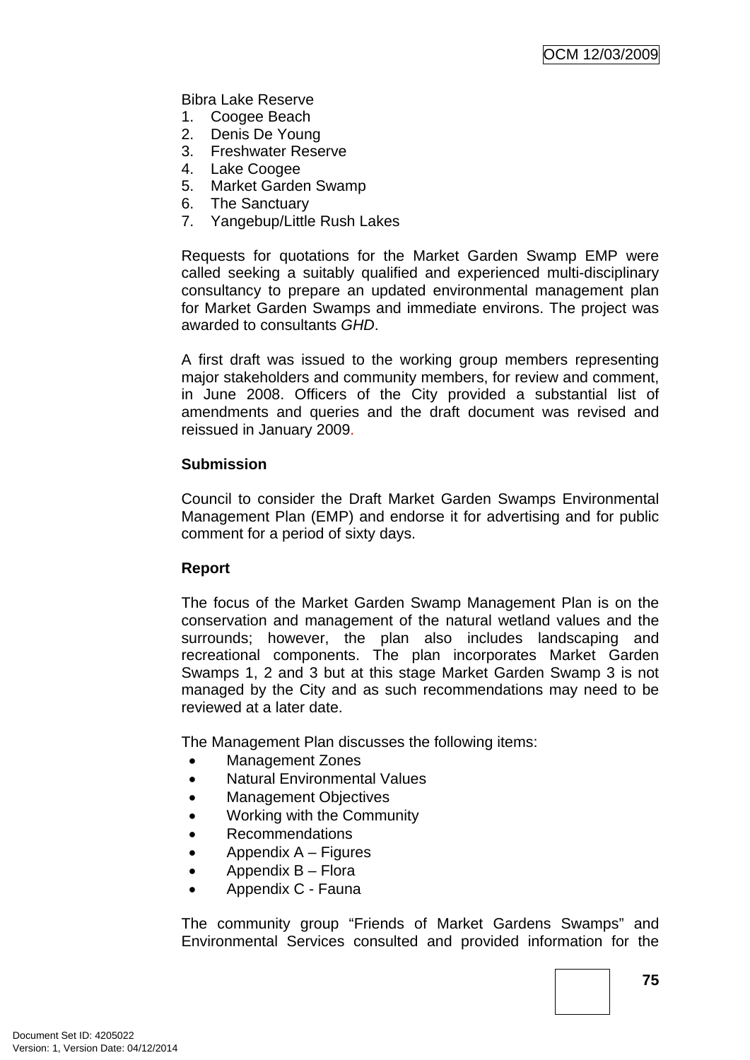Bibra Lake Reserve
1. Coogee Beach
2. Denis De Young
3. Freshwater Reserve
4. Lake Coogee
5. Market Garden Swamp
6. The Sanctuary
7. Yangebup/Little Rush Lakes

Requests for quotations for the Market Garden Swamp EMP were called seeking a suitably qualified and experienced multi-disciplinary consultancy to prepare an updated environmental management plan for Market Garden Swamps and immediate environs. The project was awarded to consultants *GHD*.

A first draft was issued to the working group members representing major stakeholders and community members, for review and comment, in June 2008. Officers of the City provided a substantial list of amendments and queries and the draft document was revised and reissued in January 2009.

**Submission**

Council to consider the Draft Market Garden Swamps Environmental Management Plan (EMP) and endorse it for advertising and for public comment for a period of sixty days.

**Report**

The focus of the Market Garden Swamp Management Plan is on the conservation and management of the natural wetland values and the surrounds; however, the plan also includes landscaping and recreational components. The plan incorporates Market Garden Swamps 1, 2 and 3 but at this stage Market Garden Swamp 3 is not managed by the City and as such recommendations may need to be reviewed at a later date.

The Management Plan discusses the following items:

- Management Zones
- Natural Environmental Values
- Management Objectives
- Working with the Community
- Recommendations
- Appendix A – Figures
- Appendix B – Flora
- Appendix C - Fauna

The community group "Friends of Market Gardens Swamps" and Environmental Services consulted and provided information for the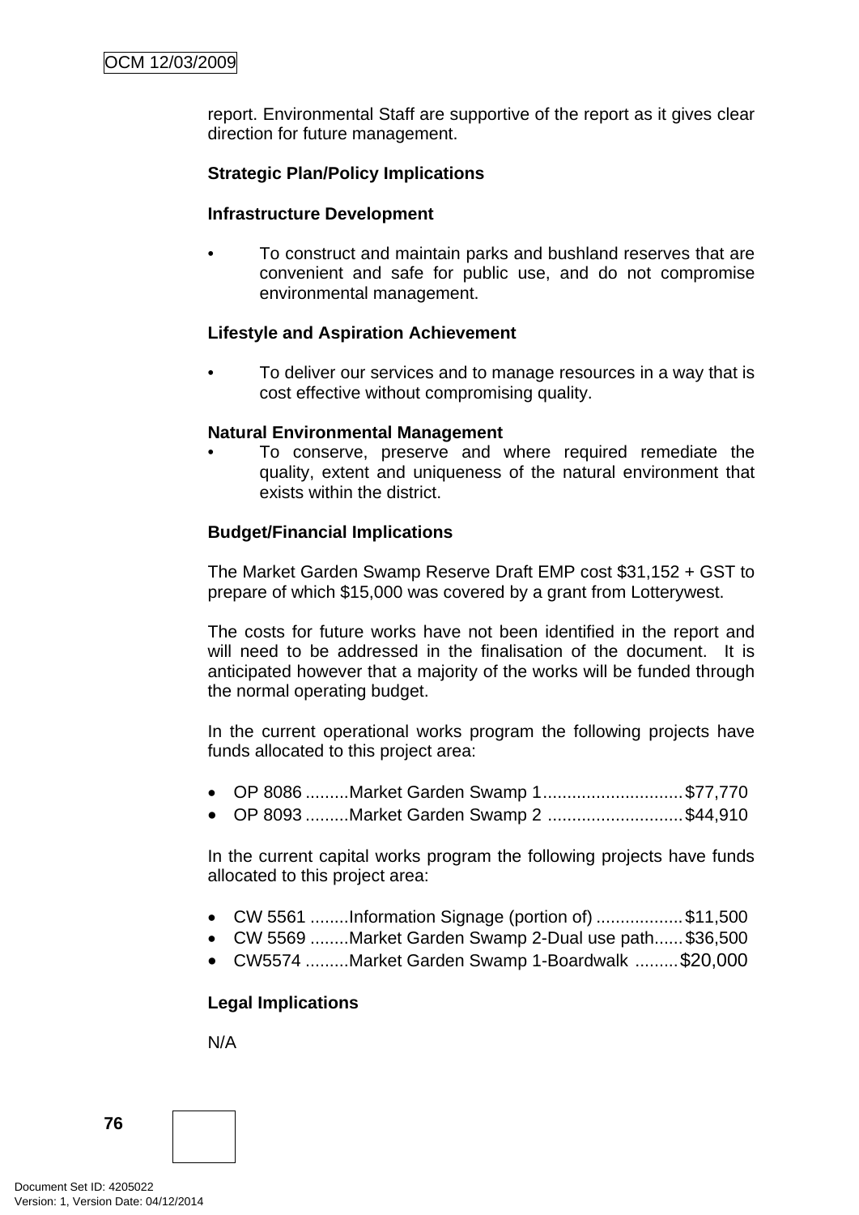report. Environmental Staff are supportive of the report as it gives clear direction for future management.

**Strategic Plan/Policy Implications**

**Infrastructure Development**

- To construct and maintain parks and bushland reserves that are convenient and safe for public use, and do not compromise environmental management.

**Lifestyle and Aspiration Achievement**

- To deliver our services and to manage resources in a way that is cost effective without compromising quality.

**Natural Environmental Management**

- To conserve, preserve and where required remediate the quality, extent and uniqueness of the natural environment that exists within the district.

**Budget/Financial Implications**

The Market Garden Swamp Reserve Draft EMP cost $31,152 + GST to prepare of which $15,000 was covered by a grant from Lotterywest.

The costs for future works have not been identified in the report and will need to be addressed in the finalisation of the document. It is anticipated however that a majority of the works will be funded through the normal operating budget.

In the current operational works program the following projects have funds allocated to this project area:

- OP 8086 .........Market Garden Swamp 1.............................$77,770
- OP 8093 .........Market Garden Swamp 2 ............................$44,910

In the current capital works program the following projects have funds allocated to this project area:

- CW 5561 ........Information Signage (portion of) ..................$11,500
- CW 5569 ........Market Garden Swamp 2-Dual use path......$36,500
- CW5574 .........Market Garden Swamp 1-Boardwalk .........$20,000

**Legal Implications**

N/A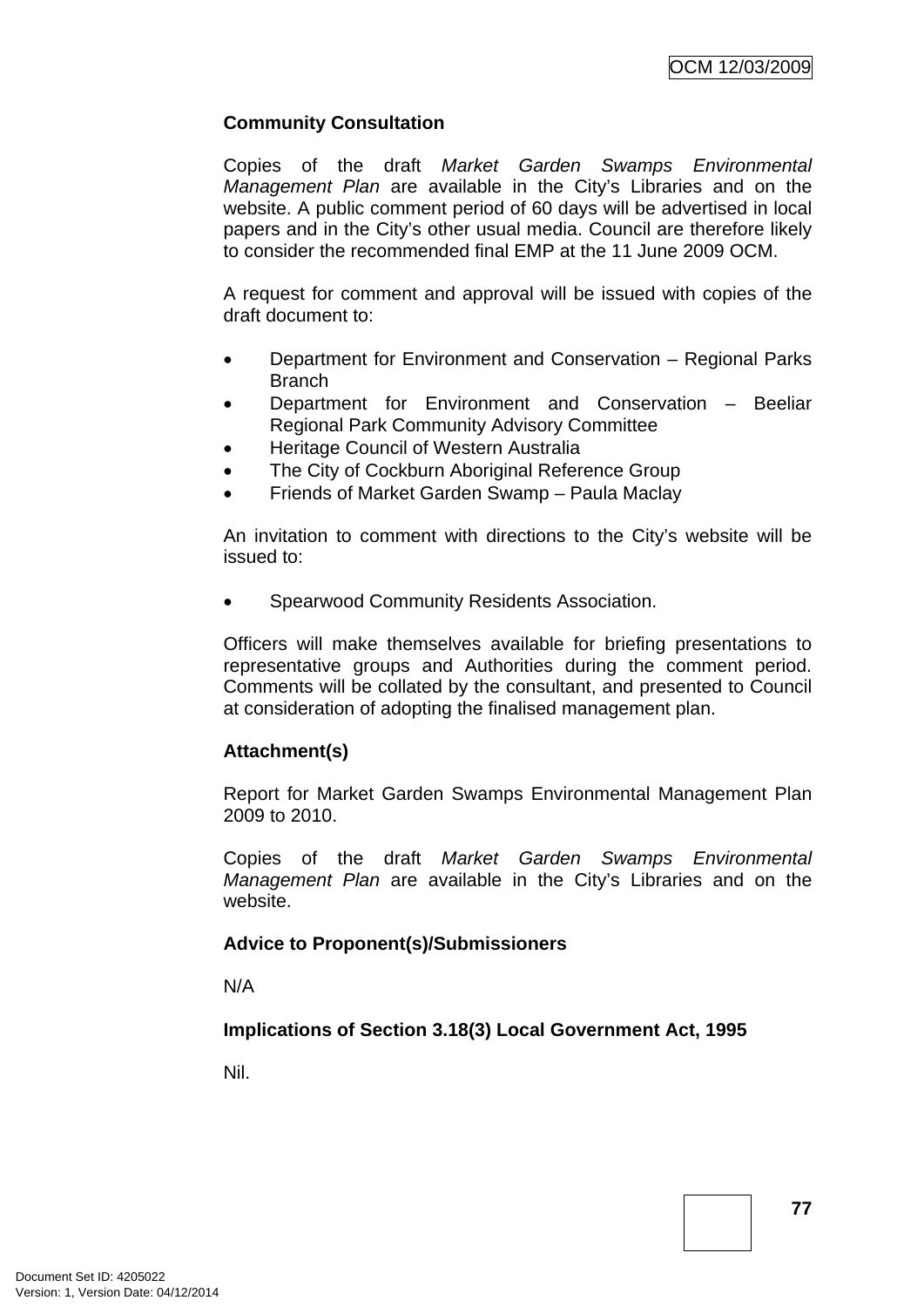**Community Consultation**

Copies of the draft *Market Garden Swamps Environmental Management Plan* are available in the City's Libraries and on the website. A public comment period of 60 days will be advertised in local papers and in the City's other usual media. Council are therefore likely to consider the recommended final EMP at the 11 June 2009 OCM.

A request for comment and approval will be issued with copies of the draft document to:

- Department for Environment and Conservation – Regional Parks Branch
- Department for Environment and Conservation – Beeliar Regional Park Community Advisory Committee
- Heritage Council of Western Australia
- The City of Cockburn Aboriginal Reference Group
- Friends of Market Garden Swamp – Paula Maclay

An invitation to comment with directions to the City's website will be issued to:

- Spearwood Community Residents Association.

Officers will make themselves available for briefing presentations to representative groups and Authorities during the comment period. Comments will be collated by the consultant, and presented to Council at consideration of adopting the finalised management plan.

**Attachment(s)**

Report for Market Garden Swamps Environmental Management Plan 2009 to 2010.

Copies of the draft *Market Garden Swamps Environmental Management Plan* are available in the City's Libraries and on the website.

**Advice to Proponent(s)/Submissioners**

N/A

**Implications of Section 3.18(3) Local Government Act, 1995**

Nil.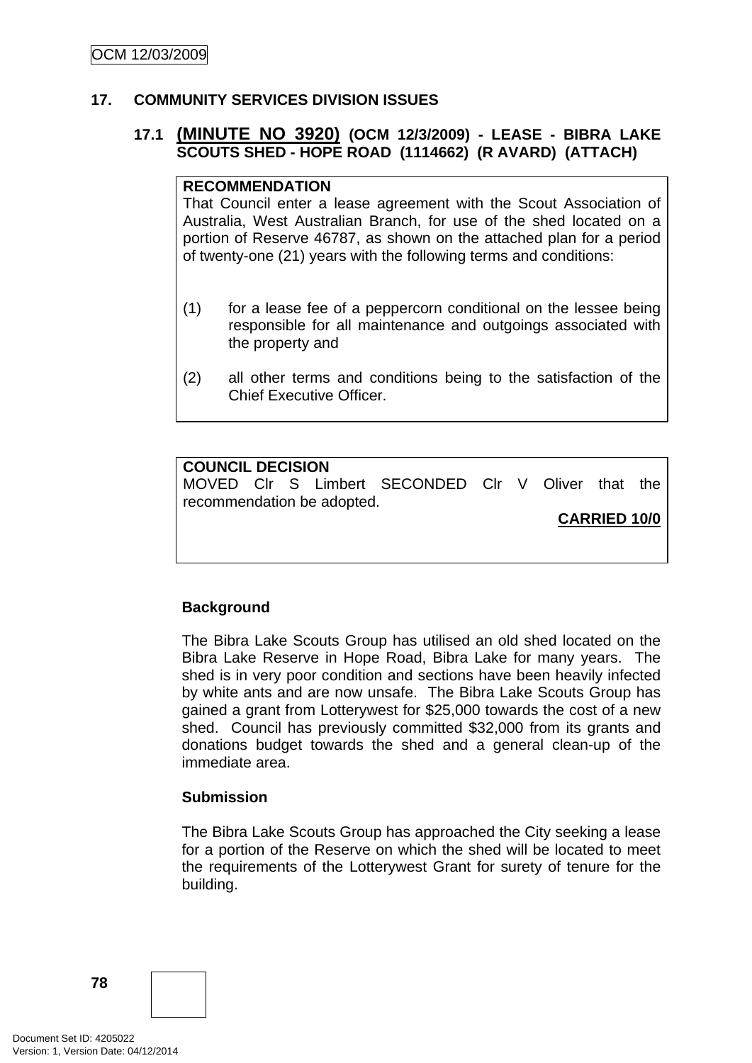## 17. COMMUNITY SERVICES DIVISION ISSUES

### 17.1 (MINUTE NO 3920) (OCM 12/3/2009) - LEASE - BIBRA LAKE SCOUTS SHED - HOPE ROAD (1114662) (R AVARD) (ATTACH)

**RECOMMENDATION**
That Council enter a lease agreement with the Scout Association of Australia, West Australian Branch, for use of the shed located on a portion of Reserve 46787, as shown on the attached plan for a period of twenty-one (21) years with the following terms and conditions:

(1) for a lease fee of a peppercorn conditional on the lessee being responsible for all maintenance and outgoings associated with the property and

(2) all other terms and conditions being to the satisfaction of the Chief Executive Officer.

**COUNCIL DECISION**
MOVED Clr S Limbert SECONDED Clr V Oliver that the recommendation be adopted.

**CARRIED 10/0**

**Background**

The Bibra Lake Scouts Group has utilised an old shed located on the Bibra Lake Reserve in Hope Road, Bibra Lake for many years. The shed is in very poor condition and sections have been heavily infected by white ants and are now unsafe. The Bibra Lake Scouts Group has gained a grant from Lotterywest for $25,000 towards the cost of a new shed. Council has previously committed $32,000 from its grants and donations budget towards the shed and a general clean-up of the immediate area.

**Submission**

The Bibra Lake Scouts Group has approached the City seeking a lease for a portion of the Reserve on which the shed will be located to meet the requirements of the Lotterywest Grant for surety of tenure for the building.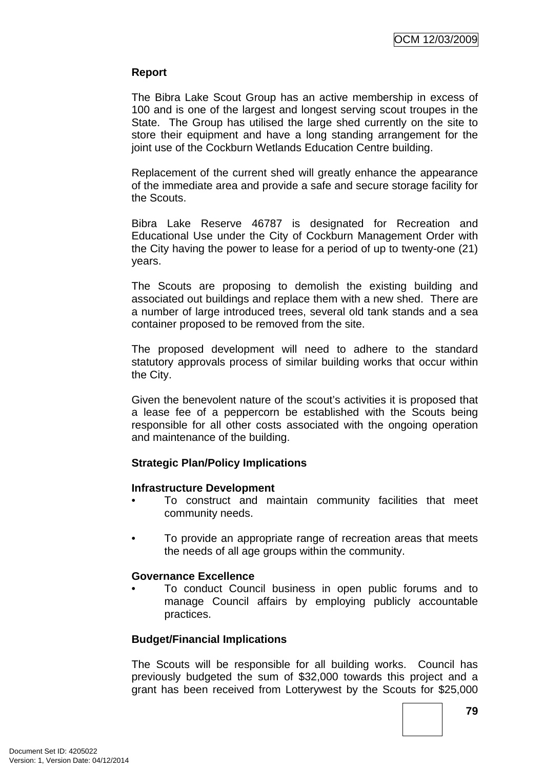**Report**

The Bibra Lake Scout Group has an active membership in excess of 100 and is one of the largest and longest serving scout troupes in the State. The Group has utilised the large shed currently on the site to store their equipment and have a long standing arrangement for the joint use of the Cockburn Wetlands Education Centre building.

Replacement of the current shed will greatly enhance the appearance of the immediate area and provide a safe and secure storage facility for the Scouts.

Bibra Lake Reserve 46787 is designated for Recreation and Educational Use under the City of Cockburn Management Order with the City having the power to lease for a period of up to twenty-one (21) years.

The Scouts are proposing to demolish the existing building and associated out buildings and replace them with a new shed. There are a number of large introduced trees, several old tank stands and a sea container proposed to be removed from the site.

The proposed development will need to adhere to the standard statutory approvals process of similar building works that occur within the City.

Given the benevolent nature of the scout's activities it is proposed that a lease fee of a peppercorn be established with the Scouts being responsible for all other costs associated with the ongoing operation and maintenance of the building.

**Strategic Plan/Policy Implications**

**Infrastructure Development**

- To construct and maintain community facilities that meet community needs.
- To provide an appropriate range of recreation areas that meets the needs of all age groups within the community.

**Governance Excellence**

- To conduct Council business in open public forums and to manage Council affairs by employing publicly accountable practices.

**Budget/Financial Implications**

The Scouts will be responsible for all building works. Council has previously budgeted the sum of $32,000 towards this project and a grant has been received from Lotterywest by the Scouts for $25,000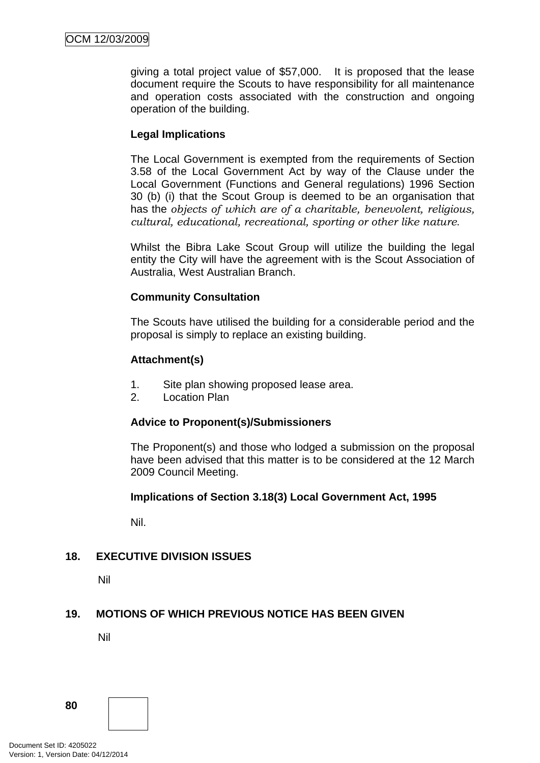giving a total project value of $57,000. It is proposed that the lease document require the Scouts to have responsibility for all maintenance and operation costs associated with the construction and ongoing operation of the building.

**Legal Implications**

The Local Government is exempted from the requirements of Section 3.58 of the Local Government Act by way of the Clause under the Local Government (Functions and General regulations) 1996 Section 30 (b) (i) that the Scout Group is deemed to be an organisation that has the *objects of which are of a charitable, benevolent, religious, cultural, educational, recreational, sporting or other like nature*.

Whilst the Bibra Lake Scout Group will utilize the building the legal entity the City will have the agreement with is the Scout Association of Australia, West Australian Branch.

**Community Consultation**

The Scouts have utilised the building for a considerable period and the proposal is simply to replace an existing building.

**Attachment(s)**

1. Site plan showing proposed lease area.
2. Location Plan

**Advice to Proponent(s)/Submissioners**

The Proponent(s) and those who lodged a submission on the proposal have been advised that this matter is to be considered at the 12 March 2009 Council Meeting.

**Implications of Section 3.18(3) Local Government Act, 1995**

Nil.

## 18. EXECUTIVE DIVISION ISSUES

Nil

## 19. MOTIONS OF WHICH PREVIOUS NOTICE HAS BEEN GIVEN

Nil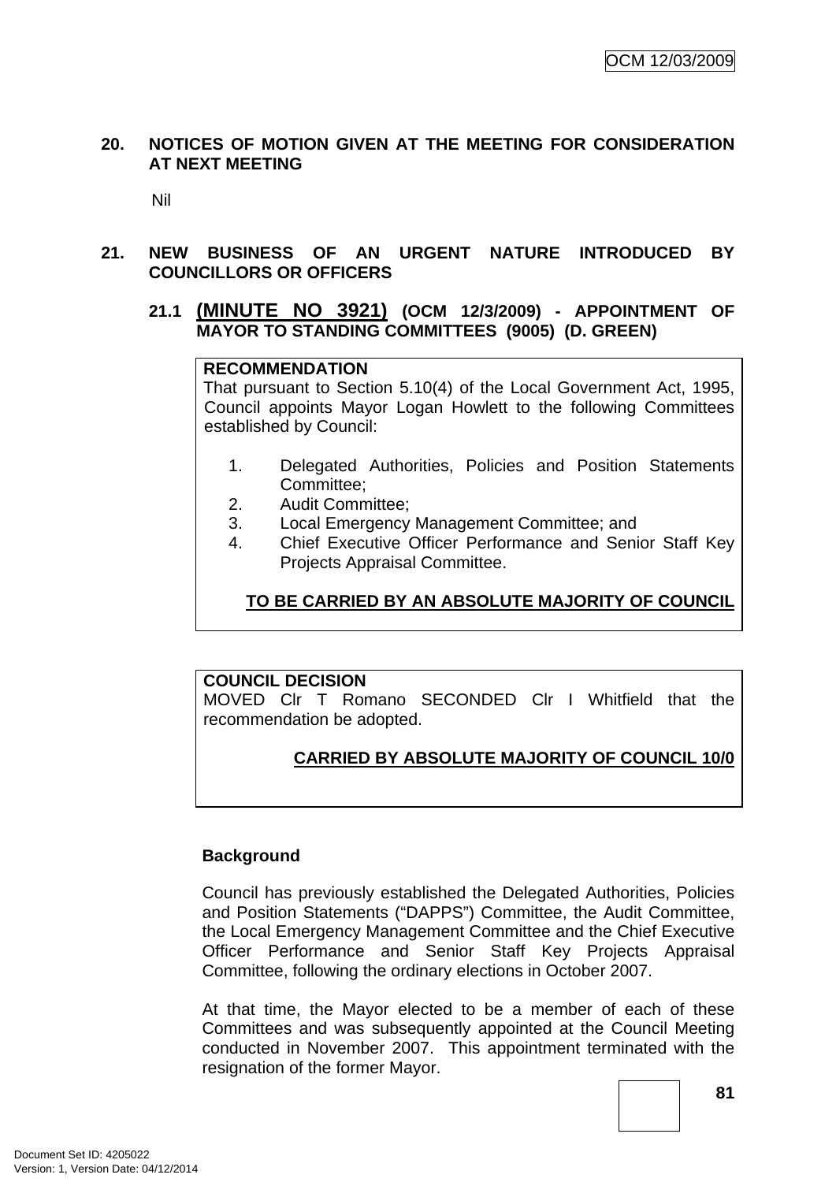## 20. NOTICES OF MOTION GIVEN AT THE MEETING FOR CONSIDERATION AT NEXT MEETING

Nil

## 21. NEW BUSINESS OF AN URGENT NATURE INTRODUCED BY COUNCILLORS OR OFFICERS

### 21.1 (MINUTE NO 3921) (OCM 12/3/2009) - APPOINTMENT OF MAYOR TO STANDING COMMITTEES (9005) (D. GREEN)

**RECOMMENDATION**

That pursuant to Section 5.10(4) of the Local Government Act, 1995, Council appoints Mayor Logan Howlett to the following Committees established by Council:

1. Delegated Authorities, Policies and Position Statements Committee;
2. Audit Committee;
3. Local Emergency Management Committee; and
4. Chief Executive Officer Performance and Senior Staff Key Projects Appraisal Committee.

**TO BE CARRIED BY AN ABSOLUTE MAJORITY OF COUNCIL**

**COUNCIL DECISION**

MOVED Clr T Romano SECONDED Clr I Whitfield that the recommendation be adopted.

**CARRIED BY ABSOLUTE MAJORITY OF COUNCIL 10/0**

**Background**

Council has previously established the Delegated Authorities, Policies and Position Statements ("DAPPS") Committee, the Audit Committee, the Local Emergency Management Committee and the Chief Executive Officer Performance and Senior Staff Key Projects Appraisal Committee, following the ordinary elections in October 2007.

At that time, the Mayor elected to be a member of each of these Committees and was subsequently appointed at the Council Meeting conducted in November 2007. This appointment terminated with the resignation of the former Mayor.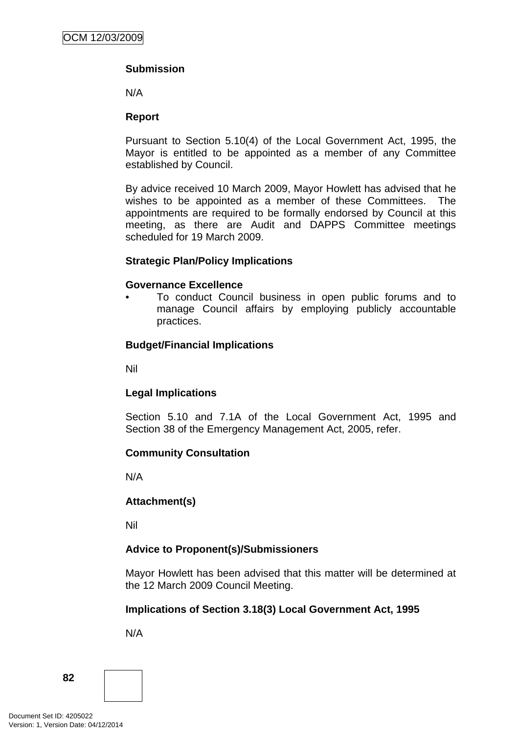**Submission**

N/A

**Report**

Pursuant to Section 5.10(4) of the Local Government Act, 1995, the Mayor is entitled to be appointed as a member of any Committee established by Council.

By advice received 10 March 2009, Mayor Howlett has advised that he wishes to be appointed as a member of these Committees. The appointments are required to be formally endorsed by Council at this meeting, as there are Audit and DAPPS Committee meetings scheduled for 19 March 2009.

**Strategic Plan/Policy Implications**

**Governance Excellence**

- To conduct Council business in open public forums and to manage Council affairs by employing publicly accountable practices.

**Budget/Financial Implications**

Nil

**Legal Implications**

Section 5.10 and 7.1A of the Local Government Act, 1995 and Section 38 of the Emergency Management Act, 2005, refer.

**Community Consultation**

N/A

**Attachment(s)**

Nil

**Advice to Proponent(s)/Submissioners**

Mayor Howlett has been advised that this matter will be determined at the 12 March 2009 Council Meeting.

**Implications of Section 3.18(3) Local Government Act, 1995**

N/A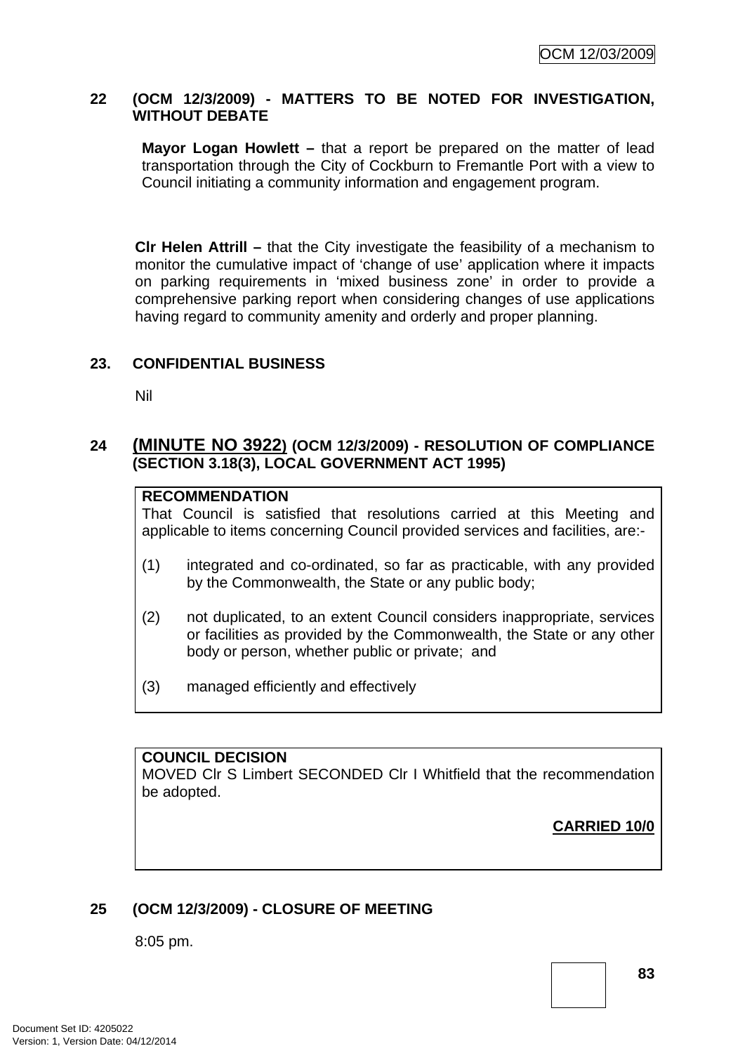## 22 (OCM 12/3/2009) - MATTERS TO BE NOTED FOR INVESTIGATION, WITHOUT DEBATE

**Mayor Logan Howlett –** that a report be prepared on the matter of lead transportation through the City of Cockburn to Fremantle Port with a view to Council initiating a community information and engagement program.

**Clr Helen Attrill –** that the City investigate the feasibility of a mechanism to monitor the cumulative impact of 'change of use' application where it impacts on parking requirements in 'mixed business zone' in order to provide a comprehensive parking report when considering changes of use applications having regard to community amenity and orderly and proper planning.

## 23. CONFIDENTIAL BUSINESS

Nil

## 24 (MINUTE NO 3922) (OCM 12/3/2009) - RESOLUTION OF COMPLIANCE (SECTION 3.18(3), LOCAL GOVERNMENT ACT 1995)

**RECOMMENDATION**
That Council is satisfied that resolutions carried at this Meeting and applicable to items concerning Council provided services and facilities, are:-

(1) integrated and co-ordinated, so far as practicable, with any provided by the Commonwealth, the State or any public body;

(2) not duplicated, to an extent Council considers inappropriate, services or facilities as provided by the Commonwealth, the State or any other body or person, whether public or private; and

(3) managed efficiently and effectively

**COUNCIL DECISION**
MOVED Clr S Limbert SECONDED Clr I Whitfield that the recommendation be adopted.

**CARRIED 10/0**

## 25 (OCM 12/3/2009) - CLOSURE OF MEETING

8:05 pm.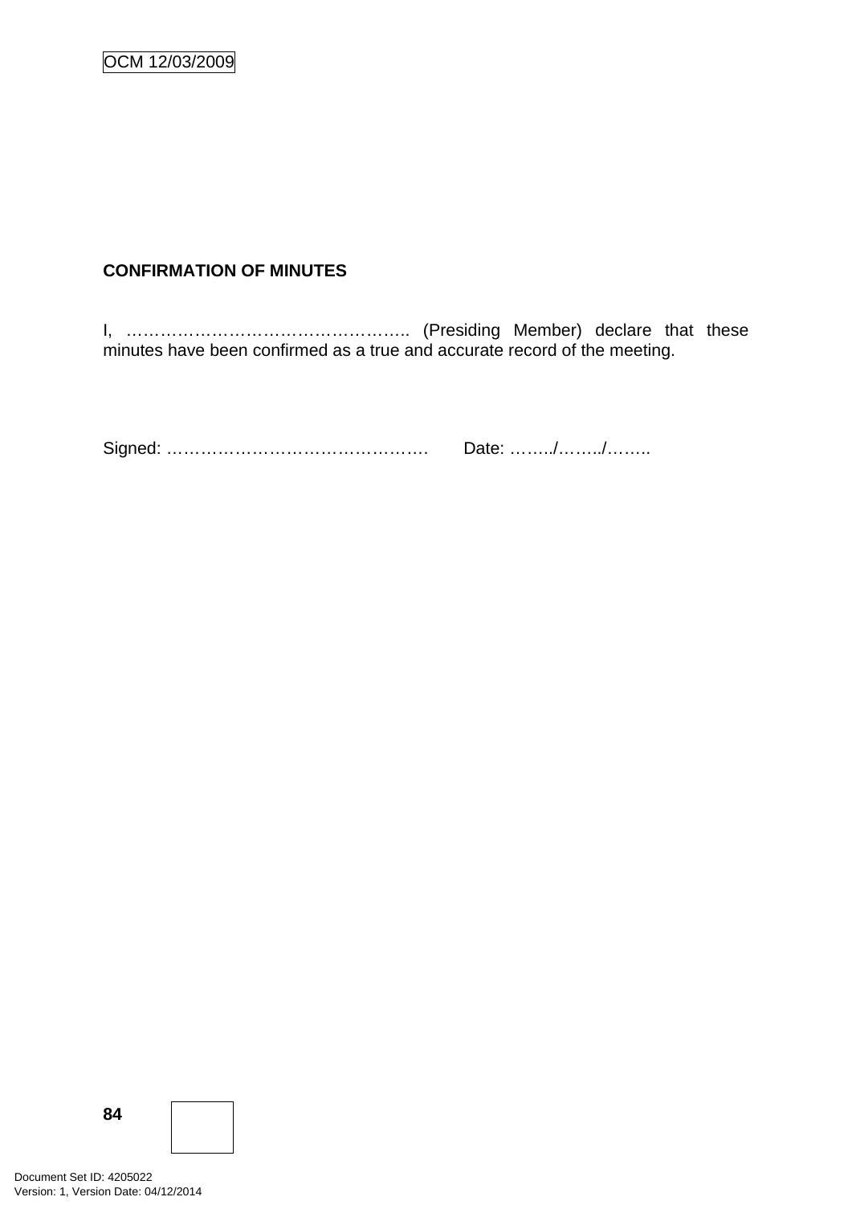## CONFIRMATION OF MINUTES

I, ………………………………………….. (Presiding Member) declare that these minutes have been confirmed as a true and accurate record of the meeting.

Signed: ……………………………………….  Date: ……../……../……..